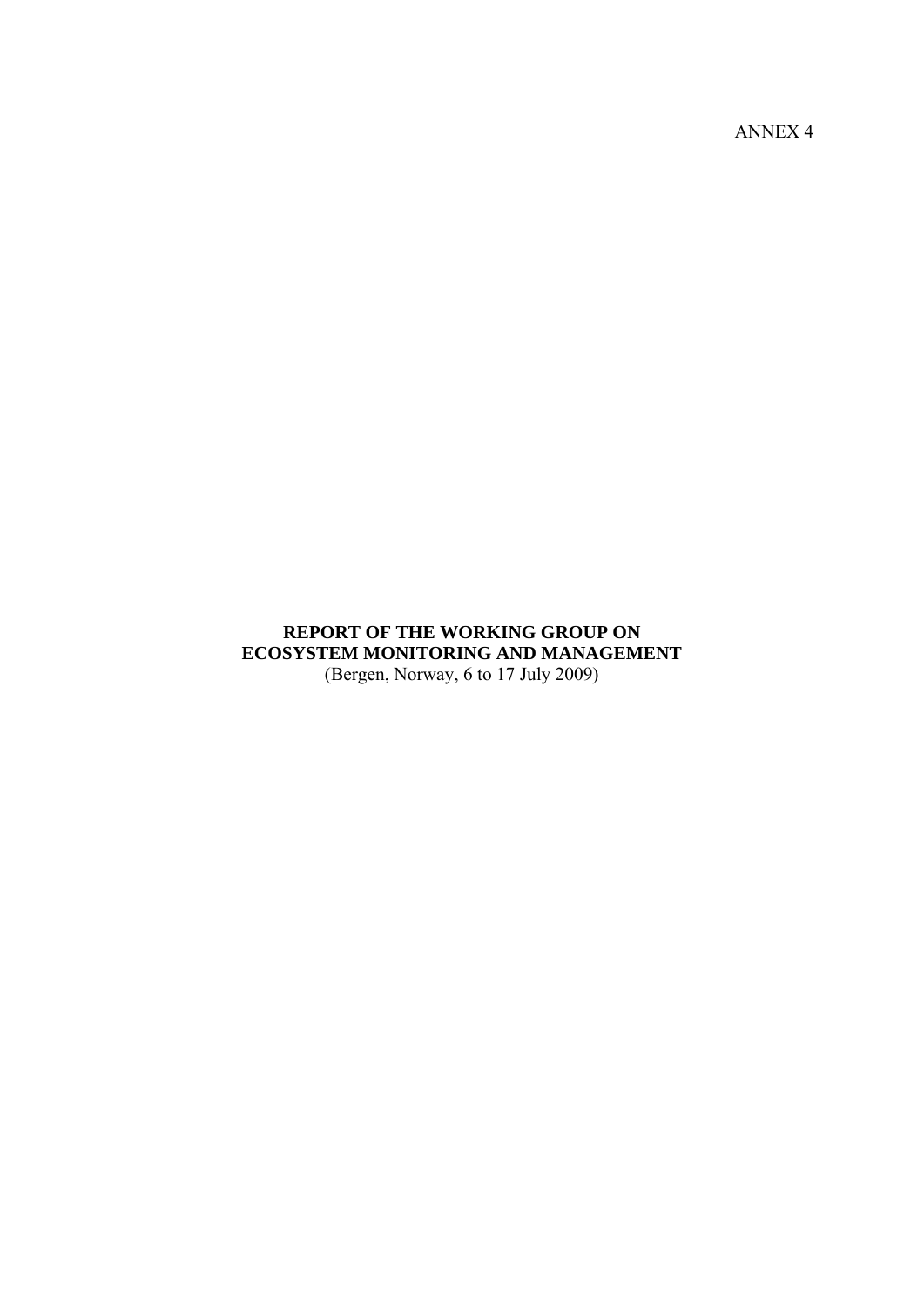ANNEX 4

**REPORT OF THE WORKING GROUP ON ECOSYSTEM MONITORING AND MANAGEMENT**
(Bergen, Norway, 6 to 17 July 2009)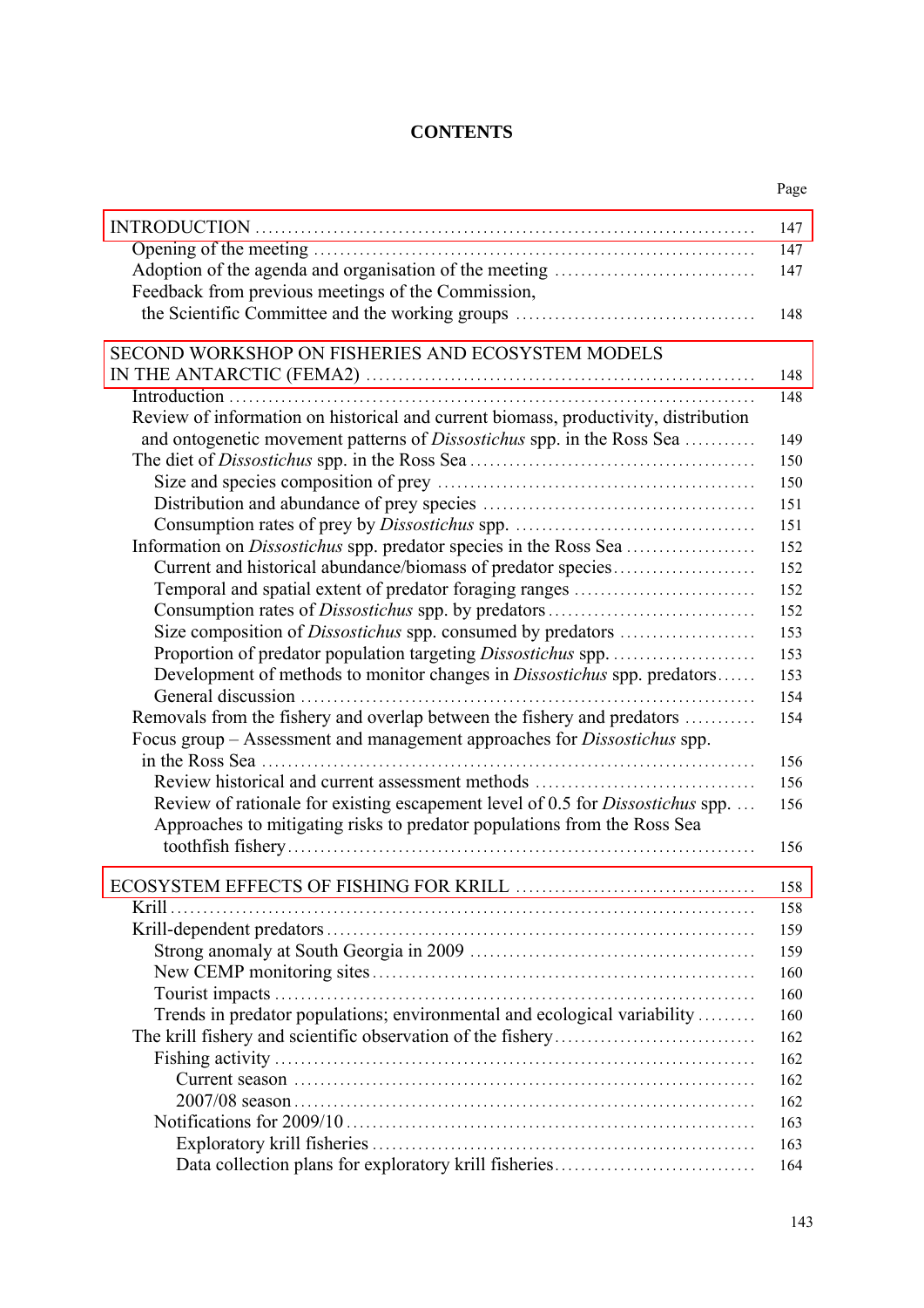# CONTENTS

| | Page |
|---|---|
| INTRODUCTION | 147 |
| Opening of the meeting | 147 |
| Adoption of the agenda and organisation of the meeting | 147 |
| Feedback from previous meetings of the Commission, the Scientific Committee and the working groups | 148 |
| SECOND WORKSHOP ON FISHERIES AND ECOSYSTEM MODELS IN THE ANTARCTIC (FEMA2) | 148 |
| Introduction | 148 |
| Review of information on historical and current biomass, productivity, distribution and ontogenetic movement patterns of *Dissostichus* spp. in the Ross Sea | 149 |
| The diet of *Dissostichus* spp. in the Ross Sea | 150 |
| Size and species composition of prey | 150 |
| Distribution and abundance of prey species | 151 |
| Consumption rates of prey by *Dissostichus* spp. | 151 |
| Information on *Dissostichus* spp. predator species in the Ross Sea | 152 |
| Current and historical abundance/biomass of predator species | 152 |
| Temporal and spatial extent of predator foraging ranges | 152 |
| Consumption rates of *Dissostichus* spp. by predators | 152 |
| Size composition of *Dissostichus* spp. consumed by predators | 153 |
| Proportion of predator population targeting *Dissostichus* spp. | 153 |
| Development of methods to monitor changes in *Dissostichus* spp. predators | 153 |
| General discussion | 154 |
| Removals from the fishery and overlap between the fishery and predators | 154 |
| Focus group – Assessment and management approaches for *Dissostichus* spp. in the Ross Sea | 156 |
| Review historical and current assessment methods | 156 |
| Review of rationale for existing escapement level of 0.5 for *Dissostichus* spp. | 156 |
| Approaches to mitigating risks to predator populations from the Ross Sea toothfish fishery | 156 |
| ECOSYSTEM EFFECTS OF FISHING FOR KRILL | 158 |
| Krill | 158 |
| Krill-dependent predators | 159 |
| Strong anomaly at South Georgia in 2009 | 159 |
| New CEMP monitoring sites | 160 |
| Tourist impacts | 160 |
| Trends in predator populations; environmental and ecological variability | 160 |
| The krill fishery and scientific observation of the fishery | 162 |
| Fishing activity | 162 |
| Current season | 162 |
| 2007/08 season | 162 |
| Notifications for 2009/10 | 163 |
| Exploratory krill fisheries | 163 |
| Data collection plans for exploratory krill fisheries | 164 |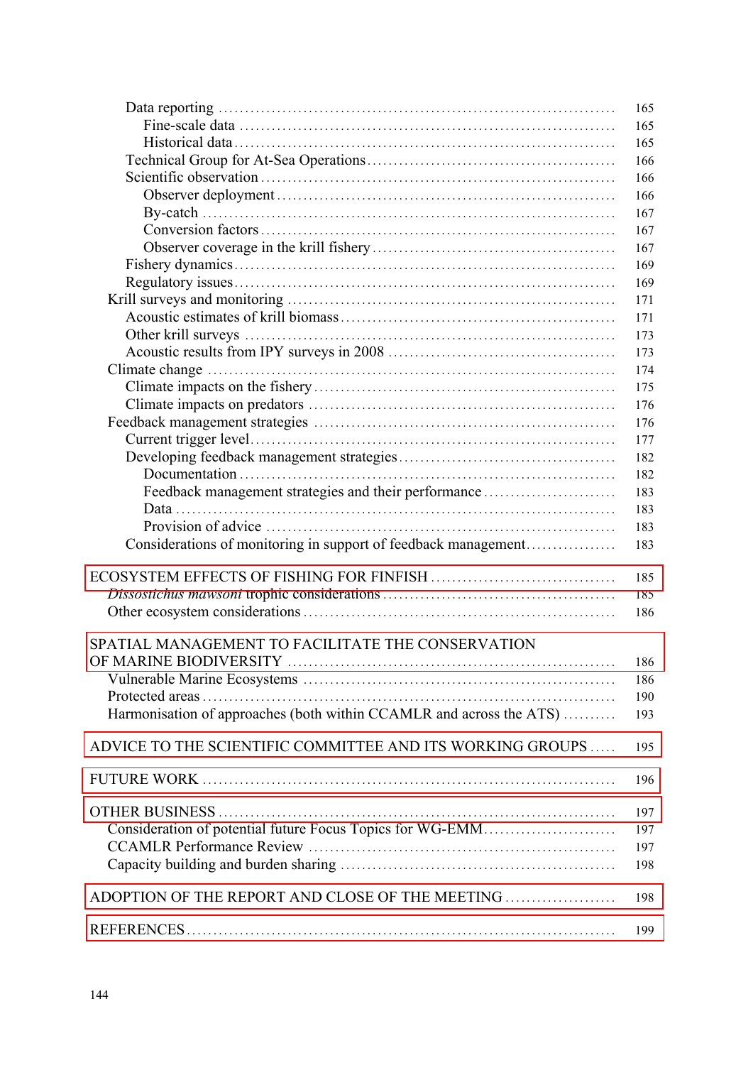Data reporting ........ 165
  Fine-scale data ........ 165
  Historical data ........ 165
Technical Group for At-Sea Operations ........ 166
Scientific observation ........ 166
  Observer deployment ........ 166
  By-catch ........ 167
  Conversion factors ........ 167
  Observer coverage in the krill fishery ........ 167
Fishery dynamics ........ 169
Regulatory issues ........ 169
Krill surveys and monitoring ........ 171
  Acoustic estimates of krill biomass ........ 171
  Other krill surveys ........ 173
  Acoustic results from IPY surveys in 2008 ........ 173
Climate change ........ 174
  Climate impacts on the fishery ........ 175
  Climate impacts on predators ........ 176
Feedback management strategies ........ 176
  Current trigger level ........ 177
  Developing feedback management strategies ........ 182
    Documentation ........ 182
    Feedback management strategies and their performance ........ 183
    Data ........ 183
    Provision of advice ........ 183
  Considerations of monitoring in support of feedback management ........ 183

ECOSYSTEM EFFECTS OF FISHING FOR FINFISH ........ 185
  *Dissostichus mawsoni* trophic considerations ........ 185
  Other ecosystem considerations ........ 186

SPATIAL MANAGEMENT TO FACILITATE THE CONSERVATION OF MARINE BIODIVERSITY ........ 186
  Vulnerable Marine Ecosystems ........ 186
  Protected areas ........ 190
  Harmonisation of approaches (both within CCAMLR and across the ATS) ........ 193

ADVICE TO THE SCIENTIFIC COMMITTEE AND ITS WORKING GROUPS ........ 195

FUTURE WORK ........ 196

OTHER BUSINESS ........ 197
  Consideration of potential future Focus Topics for WG-EMM ........ 197
  CCAMLR Performance Review ........ 197
  Capacity building and burden sharing ........ 198

ADOPTION OF THE REPORT AND CLOSE OF THE MEETING ........ 198

REFERENCES ........ 199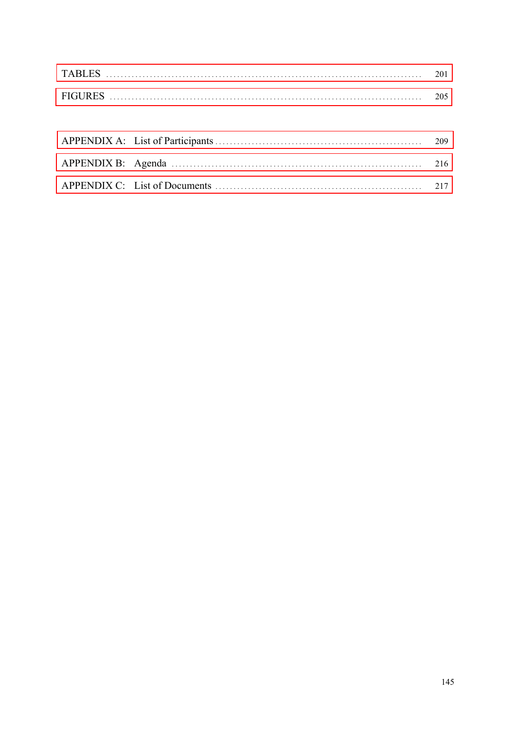TABLES ........................................................................................ 201

FIGURES ........................................................................................ 205

APPENDIX A: List of Participants ........................................................ 209

APPENDIX B: Agenda ........................................................................ 216

APPENDIX C: List of Documents ............................................................ 217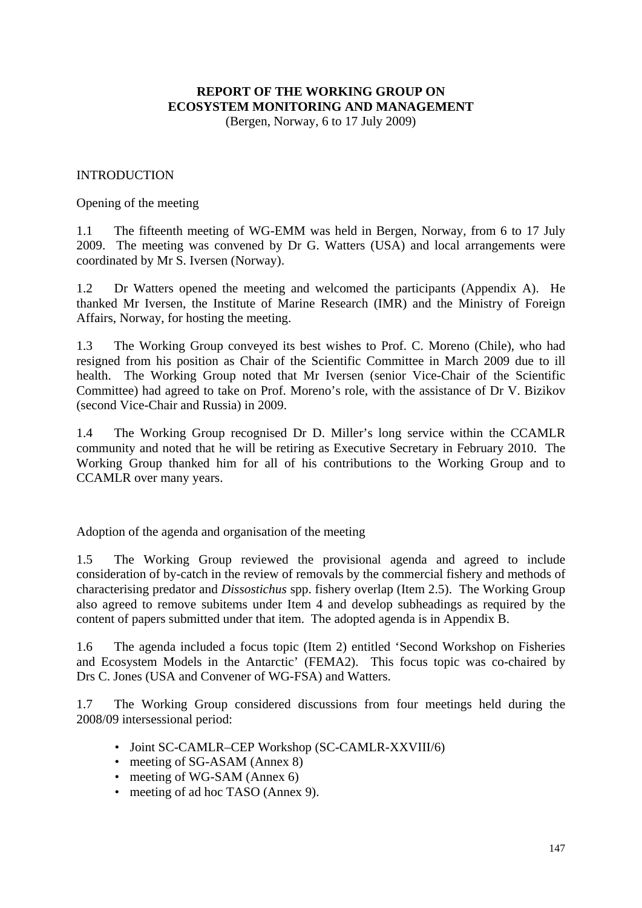# REPORT OF THE WORKING GROUP ON ECOSYSTEM MONITORING AND MANAGEMENT

(Bergen, Norway, 6 to 17 July 2009)

## INTRODUCTION

### Opening of the meeting

1.1 The fifteenth meeting of WG-EMM was held in Bergen, Norway, from 6 to 17 July 2009. The meeting was convened by Dr G. Watters (USA) and local arrangements were coordinated by Mr S. Iversen (Norway).

1.2 Dr Watters opened the meeting and welcomed the participants (Appendix A). He thanked Mr Iversen, the Institute of Marine Research (IMR) and the Ministry of Foreign Affairs, Norway, for hosting the meeting.

1.3 The Working Group conveyed its best wishes to Prof. C. Moreno (Chile), who had resigned from his position as Chair of the Scientific Committee in March 2009 due to ill health. The Working Group noted that Mr Iversen (senior Vice-Chair of the Scientific Committee) had agreed to take on Prof. Moreno's role, with the assistance of Dr V. Bizikov (second Vice-Chair and Russia) in 2009.

1.4 The Working Group recognised Dr D. Miller's long service within the CCAMLR community and noted that he will be retiring as Executive Secretary in February 2010. The Working Group thanked him for all of his contributions to the Working Group and to CCAMLR over many years.

### Adoption of the agenda and organisation of the meeting

1.5 The Working Group reviewed the provisional agenda and agreed to include consideration of by-catch in the review of removals by the commercial fishery and methods of characterising predator and *Dissostichus* spp. fishery overlap (Item 2.5). The Working Group also agreed to remove subitems under Item 4 and develop subheadings as required by the content of papers submitted under that item. The adopted agenda is in Appendix B.

1.6 The agenda included a focus topic (Item 2) entitled 'Second Workshop on Fisheries and Ecosystem Models in the Antarctic' (FEMA2). This focus topic was co-chaired by Drs C. Jones (USA and Convener of WG-FSA) and Watters.

1.7 The Working Group considered discussions from four meetings held during the 2008/09 intersessional period:

- Joint SC-CAMLR–CEP Workshop (SC-CAMLR-XXVIII/6)
- meeting of SG-ASAM (Annex 8)
- meeting of WG-SAM (Annex 6)
- meeting of ad hoc TASO (Annex 9).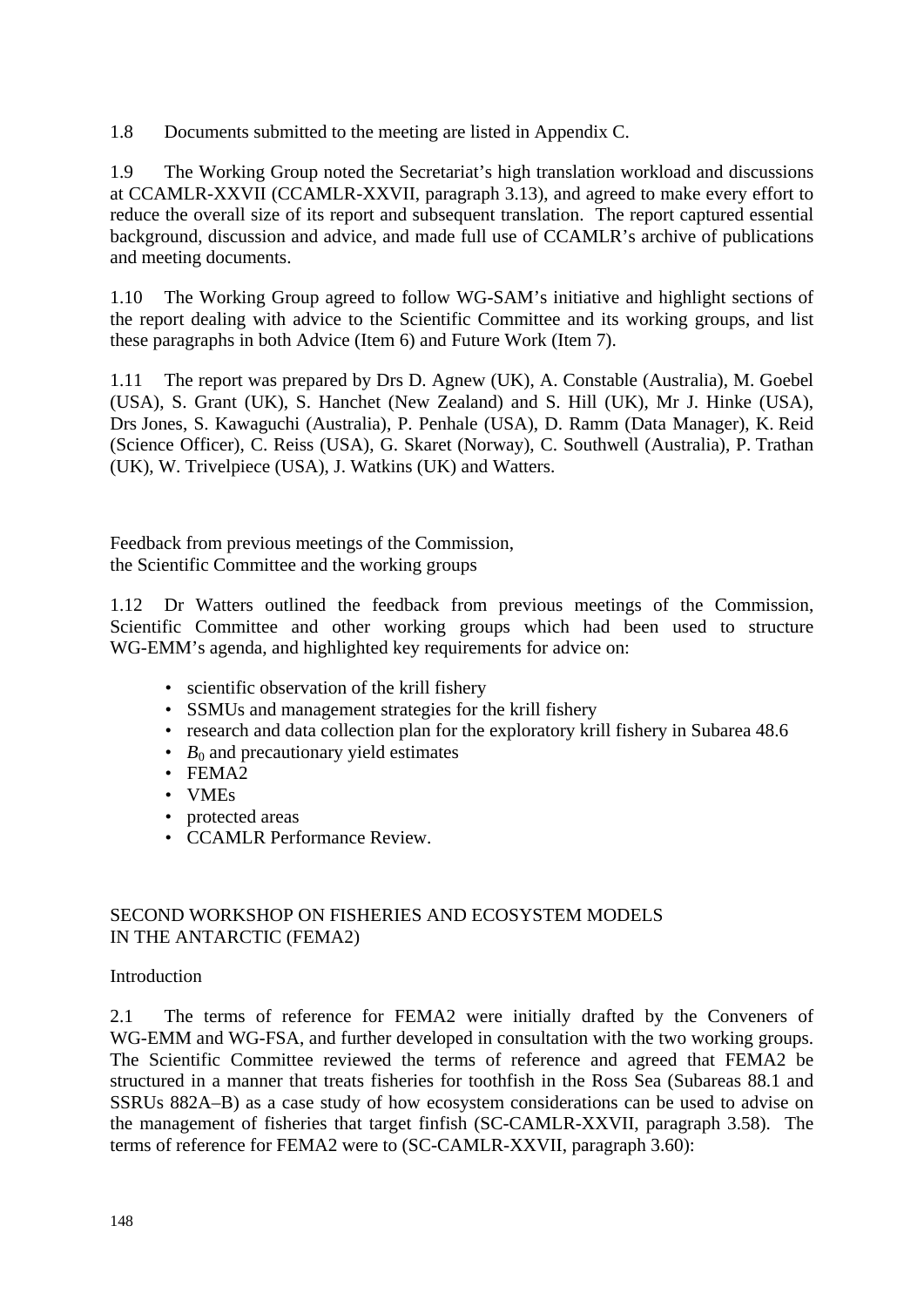1.8 Documents submitted to the meeting are listed in Appendix C.

1.9 The Working Group noted the Secretariat's high translation workload and discussions at CCAMLR-XXVII (CCAMLR-XXVII, paragraph 3.13), and agreed to make every effort to reduce the overall size of its report and subsequent translation. The report captured essential background, discussion and advice, and made full use of CCAMLR's archive of publications and meeting documents.

1.10 The Working Group agreed to follow WG-SAM's initiative and highlight sections of the report dealing with advice to the Scientific Committee and its working groups, and list these paragraphs in both Advice (Item 6) and Future Work (Item 7).

1.11 The report was prepared by Drs D. Agnew (UK), A. Constable (Australia), M. Goebel (USA), S. Grant (UK), S. Hanchet (New Zealand) and S. Hill (UK), Mr J. Hinke (USA), Drs Jones, S. Kawaguchi (Australia), P. Penhale (USA), D. Ramm (Data Manager), K. Reid (Science Officer), C. Reiss (USA), G. Skaret (Norway), C. Southwell (Australia), P. Trathan (UK), W. Trivelpiece (USA), J. Watkins (UK) and Watters.

## Feedback from previous meetings of the Commission, the Scientific Committee and the working groups

1.12 Dr Watters outlined the feedback from previous meetings of the Commission, Scientific Committee and other working groups which had been used to structure WG-EMM's agenda, and highlighted key requirements for advice on:

- scientific observation of the krill fishery
- SSMUs and management strategies for the krill fishery
- research and data collection plan for the exploratory krill fishery in Subarea 48.6
- $B_0$ and precautionary yield estimates
- FEMA2
- VMEs
- protected areas
- CCAMLR Performance Review.

# SECOND WORKSHOP ON FISHERIES AND ECOSYSTEM MODELS IN THE ANTARCTIC (FEMA2)

## Introduction

2.1 The terms of reference for FEMA2 were initially drafted by the Conveners of WG-EMM and WG-FSA, and further developed in consultation with the two working groups. The Scientific Committee reviewed the terms of reference and agreed that FEMA2 be structured in a manner that treats fisheries for toothfish in the Ross Sea (Subareas 88.1 and SSRUs 882A–B) as a case study of how ecosystem considerations can be used to advise on the management of fisheries that target finfish (SC-CAMLR-XXVII, paragraph 3.58). The terms of reference for FEMA2 were to (SC-CAMLR-XXVII, paragraph 3.60):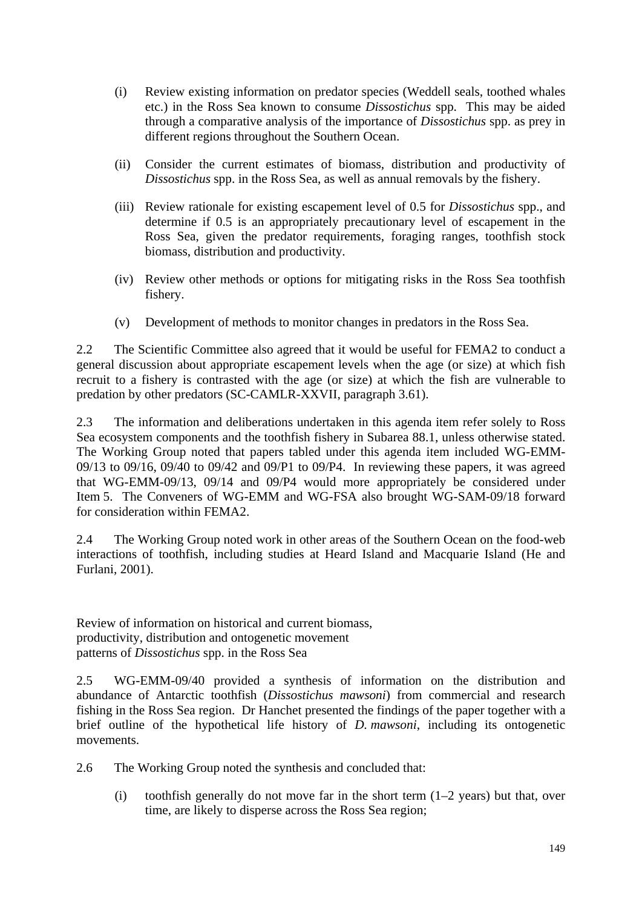(i) Review existing information on predator species (Weddell seals, toothed whales etc.) in the Ross Sea known to consume *Dissostichus* spp. This may be aided through a comparative analysis of the importance of *Dissostichus* spp. as prey in different regions throughout the Southern Ocean.

(ii) Consider the current estimates of biomass, distribution and productivity of *Dissostichus* spp. in the Ross Sea, as well as annual removals by the fishery.

(iii) Review rationale for existing escapement level of 0.5 for *Dissostichus* spp., and determine if 0.5 is an appropriately precautionary level of escapement in the Ross Sea, given the predator requirements, foraging ranges, toothfish stock biomass, distribution and productivity.

(iv) Review other methods or options for mitigating risks in the Ross Sea toothfish fishery.

(v) Development of methods to monitor changes in predators in the Ross Sea.

2.2 The Scientific Committee also agreed that it would be useful for FEMA2 to conduct a general discussion about appropriate escapement levels when the age (or size) at which fish recruit to a fishery is contrasted with the age (or size) at which the fish are vulnerable to predation by other predators (SC-CAMLR-XXVII, paragraph 3.61).

2.3 The information and deliberations undertaken in this agenda item refer solely to Ross Sea ecosystem components and the toothfish fishery in Subarea 88.1, unless otherwise stated. The Working Group noted that papers tabled under this agenda item included WG-EMM-09/13 to 09/16, 09/40 to 09/42 and 09/P1 to 09/P4. In reviewing these papers, it was agreed that WG-EMM-09/13, 09/14 and 09/P4 would more appropriately be considered under Item 5. The Conveners of WG-EMM and WG-FSA also brought WG-SAM-09/18 forward for consideration within FEMA2.

2.4 The Working Group noted work in other areas of the Southern Ocean on the food-web interactions of toothfish, including studies at Heard Island and Macquarie Island (He and Furlani, 2001).

## Review of information on historical and current biomass, productivity, distribution and ontogenetic movement patterns of *Dissostichus* spp. in the Ross Sea

2.5 WG-EMM-09/40 provided a synthesis of information on the distribution and abundance of Antarctic toothfish (*Dissostichus mawsoni*) from commercial and research fishing in the Ross Sea region. Dr Hanchet presented the findings of the paper together with a brief outline of the hypothetical life history of *D. mawsoni*, including its ontogenetic movements.

2.6 The Working Group noted the synthesis and concluded that:

(i) toothfish generally do not move far in the short term (1–2 years) but that, over time, are likely to disperse across the Ross Sea region;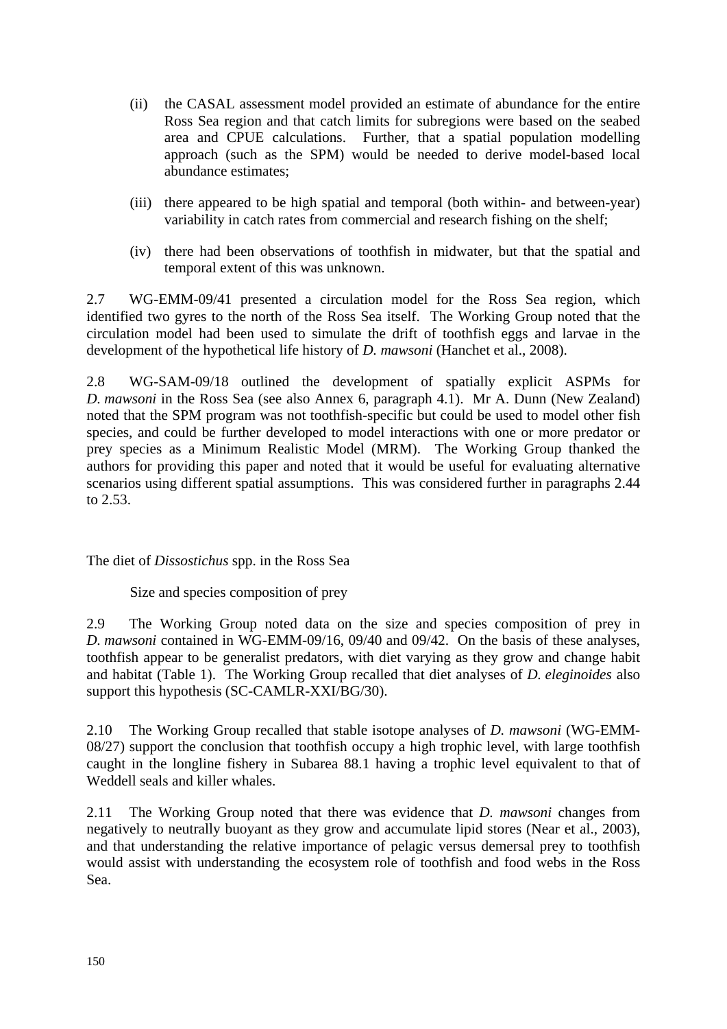(ii) the CASAL assessment model provided an estimate of abundance for the entire Ross Sea region and that catch limits for subregions were based on the seabed area and CPUE calculations. Further, that a spatial population modelling approach (such as the SPM) would be needed to derive model-based local abundance estimates;

(iii) there appeared to be high spatial and temporal (both within- and between-year) variability in catch rates from commercial and research fishing on the shelf;

(iv) there had been observations of toothfish in midwater, but that the spatial and temporal extent of this was unknown.

2.7 WG-EMM-09/41 presented a circulation model for the Ross Sea region, which identified two gyres to the north of the Ross Sea itself. The Working Group noted that the circulation model had been used to simulate the drift of toothfish eggs and larvae in the development of the hypothetical life history of *D. mawsoni* (Hanchet et al., 2008).

2.8 WG-SAM-09/18 outlined the development of spatially explicit ASPMs for *D. mawsoni* in the Ross Sea (see also Annex 6, paragraph 4.1). Mr A. Dunn (New Zealand) noted that the SPM program was not toothfish-specific but could be used to model other fish species, and could be further developed to model interactions with one or more predator or prey species as a Minimum Realistic Model (MRM). The Working Group thanked the authors for providing this paper and noted that it would be useful for evaluating alternative scenarios using different spatial assumptions. This was considered further in paragraphs 2.44 to 2.53.

## The diet of *Dissostichus* spp. in the Ross Sea

### Size and species composition of prey

2.9 The Working Group noted data on the size and species composition of prey in *D. mawsoni* contained in WG-EMM-09/16, 09/40 and 09/42. On the basis of these analyses, toothfish appear to be generalist predators, with diet varying as they grow and change habit and habitat (Table 1). The Working Group recalled that diet analyses of *D. eleginoides* also support this hypothesis (SC-CAMLR-XXI/BG/30).

2.10 The Working Group recalled that stable isotope analyses of *D. mawsoni* (WG-EMM-08/27) support the conclusion that toothfish occupy a high trophic level, with large toothfish caught in the longline fishery in Subarea 88.1 having a trophic level equivalent to that of Weddell seals and killer whales.

2.11 The Working Group noted that there was evidence that *D. mawsoni* changes from negatively to neutrally buoyant as they grow and accumulate lipid stores (Near et al., 2003), and that understanding the relative importance of pelagic versus demersal prey to toothfish would assist with understanding the ecosystem role of toothfish and food webs in the Ross Sea.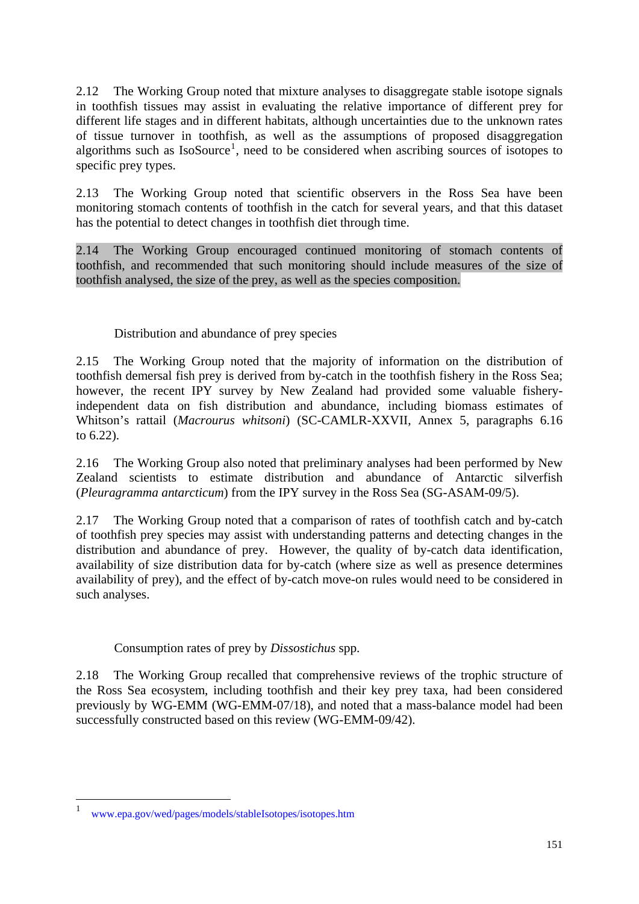2.12 The Working Group noted that mixture analyses to disaggregate stable isotope signals in toothfish tissues may assist in evaluating the relative importance of different prey for different life stages and in different habitats, although uncertainties due to the unknown rates of tissue turnover in toothfish, as well as the assumptions of proposed disaggregation algorithms such as IsoSource[1], need to be considered when ascribing sources of isotopes to specific prey types.

2.13 The Working Group noted that scientific observers in the Ross Sea have been monitoring stomach contents of toothfish in the catch for several years, and that this dataset has the potential to detect changes in toothfish diet through time.

2.14 The Working Group encouraged continued monitoring of stomach contents of toothfish, and recommended that such monitoring should include measures of the size of toothfish analysed, the size of the prey, as well as the species composition.

### Distribution and abundance of prey species

2.15 The Working Group noted that the majority of information on the distribution of toothfish demersal fish prey is derived from by-catch in the toothfish fishery in the Ross Sea; however, the recent IPY survey by New Zealand had provided some valuable fishery-independent data on fish distribution and abundance, including biomass estimates of Whitson's rattail (*Macrourus whitsoni*) (SC-CAMLR-XXVII, Annex 5, paragraphs 6.16 to 6.22).

2.16 The Working Group also noted that preliminary analyses had been performed by New Zealand scientists to estimate distribution and abundance of Antarctic silverfish (*Pleuragramma antarcticum*) from the IPY survey in the Ross Sea (SG-ASAM-09/5).

2.17 The Working Group noted that a comparison of rates of toothfish catch and by-catch of toothfish prey species may assist with understanding patterns and detecting changes in the distribution and abundance of prey. However, the quality of by-catch data identification, availability of size distribution data for by-catch (where size as well as presence determines availability of prey), and the effect of by-catch move-on rules would need to be considered in such analyses.

### Consumption rates of prey by *Dissostichus* spp.

2.18 The Working Group recalled that comprehensive reviews of the trophic structure of the Ross Sea ecosystem, including toothfish and their key prey taxa, had been considered previously by WG-EMM (WG-EMM-07/18), and noted that a mass-balance model had been successfully constructed based on this review (WG-EMM-09/42).

---

[1] www.epa.gov/wed/pages/models/stableIsotopes/isotopes.htm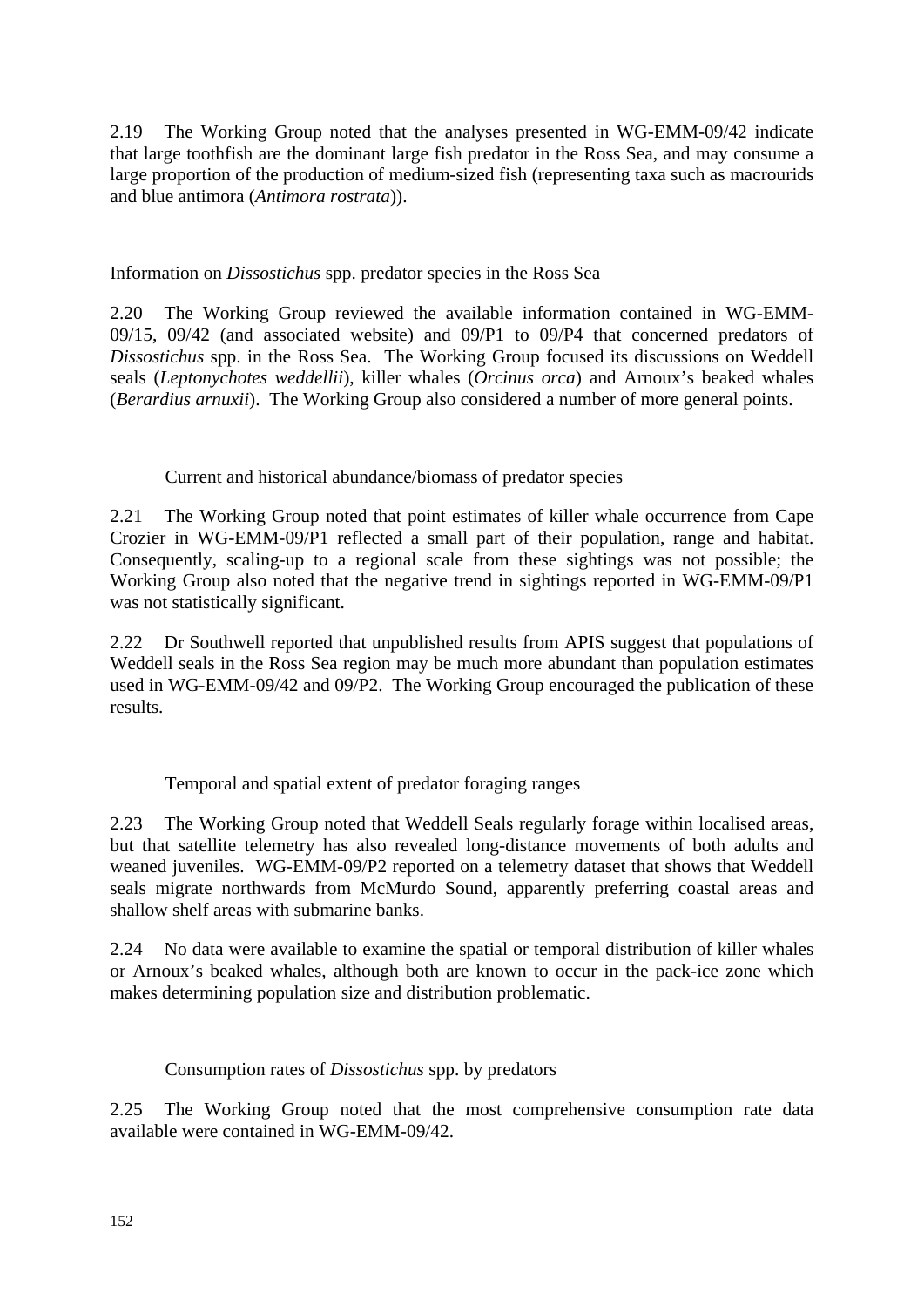2.19 The Working Group noted that the analyses presented in WG-EMM-09/42 indicate that large toothfish are the dominant large fish predator in the Ross Sea, and may consume a large proportion of the production of medium-sized fish (representing taxa such as macrourids and blue antimora (*Antimora rostrata*)).

### Information on *Dissostichus* spp. predator species in the Ross Sea

2.20 The Working Group reviewed the available information contained in WG-EMM-09/15, 09/42 (and associated website) and 09/P1 to 09/P4 that concerned predators of *Dissostichus* spp. in the Ross Sea. The Working Group focused its discussions on Weddell seals (*Leptonychotes weddellii*), killer whales (*Orcinus orca*) and Arnoux's beaked whales (*Berardius arnuxii*). The Working Group also considered a number of more general points.

#### Current and historical abundance/biomass of predator species

2.21 The Working Group noted that point estimates of killer whale occurrence from Cape Crozier in WG-EMM-09/P1 reflected a small part of their population, range and habitat. Consequently, scaling-up to a regional scale from these sightings was not possible; the Working Group also noted that the negative trend in sightings reported in WG-EMM-09/P1 was not statistically significant.

2.22 Dr Southwell reported that unpublished results from APIS suggest that populations of Weddell seals in the Ross Sea region may be much more abundant than population estimates used in WG-EMM-09/42 and 09/P2. The Working Group encouraged the publication of these results.

#### Temporal and spatial extent of predator foraging ranges

2.23 The Working Group noted that Weddell Seals regularly forage within localised areas, but that satellite telemetry has also revealed long-distance movements of both adults and weaned juveniles. WG-EMM-09/P2 reported on a telemetry dataset that shows that Weddell seals migrate northwards from McMurdo Sound, apparently preferring coastal areas and shallow shelf areas with submarine banks.

2.24 No data were available to examine the spatial or temporal distribution of killer whales or Arnoux's beaked whales, although both are known to occur in the pack-ice zone which makes determining population size and distribution problematic.

#### Consumption rates of *Dissostichus* spp. by predators

2.25 The Working Group noted that the most comprehensive consumption rate data available were contained in WG-EMM-09/42.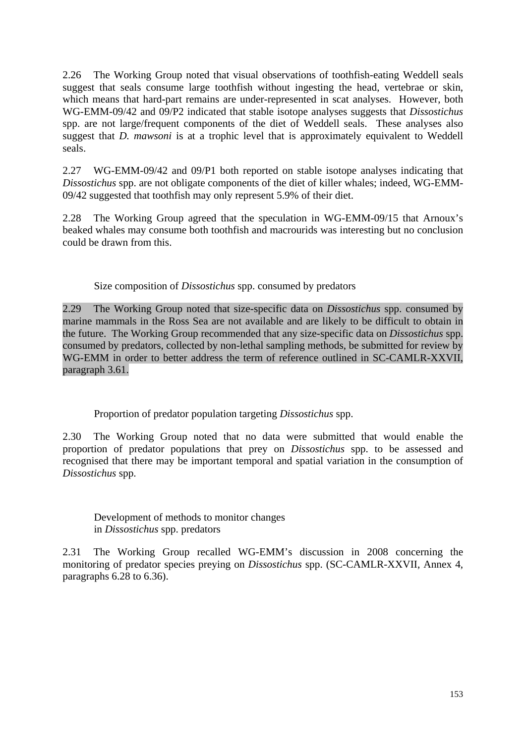2.26 The Working Group noted that visual observations of toothfish-eating Weddell seals suggest that seals consume large toothfish without ingesting the head, vertebrae or skin, which means that hard-part remains are under-represented in scat analyses. However, both WG-EMM-09/42 and 09/P2 indicated that stable isotope analyses suggests that *Dissostichus* spp. are not large/frequent components of the diet of Weddell seals. These analyses also suggest that *D. mawsoni* is at a trophic level that is approximately equivalent to Weddell seals.

2.27 WG-EMM-09/42 and 09/P1 both reported on stable isotope analyses indicating that *Dissostichus* spp. are not obligate components of the diet of killer whales; indeed, WG-EMM-09/42 suggested that toothfish may only represent 5.9% of their diet.

2.28 The Working Group agreed that the speculation in WG-EMM-09/15 that Arnoux's beaked whales may consume both toothfish and macrourids was interesting but no conclusion could be drawn from this.

### Size composition of *Dissostichus* spp. consumed by predators

2.29 The Working Group noted that size-specific data on *Dissostichus* spp. consumed by marine mammals in the Ross Sea are not available and are likely to be difficult to obtain in the future. The Working Group recommended that any size-specific data on *Dissostichus* spp. consumed by predators, collected by non-lethal sampling methods, be submitted for review by WG-EMM in order to better address the term of reference outlined in SC-CAMLR-XXVII, paragraph 3.61.

### Proportion of predator population targeting *Dissostichus* spp.

2.30 The Working Group noted that no data were submitted that would enable the proportion of predator populations that prey on *Dissostichus* spp. to be assessed and recognised that there may be important temporal and spatial variation in the consumption of *Dissostichus* spp.

### Development of methods to monitor changes in *Dissostichus* spp. predators

2.31 The Working Group recalled WG-EMM's discussion in 2008 concerning the monitoring of predator species preying on *Dissostichus* spp. (SC-CAMLR-XXVII, Annex 4, paragraphs 6.28 to 6.36).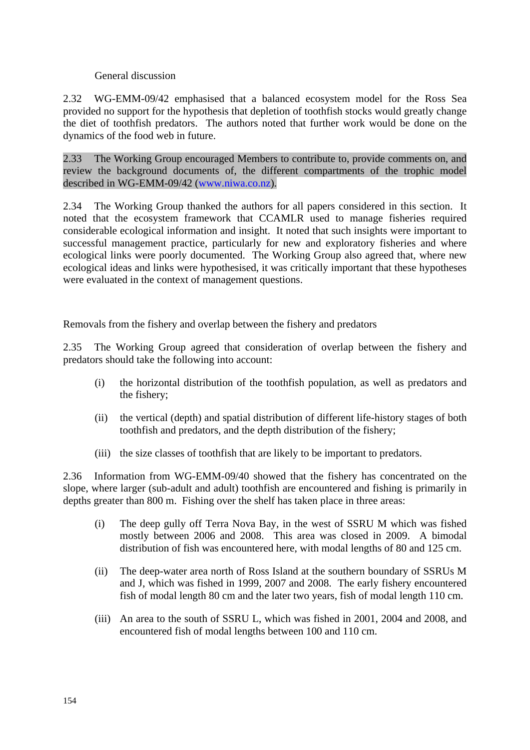### General discussion

2.32 WG-EMM-09/42 emphasised that a balanced ecosystem model for the Ross Sea provided no support for the hypothesis that depletion of toothfish stocks would greatly change the diet of toothfish predators. The authors noted that further work would be done on the dynamics of the food web in future.

2.33 The Working Group encouraged Members to contribute to, provide comments on, and review the background documents of, the different compartments of the trophic model described in WG-EMM-09/42 (www.niwa.co.nz).

2.34 The Working Group thanked the authors for all papers considered in this section. It noted that the ecosystem framework that CCAMLR used to manage fisheries required considerable ecological information and insight. It noted that such insights were important to successful management practice, particularly for new and exploratory fisheries and where ecological links were poorly documented. The Working Group also agreed that, where new ecological ideas and links were hypothesised, it was critically important that these hypotheses were evaluated in the context of management questions.

### Removals from the fishery and overlap between the fishery and predators

2.35 The Working Group agreed that consideration of overlap between the fishery and predators should take the following into account:

(i) the horizontal distribution of the toothfish population, as well as predators and the fishery;

(ii) the vertical (depth) and spatial distribution of different life-history stages of both toothfish and predators, and the depth distribution of the fishery;

(iii) the size classes of toothfish that are likely to be important to predators.

2.36 Information from WG-EMM-09/40 showed that the fishery has concentrated on the slope, where larger (sub-adult and adult) toothfish are encountered and fishing is primarily in depths greater than 800 m. Fishing over the shelf has taken place in three areas:

(i) The deep gully off Terra Nova Bay, in the west of SSRU M which was fished mostly between 2006 and 2008. This area was closed in 2009. A bimodal distribution of fish was encountered here, with modal lengths of 80 and 125 cm.

(ii) The deep-water area north of Ross Island at the southern boundary of SSRUs M and J, which was fished in 1999, 2007 and 2008. The early fishery encountered fish of modal length 80 cm and the later two years, fish of modal length 110 cm.

(iii) An area to the south of SSRU L, which was fished in 2001, 2004 and 2008, and encountered fish of modal lengths between 100 and 110 cm.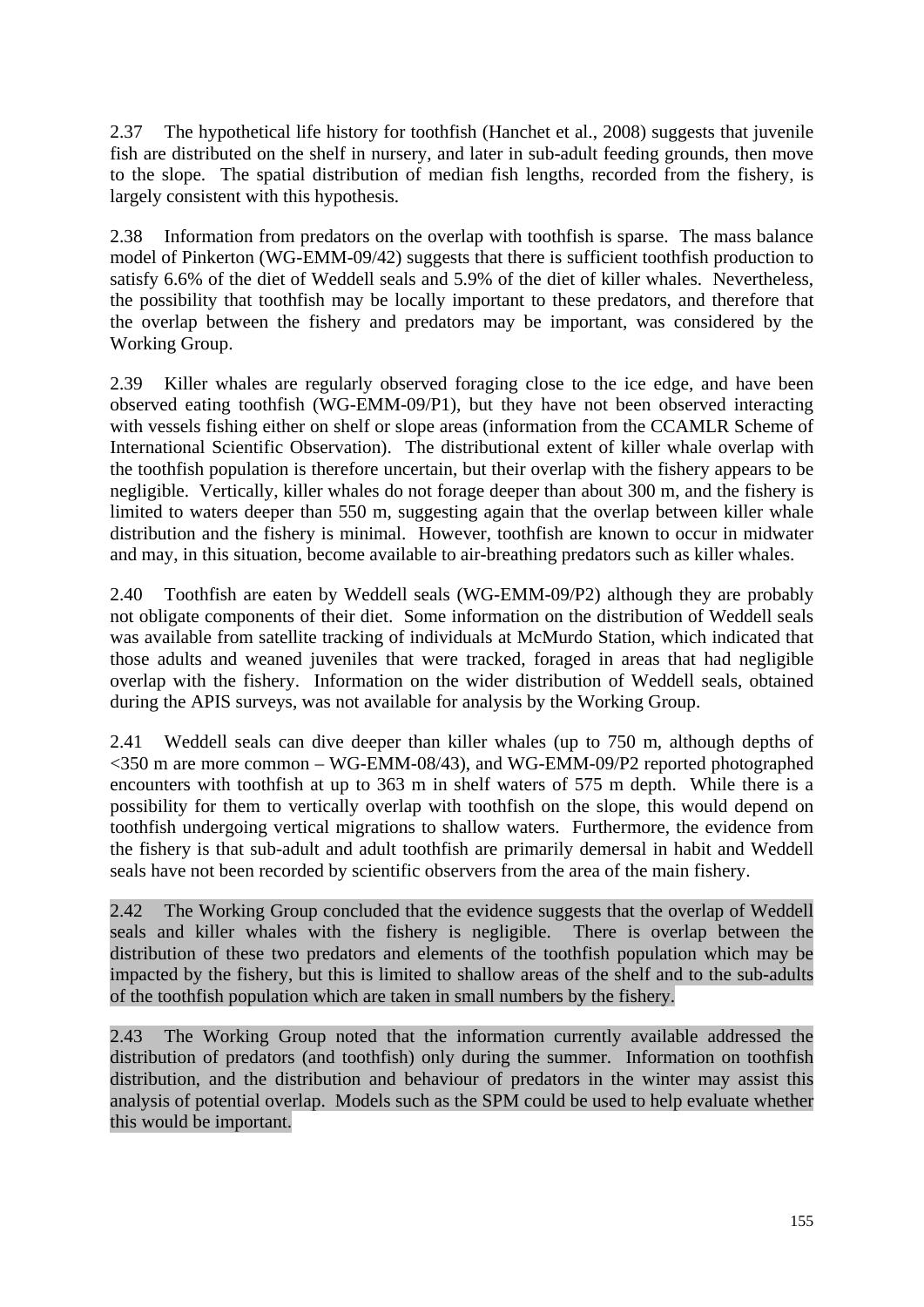2.37 The hypothetical life history for toothfish (Hanchet et al., 2008) suggests that juvenile fish are distributed on the shelf in nursery, and later in sub-adult feeding grounds, then move to the slope. The spatial distribution of median fish lengths, recorded from the fishery, is largely consistent with this hypothesis.

2.38 Information from predators on the overlap with toothfish is sparse. The mass balance model of Pinkerton (WG-EMM-09/42) suggests that there is sufficient toothfish production to satisfy 6.6% of the diet of Weddell seals and 5.9% of the diet of killer whales. Nevertheless, the possibility that toothfish may be locally important to these predators, and therefore that the overlap between the fishery and predators may be important, was considered by the Working Group.

2.39 Killer whales are regularly observed foraging close to the ice edge, and have been observed eating toothfish (WG-EMM-09/P1), but they have not been observed interacting with vessels fishing either on shelf or slope areas (information from the CCAMLR Scheme of International Scientific Observation). The distributional extent of killer whale overlap with the toothfish population is therefore uncertain, but their overlap with the fishery appears to be negligible. Vertically, killer whales do not forage deeper than about 300 m, and the fishery is limited to waters deeper than 550 m, suggesting again that the overlap between killer whale distribution and the fishery is minimal. However, toothfish are known to occur in midwater and may, in this situation, become available to air-breathing predators such as killer whales.

2.40 Toothfish are eaten by Weddell seals (WG-EMM-09/P2) although they are probably not obligate components of their diet. Some information on the distribution of Weddell seals was available from satellite tracking of individuals at McMurdo Station, which indicated that those adults and weaned juveniles that were tracked, foraged in areas that had negligible overlap with the fishery. Information on the wider distribution of Weddell seals, obtained during the APIS surveys, was not available for analysis by the Working Group.

2.41 Weddell seals can dive deeper than killer whales (up to 750 m, although depths of <350 m are more common – WG-EMM-08/43), and WG-EMM-09/P2 reported photographed encounters with toothfish at up to 363 m in shelf waters of 575 m depth. While there is a possibility for them to vertically overlap with toothfish on the slope, this would depend on toothfish undergoing vertical migrations to shallow waters. Furthermore, the evidence from the fishery is that sub-adult and adult toothfish are primarily demersal in habit and Weddell seals have not been recorded by scientific observers from the area of the main fishery.

2.42 The Working Group concluded that the evidence suggests that the overlap of Weddell seals and killer whales with the fishery is negligible. There is overlap between the distribution of these two predators and elements of the toothfish population which may be impacted by the fishery, but this is limited to shallow areas of the shelf and to the sub-adults of the toothfish population which are taken in small numbers by the fishery.

2.43 The Working Group noted that the information currently available addressed the distribution of predators (and toothfish) only during the summer. Information on toothfish distribution, and the distribution and behaviour of predators in the winter may assist this analysis of potential overlap. Models such as the SPM could be used to help evaluate whether this would be important.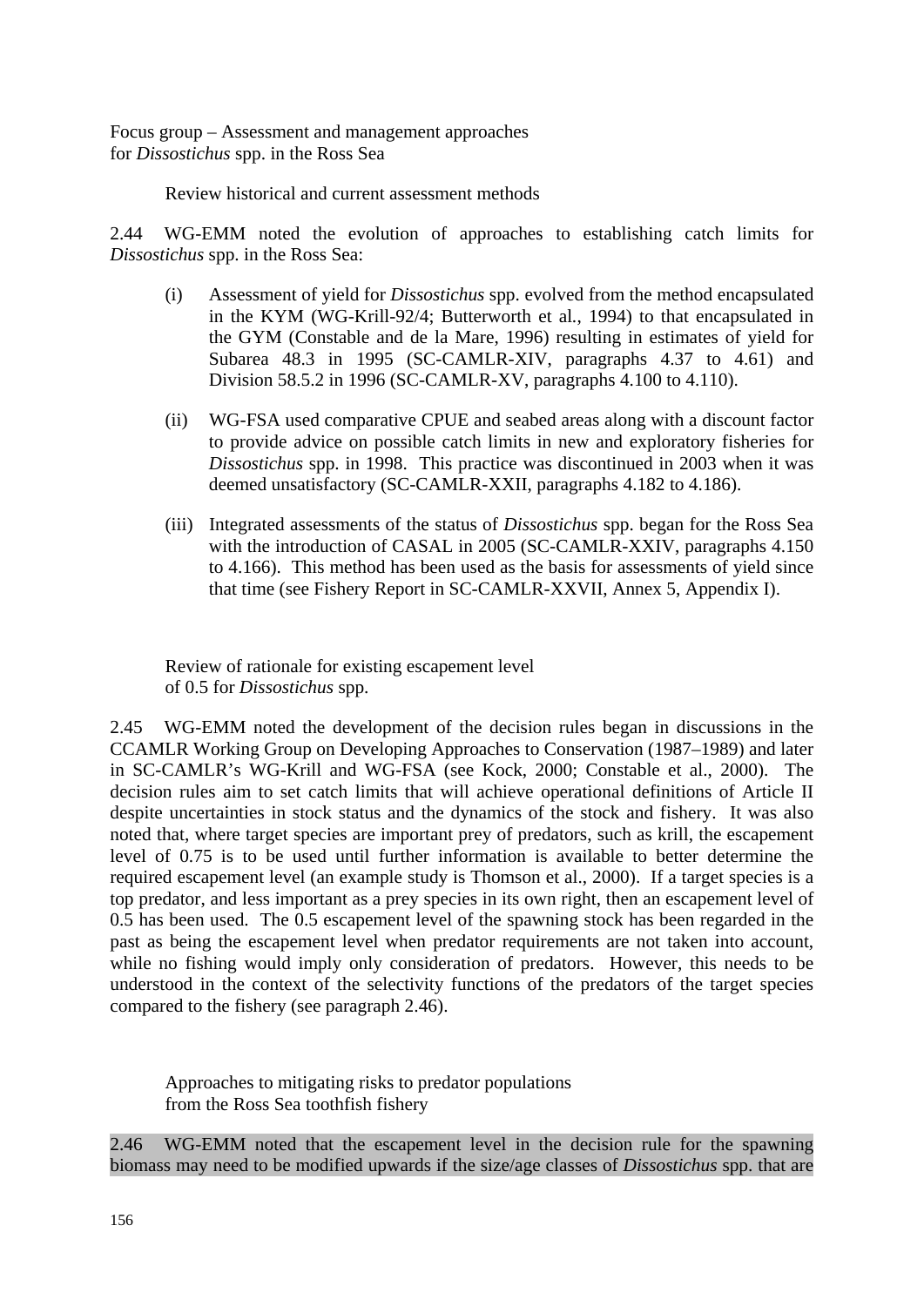### Focus group – Assessment and management approaches for *Dissostichus* spp. in the Ross Sea

#### Review historical and current assessment methods

2.44 WG-EMM noted the evolution of approaches to establishing catch limits for *Dissostichus* spp. in the Ross Sea:

(i) Assessment of yield for *Dissostichus* spp. evolved from the method encapsulated in the KYM (WG-Krill-92/4; Butterworth et al., 1994) to that encapsulated in the GYM (Constable and de la Mare, 1996) resulting in estimates of yield for Subarea 48.3 in 1995 (SC-CAMLR-XIV, paragraphs 4.37 to 4.61) and Division 58.5.2 in 1996 (SC-CAMLR-XV, paragraphs 4.100 to 4.110).

(ii) WG-FSA used comparative CPUE and seabed areas along with a discount factor to provide advice on possible catch limits in new and exploratory fisheries for *Dissostichus* spp. in 1998. This practice was discontinued in 2003 when it was deemed unsatisfactory (SC-CAMLR-XXII, paragraphs 4.182 to 4.186).

(iii) Integrated assessments of the status of *Dissostichus* spp. began for the Ross Sea with the introduction of CASAL in 2005 (SC-CAMLR-XXIV, paragraphs 4.150 to 4.166). This method has been used as the basis for assessments of yield since that time (see Fishery Report in SC-CAMLR-XXVII, Annex 5, Appendix I).

#### Review of rationale for existing escapement level of 0.5 for *Dissostichus* spp.

2.45 WG-EMM noted the development of the decision rules began in discussions in the CCAMLR Working Group on Developing Approaches to Conservation (1987–1989) and later in SC-CAMLR's WG-Krill and WG-FSA (see Kock, 2000; Constable et al., 2000). The decision rules aim to set catch limits that will achieve operational definitions of Article II despite uncertainties in stock status and the dynamics of the stock and fishery. It was also noted that, where target species are important prey of predators, such as krill, the escapement level of 0.75 is to be used until further information is available to better determine the required escapement level (an example study is Thomson et al., 2000). If a target species is a top predator, and less important as a prey species in its own right, then an escapement level of 0.5 has been used. The 0.5 escapement level of the spawning stock has been regarded in the past as being the escapement level when predator requirements are not taken into account, while no fishing would imply only consideration of predators. However, this needs to be understood in the context of the selectivity functions of the predators of the target species compared to the fishery (see paragraph 2.46).

#### Approaches to mitigating risks to predator populations from the Ross Sea toothfish fishery

2.46 WG-EMM noted that the escapement level in the decision rule for the spawning biomass may need to be modified upwards if the size/age classes of *Dissostichus* spp. that are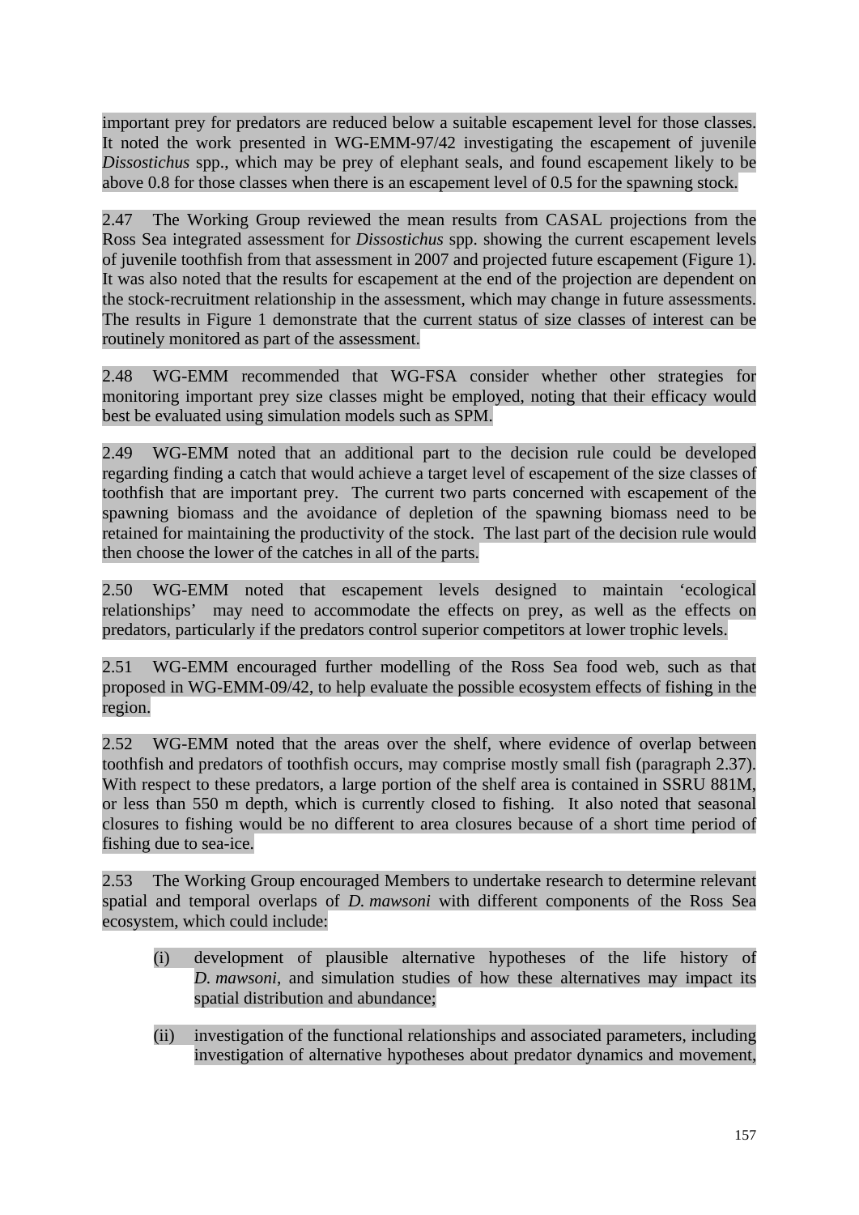important prey for predators are reduced below a suitable escapement level for those classes. It noted the work presented in WG-EMM-97/42 investigating the escapement of juvenile *Dissostichus* spp., which may be prey of elephant seals, and found escapement likely to be above 0.8 for those classes when there is an escapement level of 0.5 for the spawning stock.

2.47 The Working Group reviewed the mean results from CASAL projections from the Ross Sea integrated assessment for *Dissostichus* spp. showing the current escapement levels of juvenile toothfish from that assessment in 2007 and projected future escapement (Figure 1). It was also noted that the results for escapement at the end of the projection are dependent on the stock-recruitment relationship in the assessment, which may change in future assessments. The results in Figure 1 demonstrate that the current status of size classes of interest can be routinely monitored as part of the assessment.

2.48 WG-EMM recommended that WG-FSA consider whether other strategies for monitoring important prey size classes might be employed, noting that their efficacy would best be evaluated using simulation models such as SPM.

2.49 WG-EMM noted that an additional part to the decision rule could be developed regarding finding a catch that would achieve a target level of escapement of the size classes of toothfish that are important prey. The current two parts concerned with escapement of the spawning biomass and the avoidance of depletion of the spawning biomass need to be retained for maintaining the productivity of the stock. The last part of the decision rule would then choose the lower of the catches in all of the parts.

2.50 WG-EMM noted that escapement levels designed to maintain 'ecological relationships' may need to accommodate the effects on prey, as well as the effects on predators, particularly if the predators control superior competitors at lower trophic levels.

2.51 WG-EMM encouraged further modelling of the Ross Sea food web, such as that proposed in WG-EMM-09/42, to help evaluate the possible ecosystem effects of fishing in the region.

2.52 WG-EMM noted that the areas over the shelf, where evidence of overlap between toothfish and predators of toothfish occurs, may comprise mostly small fish (paragraph 2.37). With respect to these predators, a large portion of the shelf area is contained in SSRU 881M, or less than 550 m depth, which is currently closed to fishing. It also noted that seasonal closures to fishing would be no different to area closures because of a short time period of fishing due to sea-ice.

2.53 The Working Group encouraged Members to undertake research to determine relevant spatial and temporal overlaps of *D. mawsoni* with different components of the Ross Sea ecosystem, which could include:

(i) development of plausible alternative hypotheses of the life history of *D. mawsoni*, and simulation studies of how these alternatives may impact its spatial distribution and abundance;

(ii) investigation of the functional relationships and associated parameters, including investigation of alternative hypotheses about predator dynamics and movement,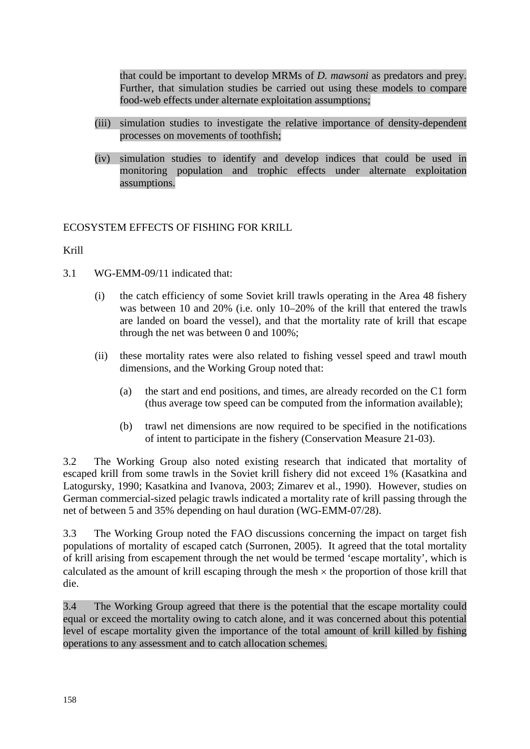that could be important to develop MRMs of *D. mawsoni* as predators and prey. Further, that simulation studies be carried out using these models to compare food-web effects under alternate exploitation assumptions;

(iii) simulation studies to investigate the relative importance of density-dependent processes on movements of toothfish;

(iv) simulation studies to identify and develop indices that could be used in monitoring population and trophic effects under alternate exploitation assumptions.

## ECOSYSTEM EFFECTS OF FISHING FOR KRILL

### Krill

3.1 WG-EMM-09/11 indicated that:

(i) the catch efficiency of some Soviet krill trawls operating in the Area 48 fishery was between 10 and 20% (i.e. only 10–20% of the krill that entered the trawls are landed on board the vessel), and that the mortality rate of krill that escape through the net was between 0 and 100%;

(ii) these mortality rates were also related to fishing vessel speed and trawl mouth dimensions, and the Working Group noted that:

(a) the start and end positions, and times, are already recorded on the C1 form (thus average tow speed can be computed from the information available);

(b) trawl net dimensions are now required to be specified in the notifications of intent to participate in the fishery (Conservation Measure 21-03).

3.2 The Working Group also noted existing research that indicated that mortality of escaped krill from some trawls in the Soviet krill fishery did not exceed 1% (Kasatkina and Latogursky, 1990; Kasatkina and Ivanova, 2003; Zimarev et al., 1990). However, studies on German commercial-sized pelagic trawls indicated a mortality rate of krill passing through the net of between 5 and 35% depending on haul duration (WG-EMM-07/28).

3.3 The Working Group noted the FAO discussions concerning the impact on target fish populations of mortality of escaped catch (Surronen, 2005). It agreed that the total mortality of krill arising from escapement through the net would be termed 'escape mortality', which is calculated as the amount of krill escaping through the mesh $\times$ the proportion of those krill that die.

3.4 The Working Group agreed that there is the potential that the escape mortality could equal or exceed the mortality owing to catch alone, and it was concerned about this potential level of escape mortality given the importance of the total amount of krill killed by fishing operations to any assessment and to catch allocation schemes.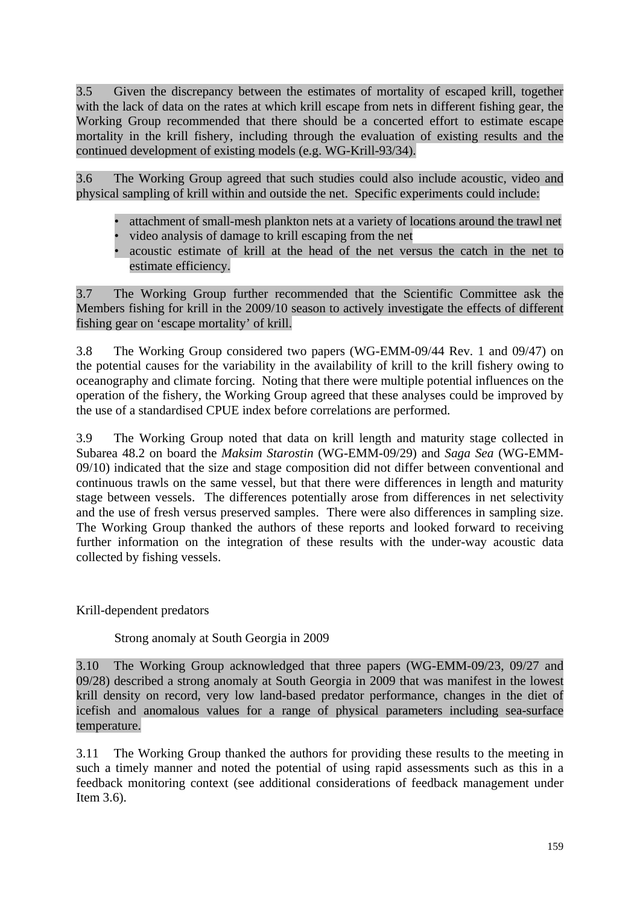3.5 Given the discrepancy between the estimates of mortality of escaped krill, together with the lack of data on the rates at which krill escape from nets in different fishing gear, the Working Group recommended that there should be a concerted effort to estimate escape mortality in the krill fishery, including through the evaluation of existing results and the continued development of existing models (e.g. WG-Krill-93/34).

3.6 The Working Group agreed that such studies could also include acoustic, video and physical sampling of krill within and outside the net. Specific experiments could include:

- attachment of small-mesh plankton nets at a variety of locations around the trawl net
- video analysis of damage to krill escaping from the net
- acoustic estimate of krill at the head of the net versus the catch in the net to estimate efficiency.

3.7 The Working Group further recommended that the Scientific Committee ask the Members fishing for krill in the 2009/10 season to actively investigate the effects of different fishing gear on 'escape mortality' of krill.

3.8 The Working Group considered two papers (WG-EMM-09/44 Rev. 1 and 09/47) on the potential causes for the variability in the availability of krill to the krill fishery owing to oceanography and climate forcing. Noting that there were multiple potential influences on the operation of the fishery, the Working Group agreed that these analyses could be improved by the use of a standardised CPUE index before correlations are performed.

3.9 The Working Group noted that data on krill length and maturity stage collected in Subarea 48.2 on board the *Maksim Starostin* (WG-EMM-09/29) and *Saga Sea* (WG-EMM-09/10) indicated that the size and stage composition did not differ between conventional and continuous trawls on the same vessel, but that there were differences in length and maturity stage between vessels. The differences potentially arose from differences in net selectivity and the use of fresh versus preserved samples. There were also differences in sampling size. The Working Group thanked the authors of these reports and looked forward to receiving further information on the integration of these results with the under-way acoustic data collected by fishing vessels.

## Krill-dependent predators

### Strong anomaly at South Georgia in 2009

3.10 The Working Group acknowledged that three papers (WG-EMM-09/23, 09/27 and 09/28) described a strong anomaly at South Georgia in 2009 that was manifest in the lowest krill density on record, very low land-based predator performance, changes in the diet of icefish and anomalous values for a range of physical parameters including sea-surface temperature.

3.11 The Working Group thanked the authors for providing these results to the meeting in such a timely manner and noted the potential of using rapid assessments such as this in a feedback monitoring context (see additional considerations of feedback management under Item 3.6).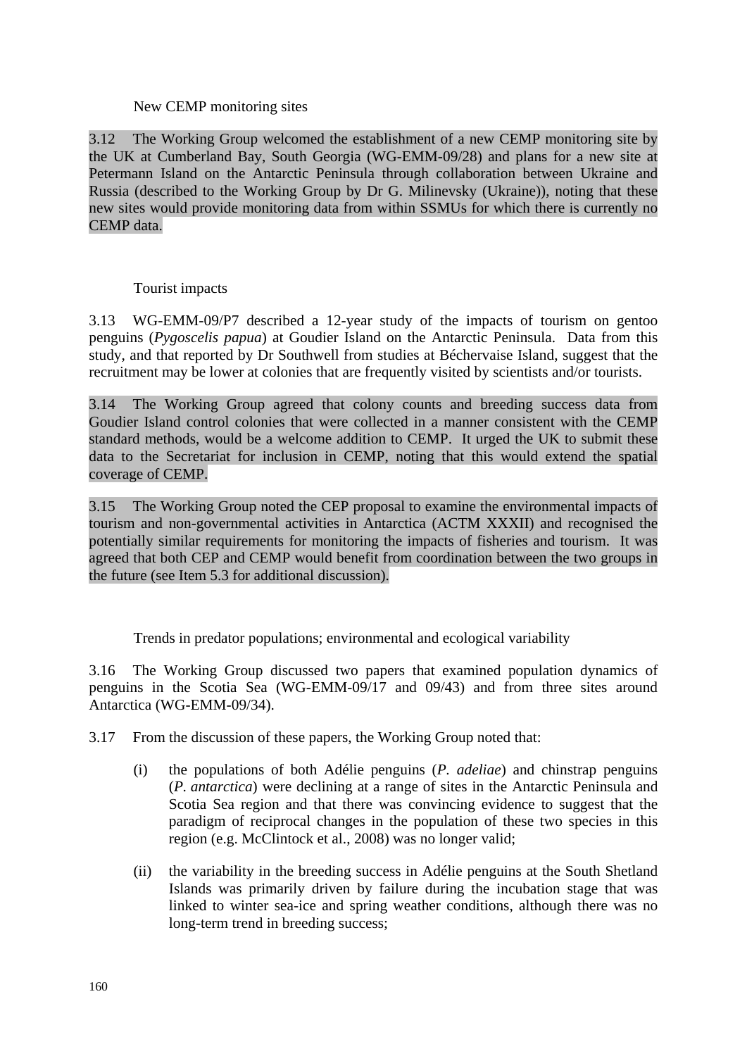### New CEMP monitoring sites

3.12 The Working Group welcomed the establishment of a new CEMP monitoring site by the UK at Cumberland Bay, South Georgia (WG-EMM-09/28) and plans for a new site at Petermann Island on the Antarctic Peninsula through collaboration between Ukraine and Russia (described to the Working Group by Dr G. Milinevsky (Ukraine)), noting that these new sites would provide monitoring data from within SSMUs for which there is currently no CEMP data.

### Tourist impacts

3.13 WG-EMM-09/P7 described a 12-year study of the impacts of tourism on gentoo penguins (*Pygoscelis papua*) at Goudier Island on the Antarctic Peninsula. Data from this study, and that reported by Dr Southwell from studies at Béchervaise Island, suggest that the recruitment may be lower at colonies that are frequently visited by scientists and/or tourists.

3.14 The Working Group agreed that colony counts and breeding success data from Goudier Island control colonies that were collected in a manner consistent with the CEMP standard methods, would be a welcome addition to CEMP. It urged the UK to submit these data to the Secretariat for inclusion in CEMP, noting that this would extend the spatial coverage of CEMP.

3.15 The Working Group noted the CEP proposal to examine the environmental impacts of tourism and non-governmental activities in Antarctica (ACTM XXXII) and recognised the potentially similar requirements for monitoring the impacts of fisheries and tourism. It was agreed that both CEP and CEMP would benefit from coordination between the two groups in the future (see Item 5.3 for additional discussion).

### Trends in predator populations; environmental and ecological variability

3.16 The Working Group discussed two papers that examined population dynamics of penguins in the Scotia Sea (WG-EMM-09/17 and 09/43) and from three sites around Antarctica (WG-EMM-09/34).

3.17 From the discussion of these papers, the Working Group noted that:

(i) the populations of both Adélie penguins (*P. adeliae*) and chinstrap penguins (*P. antarctica*) were declining at a range of sites in the Antarctic Peninsula and Scotia Sea region and that there was convincing evidence to suggest that the paradigm of reciprocal changes in the population of these two species in this region (e.g. McClintock et al., 2008) was no longer valid;

(ii) the variability in the breeding success in Adélie penguins at the South Shetland Islands was primarily driven by failure during the incubation stage that was linked to winter sea-ice and spring weather conditions, although there was no long-term trend in breeding success;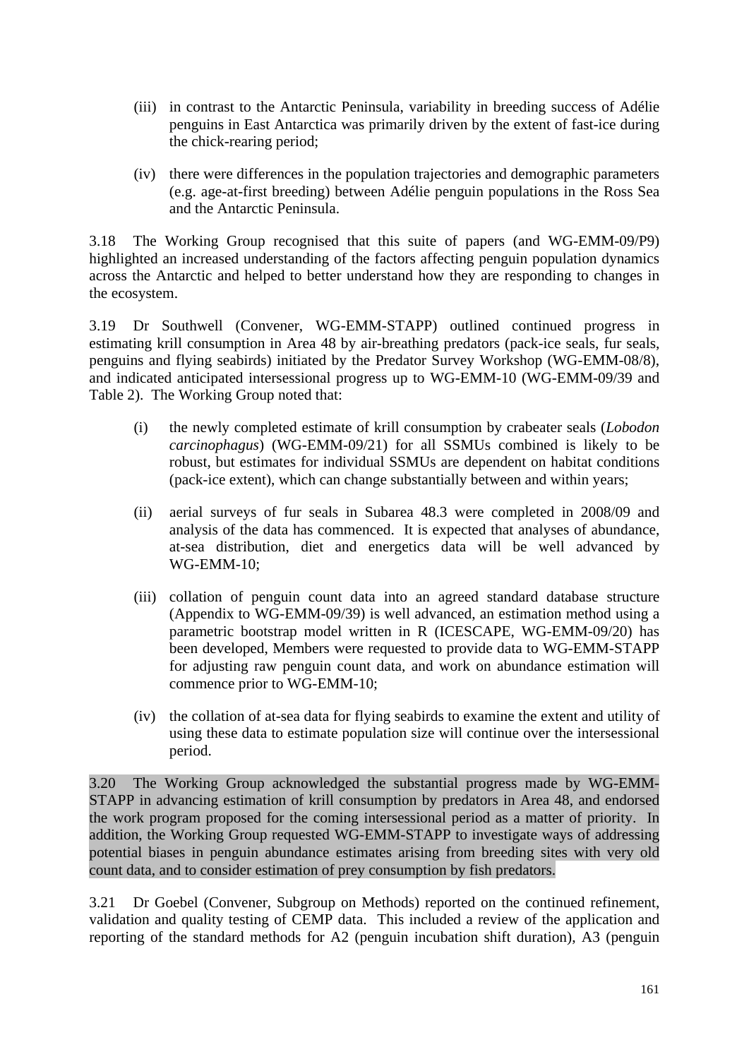(iii) in contrast to the Antarctic Peninsula, variability in breeding success of Adélie penguins in East Antarctica was primarily driven by the extent of fast-ice during the chick-rearing period;

(iv) there were differences in the population trajectories and demographic parameters (e.g. age-at-first breeding) between Adélie penguin populations in the Ross Sea and the Antarctic Peninsula.

3.18 The Working Group recognised that this suite of papers (and WG-EMM-09/P9) highlighted an increased understanding of the factors affecting penguin population dynamics across the Antarctic and helped to better understand how they are responding to changes in the ecosystem.

3.19 Dr Southwell (Convener, WG-EMM-STAPP) outlined continued progress in estimating krill consumption in Area 48 by air-breathing predators (pack-ice seals, fur seals, penguins and flying seabirds) initiated by the Predator Survey Workshop (WG-EMM-08/8), and indicated anticipated intersessional progress up to WG-EMM-10 (WG-EMM-09/39 and Table 2). The Working Group noted that:

(i) the newly completed estimate of krill consumption by crabeater seals (*Lobodon carcinophagus*) (WG-EMM-09/21) for all SSMUs combined is likely to be robust, but estimates for individual SSMUs are dependent on habitat conditions (pack-ice extent), which can change substantially between and within years;

(ii) aerial surveys of fur seals in Subarea 48.3 were completed in 2008/09 and analysis of the data has commenced. It is expected that analyses of abundance, at-sea distribution, diet and energetics data will be well advanced by WG-EMM-10;

(iii) collation of penguin count data into an agreed standard database structure (Appendix to WG-EMM-09/39) is well advanced, an estimation method using a parametric bootstrap model written in R (ICESCAPE, WG-EMM-09/20) has been developed, Members were requested to provide data to WG-EMM-STAPP for adjusting raw penguin count data, and work on abundance estimation will commence prior to WG-EMM-10;

(iv) the collation of at-sea data for flying seabirds to examine the extent and utility of using these data to estimate population size will continue over the intersessional period.

3.20 The Working Group acknowledged the substantial progress made by WG-EMM-STAPP in advancing estimation of krill consumption by predators in Area 48, and endorsed the work program proposed for the coming intersessional period as a matter of priority. In addition, the Working Group requested WG-EMM-STAPP to investigate ways of addressing potential biases in penguin abundance estimates arising from breeding sites with very old count data, and to consider estimation of prey consumption by fish predators.

3.21 Dr Goebel (Convener, Subgroup on Methods) reported on the continued refinement, validation and quality testing of CEMP data. This included a review of the application and reporting of the standard methods for A2 (penguin incubation shift duration), A3 (penguin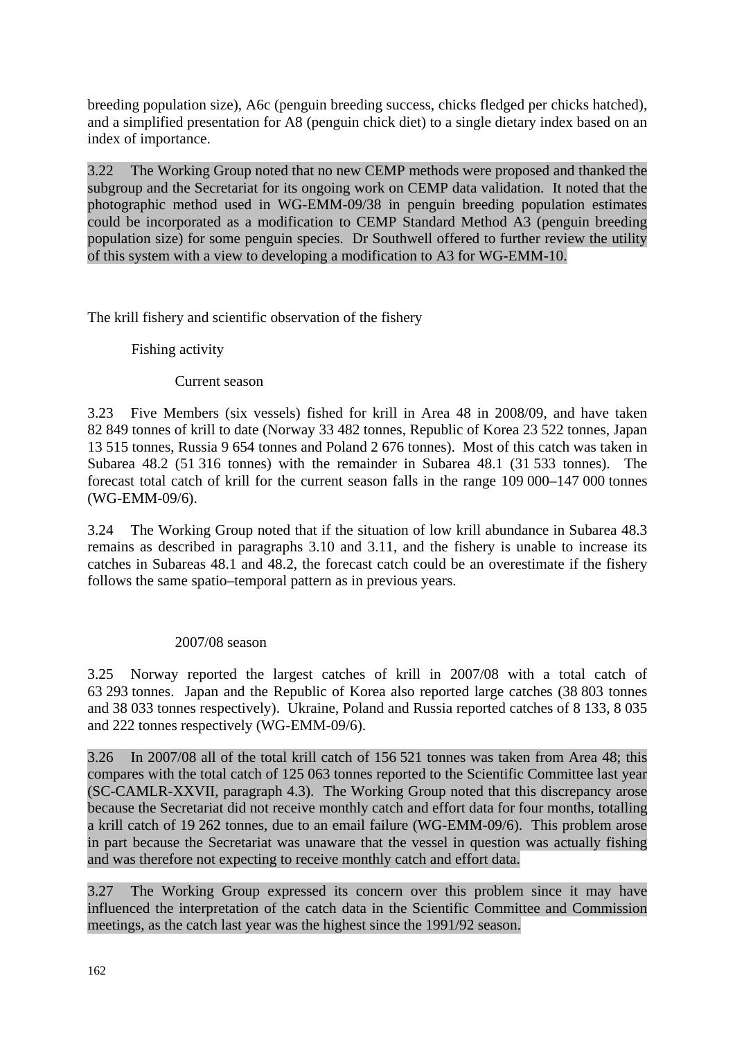breeding population size), A6c (penguin breeding success, chicks fledged per chicks hatched), and a simplified presentation for A8 (penguin chick diet) to a single dietary index based on an index of importance.

3.22 The Working Group noted that no new CEMP methods were proposed and thanked the subgroup and the Secretariat for its ongoing work on CEMP data validation. It noted that the photographic method used in WG-EMM-09/38 in penguin breeding population estimates could be incorporated as a modification to CEMP Standard Method A3 (penguin breeding population size) for some penguin species. Dr Southwell offered to further review the utility of this system with a view to developing a modification to A3 for WG-EMM-10.

## The krill fishery and scientific observation of the fishery

### Fishing activity

#### Current season

3.23 Five Members (six vessels) fished for krill in Area 48 in 2008/09, and have taken 82 849 tonnes of krill to date (Norway 33 482 tonnes, Republic of Korea 23 522 tonnes, Japan 13 515 tonnes, Russia 9 654 tonnes and Poland 2 676 tonnes). Most of this catch was taken in Subarea 48.2 (51 316 tonnes) with the remainder in Subarea 48.1 (31 533 tonnes). The forecast total catch of krill for the current season falls in the range 109 000–147 000 tonnes (WG-EMM-09/6).

3.24 The Working Group noted that if the situation of low krill abundance in Subarea 48.3 remains as described in paragraphs 3.10 and 3.11, and the fishery is unable to increase its catches in Subareas 48.1 and 48.2, the forecast catch could be an overestimate if the fishery follows the same spatio–temporal pattern as in previous years.

#### 2007/08 season

3.25 Norway reported the largest catches of krill in 2007/08 with a total catch of 63 293 tonnes. Japan and the Republic of Korea also reported large catches (38 803 tonnes and 38 033 tonnes respectively). Ukraine, Poland and Russia reported catches of 8 133, 8 035 and 222 tonnes respectively (WG-EMM-09/6).

3.26 In 2007/08 all of the total krill catch of 156 521 tonnes was taken from Area 48; this compares with the total catch of 125 063 tonnes reported to the Scientific Committee last year (SC-CAMLR-XXVII, paragraph 4.3). The Working Group noted that this discrepancy arose because the Secretariat did not receive monthly catch and effort data for four months, totalling a krill catch of 19 262 tonnes, due to an email failure (WG-EMM-09/6). This problem arose in part because the Secretariat was unaware that the vessel in question was actually fishing and was therefore not expecting to receive monthly catch and effort data.

3.27 The Working Group expressed its concern over this problem since it may have influenced the interpretation of the catch data in the Scientific Committee and Commission meetings, as the catch last year was the highest since the 1991/92 season.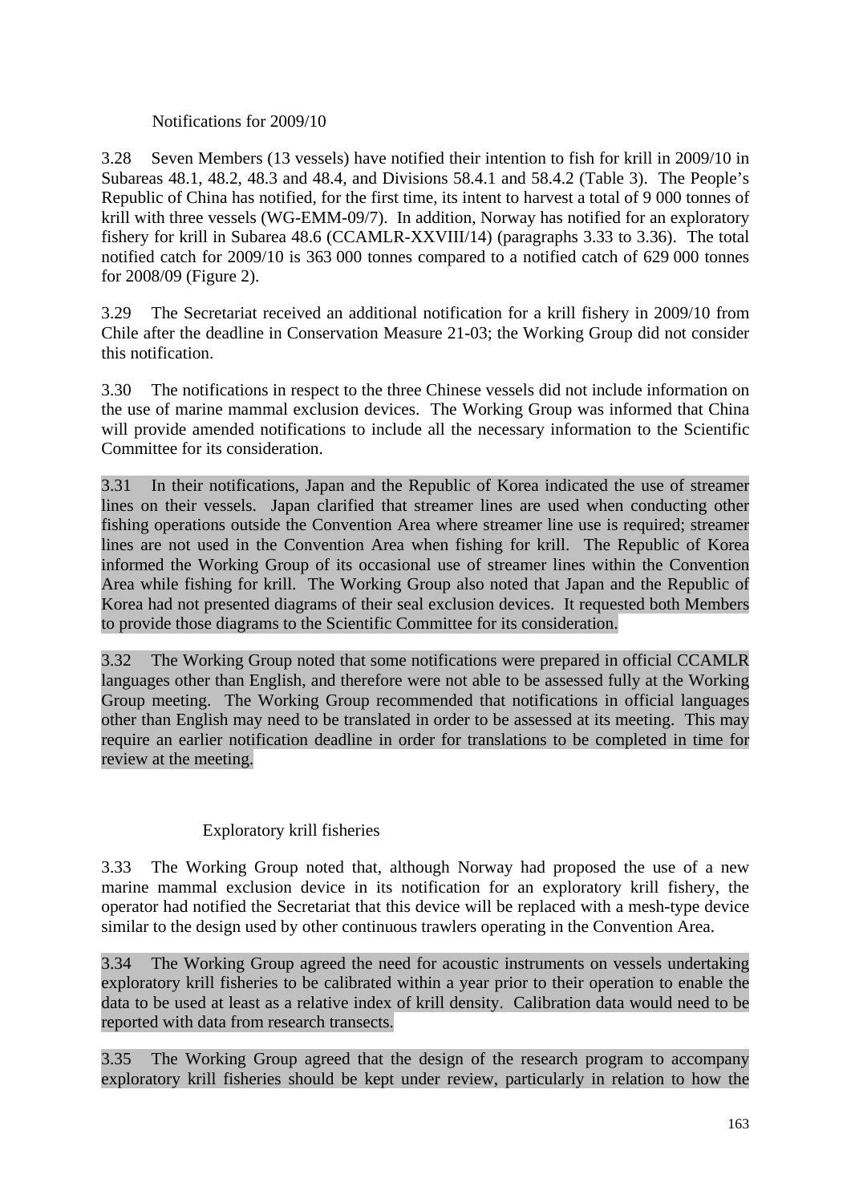### Notifications for 2009/10

3.28 Seven Members (13 vessels) have notified their intention to fish for krill in 2009/10 in Subareas 48.1, 48.2, 48.3 and 48.4, and Divisions 58.4.1 and 58.4.2 (Table 3). The People's Republic of China has notified, for the first time, its intent to harvest a total of 9 000 tonnes of krill with three vessels (WG-EMM-09/7). In addition, Norway has notified for an exploratory fishery for krill in Subarea 48.6 (CCAMLR-XXVIII/14) (paragraphs 3.33 to 3.36). The total notified catch for 2009/10 is 363 000 tonnes compared to a notified catch of 629 000 tonnes for 2008/09 (Figure 2).

3.29 The Secretariat received an additional notification for a krill fishery in 2009/10 from Chile after the deadline in Conservation Measure 21-03; the Working Group did not consider this notification.

3.30 The notifications in respect to the three Chinese vessels did not include information on the use of marine mammal exclusion devices. The Working Group was informed that China will provide amended notifications to include all the necessary information to the Scientific Committee for its consideration.

3.31 In their notifications, Japan and the Republic of Korea indicated the use of streamer lines on their vessels. Japan clarified that streamer lines are used when conducting other fishing operations outside the Convention Area where streamer line use is required; streamer lines are not used in the Convention Area when fishing for krill. The Republic of Korea informed the Working Group of its occasional use of streamer lines within the Convention Area while fishing for krill. The Working Group also noted that Japan and the Republic of Korea had not presented diagrams of their seal exclusion devices. It requested both Members to provide those diagrams to the Scientific Committee for its consideration.

3.32 The Working Group noted that some notifications were prepared in official CCAMLR languages other than English, and therefore were not able to be assessed fully at the Working Group meeting. The Working Group recommended that notifications in official languages other than English may need to be translated in order to be assessed at its meeting. This may require an earlier notification deadline in order for translations to be completed in time for review at the meeting.

### Exploratory krill fisheries

3.33 The Working Group noted that, although Norway had proposed the use of a new marine mammal exclusion device in its notification for an exploratory krill fishery, the operator had notified the Secretariat that this device will be replaced with a mesh-type device similar to the design used by other continuous trawlers operating in the Convention Area.

3.34 The Working Group agreed the need for acoustic instruments on vessels undertaking exploratory krill fisheries to be calibrated within a year prior to their operation to enable the data to be used at least as a relative index of krill density. Calibration data would need to be reported with data from research transects.

3.35 The Working Group agreed that the design of the research program to accompany exploratory krill fisheries should be kept under review, particularly in relation to how the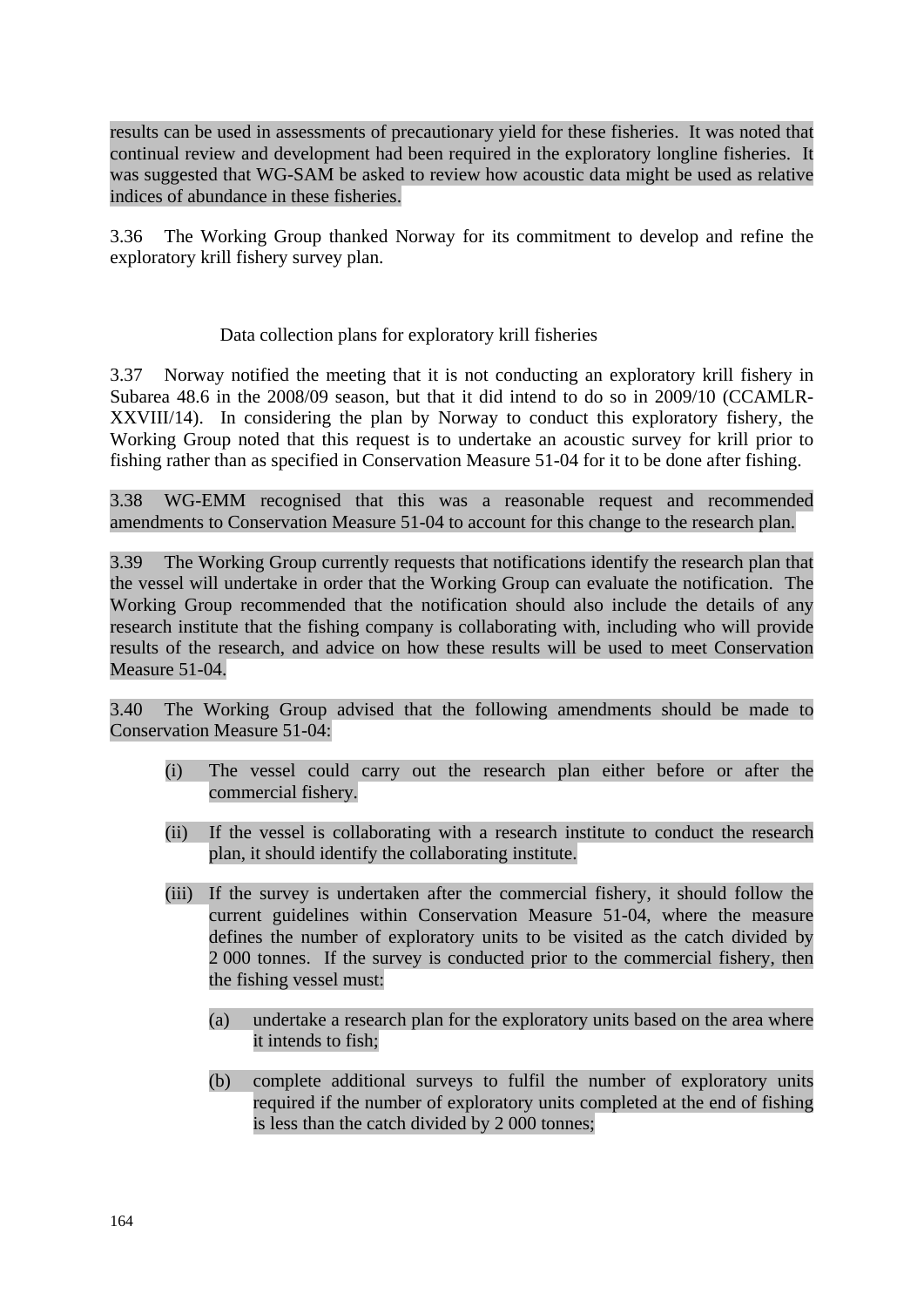results can be used in assessments of precautionary yield for these fisheries. It was noted that continual review and development had been required in the exploratory longline fisheries. It was suggested that WG-SAM be asked to review how acoustic data might be used as relative indices of abundance in these fisheries.

3.36 The Working Group thanked Norway for its commitment to develop and refine the exploratory krill fishery survey plan.

### Data collection plans for exploratory krill fisheries

3.37 Norway notified the meeting that it is not conducting an exploratory krill fishery in Subarea 48.6 in the 2008/09 season, but that it did intend to do so in 2009/10 (CCAMLR-XXVIII/14). In considering the plan by Norway to conduct this exploratory fishery, the Working Group noted that this request is to undertake an acoustic survey for krill prior to fishing rather than as specified in Conservation Measure 51-04 for it to be done after fishing.

3.38 WG-EMM recognised that this was a reasonable request and recommended amendments to Conservation Measure 51-04 to account for this change to the research plan.

3.39 The Working Group currently requests that notifications identify the research plan that the vessel will undertake in order that the Working Group can evaluate the notification. The Working Group recommended that the notification should also include the details of any research institute that the fishing company is collaborating with, including who will provide results of the research, and advice on how these results will be used to meet Conservation Measure 51-04.

3.40 The Working Group advised that the following amendments should be made to Conservation Measure 51-04:

- (i) The vessel could carry out the research plan either before or after the commercial fishery.
- (ii) If the vessel is collaborating with a research institute to conduct the research plan, it should identify the collaborating institute.
- (iii) If the survey is undertaken after the commercial fishery, it should follow the current guidelines within Conservation Measure 51-04, where the measure defines the number of exploratory units to be visited as the catch divided by 2 000 tonnes. If the survey is conducted prior to the commercial fishery, then the fishing vessel must:
  - (a) undertake a research plan for the exploratory units based on the area where it intends to fish;
  - (b) complete additional surveys to fulfil the number of exploratory units required if the number of exploratory units completed at the end of fishing is less than the catch divided by 2 000 tonnes;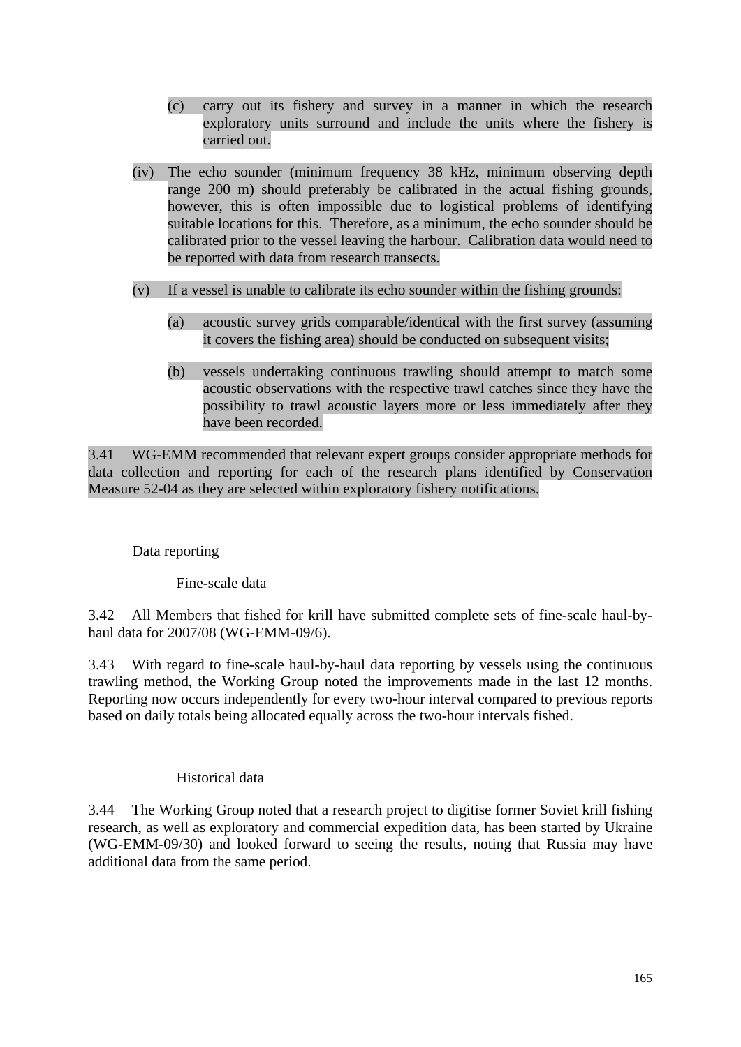(c) carry out its fishery and survey in a manner in which the research exploratory units surround and include the units where the fishery is carried out.

(iv) The echo sounder (minimum frequency 38 kHz, minimum observing depth range 200 m) should preferably be calibrated in the actual fishing grounds, however, this is often impossible due to logistical problems of identifying suitable locations for this. Therefore, as a minimum, the echo sounder should be calibrated prior to the vessel leaving the harbour. Calibration data would need to be reported with data from research transects.

(v) If a vessel is unable to calibrate its echo sounder within the fishing grounds:

(a) acoustic survey grids comparable/identical with the first survey (assuming it covers the fishing area) should be conducted on subsequent visits;

(b) vessels undertaking continuous trawling should attempt to match some acoustic observations with the respective trawl catches since they have the possibility to trawl acoustic layers more or less immediately after they have been recorded.

3.41 WG-EMM recommended that relevant expert groups consider appropriate methods for data collection and reporting for each of the research plans identified by Conservation Measure 52-04 as they are selected within exploratory fishery notifications.

### Data reporting

#### Fine-scale data

3.42 All Members that fished for krill have submitted complete sets of fine-scale haul-by-haul data for 2007/08 (WG-EMM-09/6).

3.43 With regard to fine-scale haul-by-haul data reporting by vessels using the continuous trawling method, the Working Group noted the improvements made in the last 12 months. Reporting now occurs independently for every two-hour interval compared to previous reports based on daily totals being allocated equally across the two-hour intervals fished.

#### Historical data

3.44 The Working Group noted that a research project to digitise former Soviet krill fishing research, as well as exploratory and commercial expedition data, has been started by Ukraine (WG-EMM-09/30) and looked forward to seeing the results, noting that Russia may have additional data from the same period.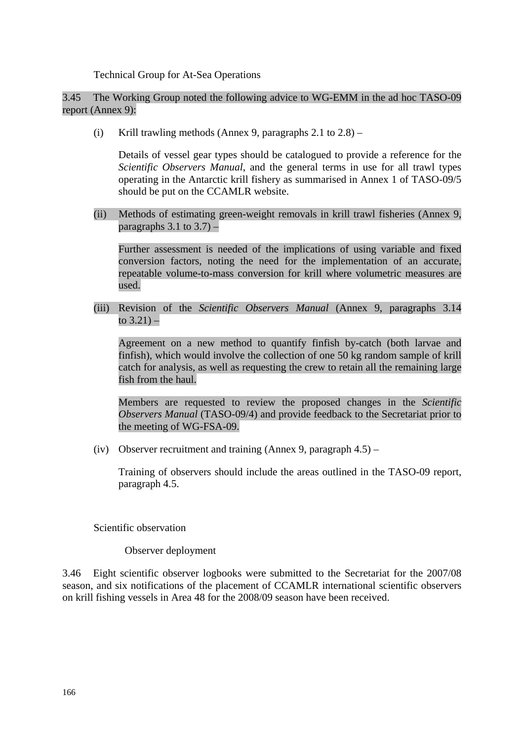### Technical Group for At-Sea Operations

3.45 The Working Group noted the following advice to WG-EMM in the ad hoc TASO-09 report (Annex 9):

(i) Krill trawling methods (Annex 9, paragraphs 2.1 to 2.8) –

Details of vessel gear types should be catalogued to provide a reference for the *Scientific Observers Manual*, and the general terms in use for all trawl types operating in the Antarctic krill fishery as summarised in Annex 1 of TASO-09/5 should be put on the CCAMLR website.

(ii) Methods of estimating green-weight removals in krill trawl fisheries (Annex 9, paragraphs 3.1 to 3.7) –

Further assessment is needed of the implications of using variable and fixed conversion factors, noting the need for the implementation of an accurate, repeatable volume-to-mass conversion for krill where volumetric measures are used.

(iii) Revision of the *Scientific Observers Manual* (Annex 9, paragraphs 3.14 to 3.21) –

Agreement on a new method to quantify finfish by-catch (both larvae and finfish), which would involve the collection of one 50 kg random sample of krill catch for analysis, as well as requesting the crew to retain all the remaining large fish from the haul.

Members are requested to review the proposed changes in the *Scientific Observers Manual* (TASO-09/4) and provide feedback to the Secretariat prior to the meeting of WG-FSA-09.

(iv) Observer recruitment and training (Annex 9, paragraph 4.5) –

Training of observers should include the areas outlined in the TASO-09 report, paragraph 4.5.

### Scientific observation

#### Observer deployment

3.46 Eight scientific observer logbooks were submitted to the Secretariat for the 2007/08 season, and six notifications of the placement of CCAMLR international scientific observers on krill fishing vessels in Area 48 for the 2008/09 season have been received.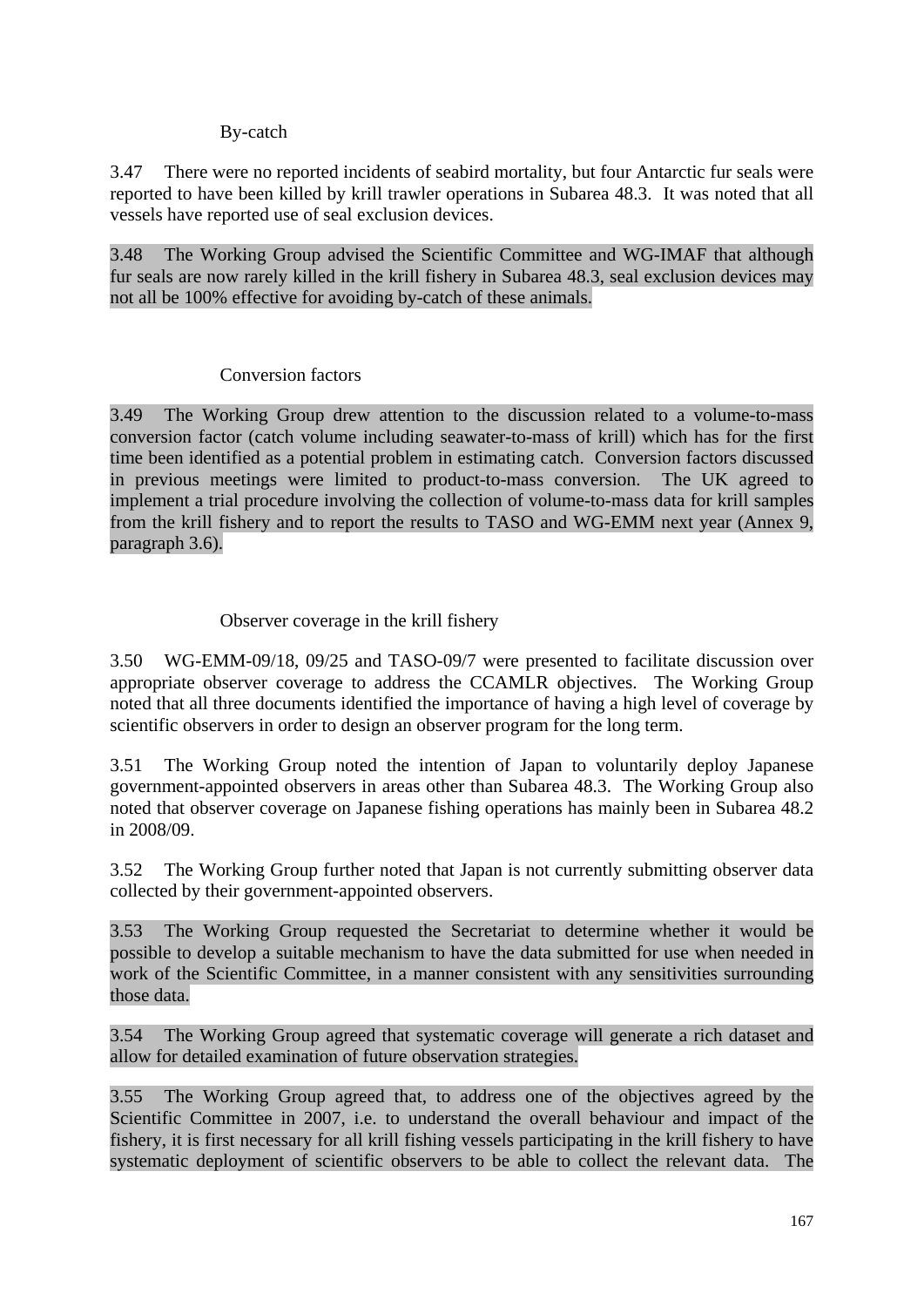### By-catch

3.47 There were no reported incidents of seabird mortality, but four Antarctic fur seals were reported to have been killed by krill trawler operations in Subarea 48.3. It was noted that all vessels have reported use of seal exclusion devices.

3.48 The Working Group advised the Scientific Committee and WG-IMAF that although fur seals are now rarely killed in the krill fishery in Subarea 48.3, seal exclusion devices may not all be 100% effective for avoiding by-catch of these animals.

### Conversion factors

3.49 The Working Group drew attention to the discussion related to a volume-to-mass conversion factor (catch volume including seawater-to-mass of krill) which has for the first time been identified as a potential problem in estimating catch. Conversion factors discussed in previous meetings were limited to product-to-mass conversion. The UK agreed to implement a trial procedure involving the collection of volume-to-mass data for krill samples from the krill fishery and to report the results to TASO and WG-EMM next year (Annex 9, paragraph 3.6).

### Observer coverage in the krill fishery

3.50 WG-EMM-09/18, 09/25 and TASO-09/7 were presented to facilitate discussion over appropriate observer coverage to address the CCAMLR objectives. The Working Group noted that all three documents identified the importance of having a high level of coverage by scientific observers in order to design an observer program for the long term.

3.51 The Working Group noted the intention of Japan to voluntarily deploy Japanese government-appointed observers in areas other than Subarea 48.3. The Working Group also noted that observer coverage on Japanese fishing operations has mainly been in Subarea 48.2 in 2008/09.

3.52 The Working Group further noted that Japan is not currently submitting observer data collected by their government-appointed observers.

3.53 The Working Group requested the Secretariat to determine whether it would be possible to develop a suitable mechanism to have the data submitted for use when needed in work of the Scientific Committee, in a manner consistent with any sensitivities surrounding those data.

3.54 The Working Group agreed that systematic coverage will generate a rich dataset and allow for detailed examination of future observation strategies.

3.55 The Working Group agreed that, to address one of the objectives agreed by the Scientific Committee in 2007, i.e. to understand the overall behaviour and impact of the fishery, it is first necessary for all krill fishing vessels participating in the krill fishery to have systematic deployment of scientific observers to be able to collect the relevant data. The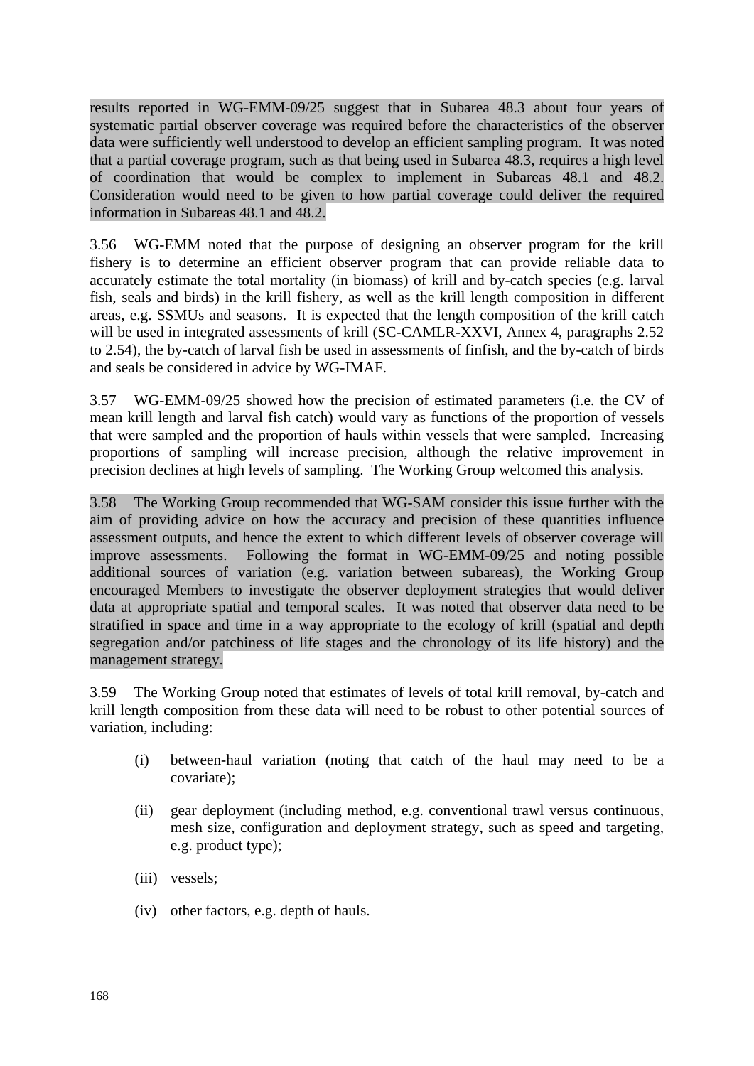results reported in WG-EMM-09/25 suggest that in Subarea 48.3 about four years of systematic partial observer coverage was required before the characteristics of the observer data were sufficiently well understood to develop an efficient sampling program. It was noted that a partial coverage program, such as that being used in Subarea 48.3, requires a high level of coordination that would be complex to implement in Subareas 48.1 and 48.2. Consideration would need to be given to how partial coverage could deliver the required information in Subareas 48.1 and 48.2.

3.56 WG-EMM noted that the purpose of designing an observer program for the krill fishery is to determine an efficient observer program that can provide reliable data to accurately estimate the total mortality (in biomass) of krill and by-catch species (e.g. larval fish, seals and birds) in the krill fishery, as well as the krill length composition in different areas, e.g. SSMUs and seasons. It is expected that the length composition of the krill catch will be used in integrated assessments of krill (SC-CAMLR-XXVI, Annex 4, paragraphs 2.52 to 2.54), the by-catch of larval fish be used in assessments of finfish, and the by-catch of birds and seals be considered in advice by WG-IMAF.

3.57 WG-EMM-09/25 showed how the precision of estimated parameters (i.e. the CV of mean krill length and larval fish catch) would vary as functions of the proportion of vessels that were sampled and the proportion of hauls within vessels that were sampled. Increasing proportions of sampling will increase precision, although the relative improvement in precision declines at high levels of sampling. The Working Group welcomed this analysis.

3.58 The Working Group recommended that WG-SAM consider this issue further with the aim of providing advice on how the accuracy and precision of these quantities influence assessment outputs, and hence the extent to which different levels of observer coverage will improve assessments. Following the format in WG-EMM-09/25 and noting possible additional sources of variation (e.g. variation between subareas), the Working Group encouraged Members to investigate the observer deployment strategies that would deliver data at appropriate spatial and temporal scales. It was noted that observer data need to be stratified in space and time in a way appropriate to the ecology of krill (spatial and depth segregation and/or patchiness of life stages and the chronology of its life history) and the management strategy.

3.59 The Working Group noted that estimates of levels of total krill removal, by-catch and krill length composition from these data will need to be robust to other potential sources of variation, including:

(i) between-haul variation (noting that catch of the haul may need to be a covariate);

(ii) gear deployment (including method, e.g. conventional trawl versus continuous, mesh size, configuration and deployment strategy, such as speed and targeting, e.g. product type);

(iii) vessels;

(iv) other factors, e.g. depth of hauls.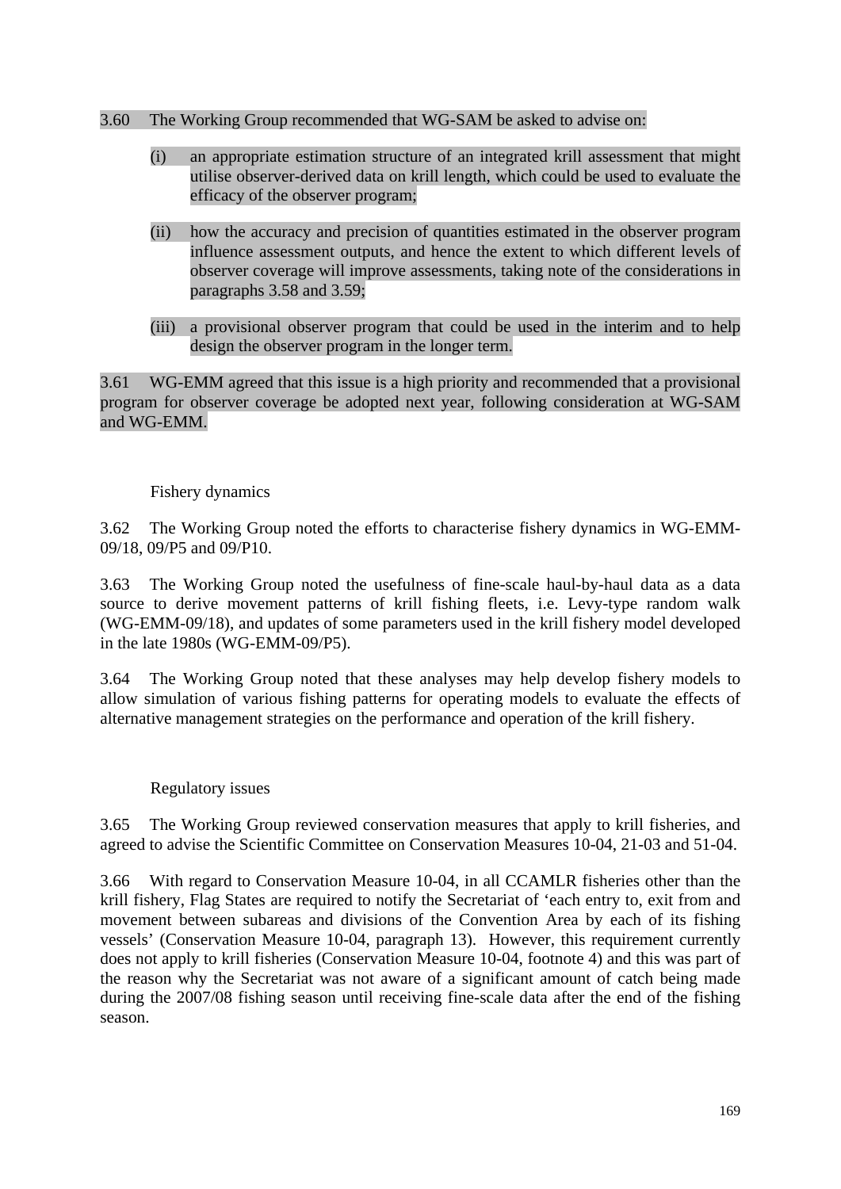3.60 The Working Group recommended that WG-SAM be asked to advise on:

(i) an appropriate estimation structure of an integrated krill assessment that might utilise observer-derived data on krill length, which could be used to evaluate the efficacy of the observer program;

(ii) how the accuracy and precision of quantities estimated in the observer program influence assessment outputs, and hence the extent to which different levels of observer coverage will improve assessments, taking note of the considerations in paragraphs 3.58 and 3.59;

(iii) a provisional observer program that could be used in the interim and to help design the observer program in the longer term.

3.61 WG-EMM agreed that this issue is a high priority and recommended that a provisional program for observer coverage be adopted next year, following consideration at WG-SAM and WG-EMM.

### Fishery dynamics

3.62 The Working Group noted the efforts to characterise fishery dynamics in WG-EMM-09/18, 09/P5 and 09/P10.

3.63 The Working Group noted the usefulness of fine-scale haul-by-haul data as a data source to derive movement patterns of krill fishing fleets, i.e. Levy-type random walk (WG-EMM-09/18), and updates of some parameters used in the krill fishery model developed in the late 1980s (WG-EMM-09/P5).

3.64 The Working Group noted that these analyses may help develop fishery models to allow simulation of various fishing patterns for operating models to evaluate the effects of alternative management strategies on the performance and operation of the krill fishery.

### Regulatory issues

3.65 The Working Group reviewed conservation measures that apply to krill fisheries, and agreed to advise the Scientific Committee on Conservation Measures 10-04, 21-03 and 51-04.

3.66 With regard to Conservation Measure 10-04, in all CCAMLR fisheries other than the krill fishery, Flag States are required to notify the Secretariat of 'each entry to, exit from and movement between subareas and divisions of the Convention Area by each of its fishing vessels' (Conservation Measure 10-04, paragraph 13). However, this requirement currently does not apply to krill fisheries (Conservation Measure 10-04, footnote 4) and this was part of the reason why the Secretariat was not aware of a significant amount of catch being made during the 2007/08 fishing season until receiving fine-scale data after the end of the fishing season.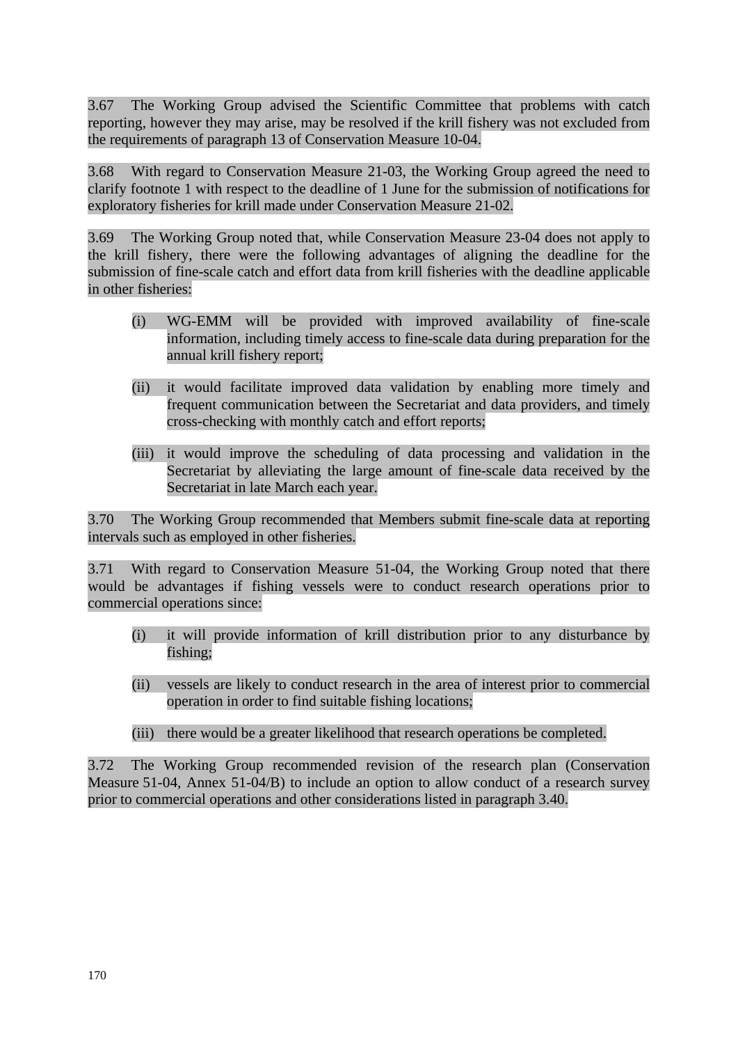3.67 The Working Group advised the Scientific Committee that problems with catch reporting, however they may arise, may be resolved if the krill fishery was not excluded from the requirements of paragraph 13 of Conservation Measure 10-04.

3.68 With regard to Conservation Measure 21-03, the Working Group agreed the need to clarify footnote 1 with respect to the deadline of 1 June for the submission of notifications for exploratory fisheries for krill made under Conservation Measure 21-02.

3.69 The Working Group noted that, while Conservation Measure 23-04 does not apply to the krill fishery, there were the following advantages of aligning the deadline for the submission of fine-scale catch and effort data from krill fisheries with the deadline applicable in other fisheries:

(i) WG-EMM will be provided with improved availability of fine-scale information, including timely access to fine-scale data during preparation for the annual krill fishery report;

(ii) it would facilitate improved data validation by enabling more timely and frequent communication between the Secretariat and data providers, and timely cross-checking with monthly catch and effort reports;

(iii) it would improve the scheduling of data processing and validation in the Secretariat by alleviating the large amount of fine-scale data received by the Secretariat in late March each year.

3.70 The Working Group recommended that Members submit fine-scale data at reporting intervals such as employed in other fisheries.

3.71 With regard to Conservation Measure 51-04, the Working Group noted that there would be advantages if fishing vessels were to conduct research operations prior to commercial operations since:

(i) it will provide information of krill distribution prior to any disturbance by fishing;

(ii) vessels are likely to conduct research in the area of interest prior to commercial operation in order to find suitable fishing locations;

(iii) there would be a greater likelihood that research operations be completed.

3.72 The Working Group recommended revision of the research plan (Conservation Measure 51-04, Annex 51-04/B) to include an option to allow conduct of a research survey prior to commercial operations and other considerations listed in paragraph 3.40.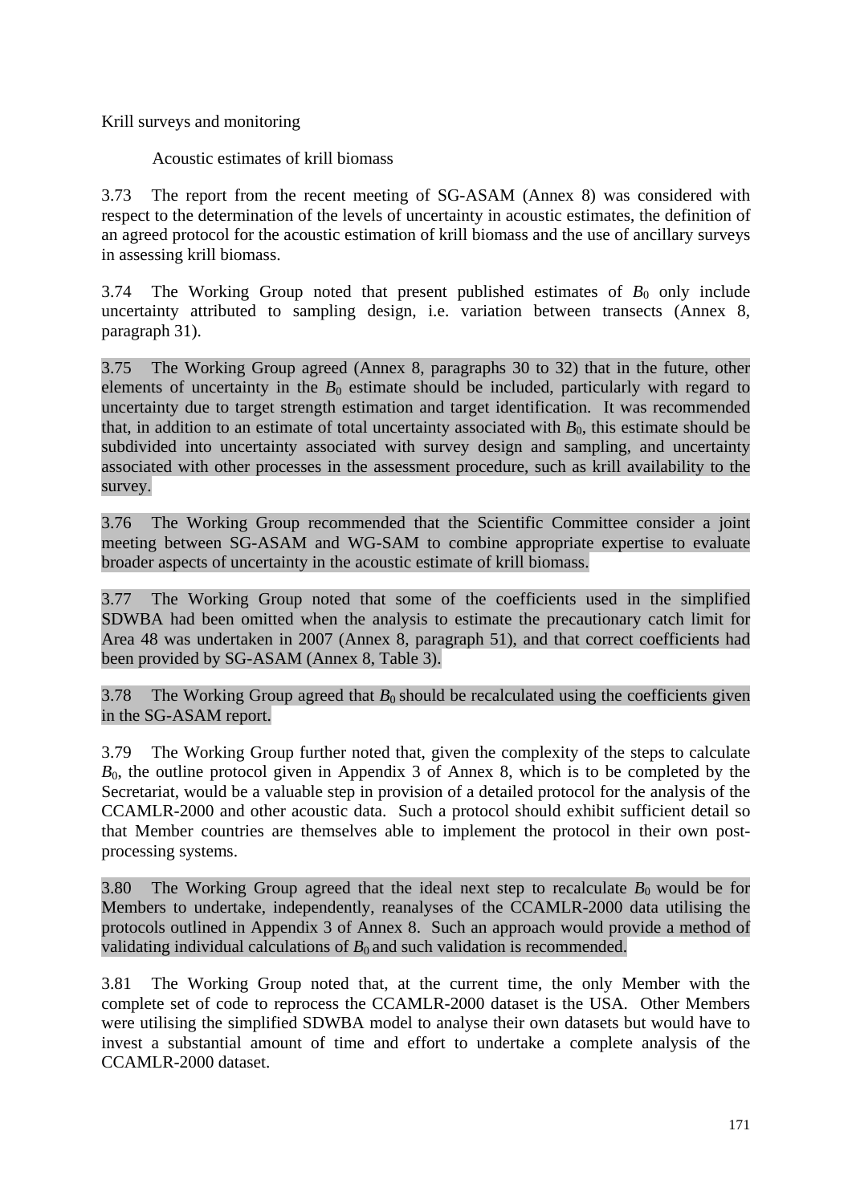## Krill surveys and monitoring

### Acoustic estimates of krill biomass

3.73 The report from the recent meeting of SG-ASAM (Annex 8) was considered with respect to the determination of the levels of uncertainty in acoustic estimates, the definition of an agreed protocol for the acoustic estimation of krill biomass and the use of ancillary surveys in assessing krill biomass.

3.74 The Working Group noted that present published estimates of $B_0$ only include uncertainty attributed to sampling design, i.e. variation between transects (Annex 8, paragraph 31).

3.75 The Working Group agreed (Annex 8, paragraphs 30 to 32) that in the future, other elements of uncertainty in the $B_0$ estimate should be included, particularly with regard to uncertainty due to target strength estimation and target identification. It was recommended that, in addition to an estimate of total uncertainty associated with $B_0$, this estimate should be subdivided into uncertainty associated with survey design and sampling, and uncertainty associated with other processes in the assessment procedure, such as krill availability to the survey.

3.76 The Working Group recommended that the Scientific Committee consider a joint meeting between SG-ASAM and WG-SAM to combine appropriate expertise to evaluate broader aspects of uncertainty in the acoustic estimate of krill biomass.

3.77 The Working Group noted that some of the coefficients used in the simplified SDWBA had been omitted when the analysis to estimate the precautionary catch limit for Area 48 was undertaken in 2007 (Annex 8, paragraph 51), and that correct coefficients had been provided by SG-ASAM (Annex 8, Table 3).

3.78 The Working Group agreed that $B_0$ should be recalculated using the coefficients given in the SG-ASAM report.

3.79 The Working Group further noted that, given the complexity of the steps to calculate $B_0$, the outline protocol given in Appendix 3 of Annex 8, which is to be completed by the Secretariat, would be a valuable step in provision of a detailed protocol for the analysis of the CCAMLR-2000 and other acoustic data. Such a protocol should exhibit sufficient detail so that Member countries are themselves able to implement the protocol in their own post-processing systems.

3.80 The Working Group agreed that the ideal next step to recalculate $B_0$ would be for Members to undertake, independently, reanalyses of the CCAMLR-2000 data utilising the protocols outlined in Appendix 3 of Annex 8. Such an approach would provide a method of validating individual calculations of $B_0$ and such validation is recommended.

3.81 The Working Group noted that, at the current time, the only Member with the complete set of code to reprocess the CCAMLR-2000 dataset is the USA. Other Members were utilising the simplified SDWBA model to analyse their own datasets but would have to invest a substantial amount of time and effort to undertake a complete analysis of the CCAMLR-2000 dataset.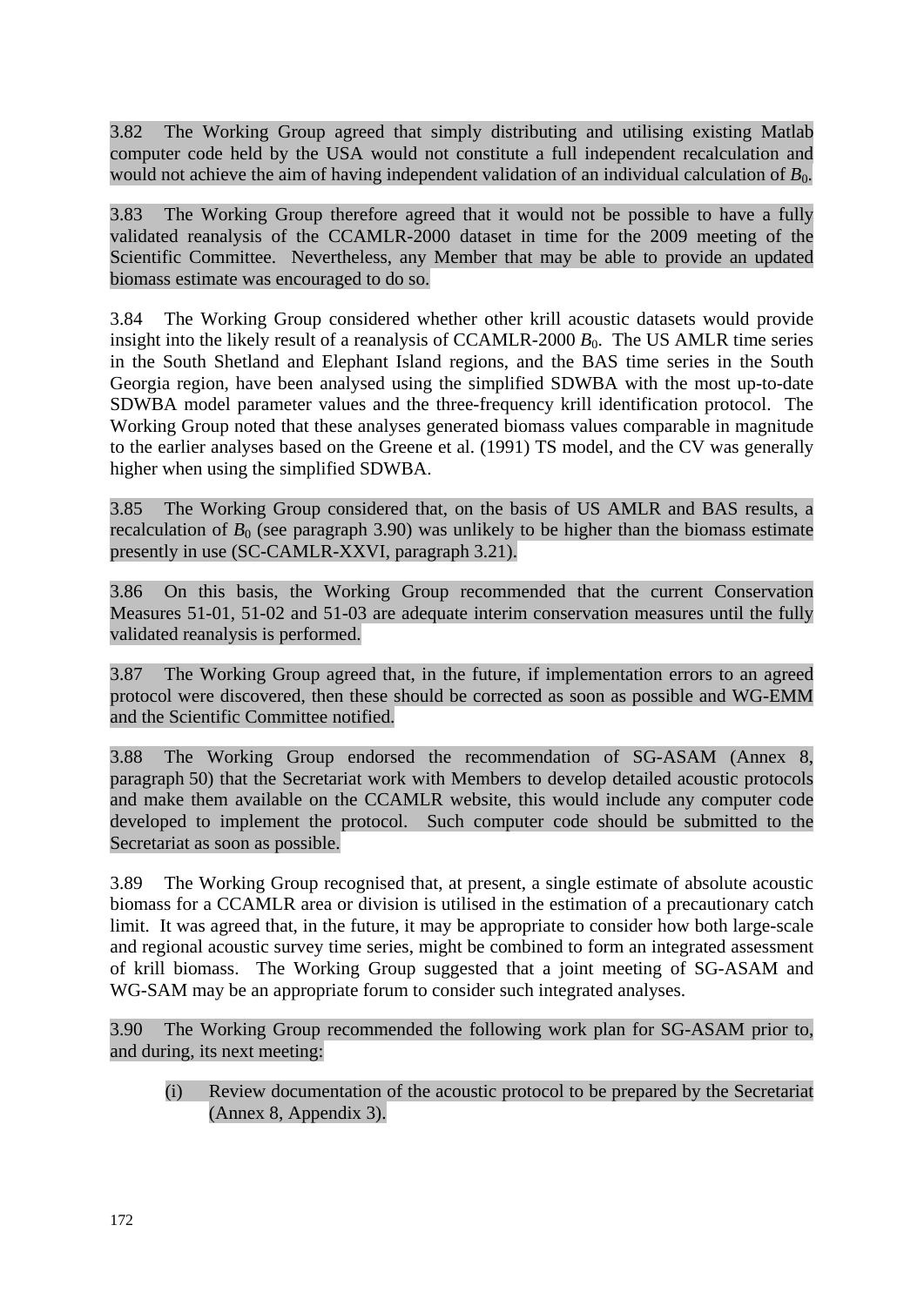3.82 The Working Group agreed that simply distributing and utilising existing Matlab computer code held by the USA would not constitute a full independent recalculation and would not achieve the aim of having independent validation of an individual calculation of $B_0$.

3.83 The Working Group therefore agreed that it would not be possible to have a fully validated reanalysis of the CCAMLR-2000 dataset in time for the 2009 meeting of the Scientific Committee. Nevertheless, any Member that may be able to provide an updated biomass estimate was encouraged to do so.

3.84 The Working Group considered whether other krill acoustic datasets would provide insight into the likely result of a reanalysis of CCAMLR-2000 $B_0$. The US AMLR time series in the South Shetland and Elephant Island regions, and the BAS time series in the South Georgia region, have been analysed using the simplified SDWBA with the most up-to-date SDWBA model parameter values and the three-frequency krill identification protocol. The Working Group noted that these analyses generated biomass values comparable in magnitude to the earlier analyses based on the Greene et al. (1991) TS model, and the CV was generally higher when using the simplified SDWBA.

3.85 The Working Group considered that, on the basis of US AMLR and BAS results, a recalculation of $B_0$ (see paragraph 3.90) was unlikely to be higher than the biomass estimate presently in use (SC-CAMLR-XXVI, paragraph 3.21).

3.86 On this basis, the Working Group recommended that the current Conservation Measures 51-01, 51-02 and 51-03 are adequate interim conservation measures until the fully validated reanalysis is performed.

3.87 The Working Group agreed that, in the future, if implementation errors to an agreed protocol were discovered, then these should be corrected as soon as possible and WG-EMM and the Scientific Committee notified.

3.88 The Working Group endorsed the recommendation of SG-ASAM (Annex 8, paragraph 50) that the Secretariat work with Members to develop detailed acoustic protocols and make them available on the CCAMLR website, this would include any computer code developed to implement the protocol. Such computer code should be submitted to the Secretariat as soon as possible.

3.89 The Working Group recognised that, at present, a single estimate of absolute acoustic biomass for a CCAMLR area or division is utilised in the estimation of a precautionary catch limit. It was agreed that, in the future, it may be appropriate to consider how both large-scale and regional acoustic survey time series, might be combined to form an integrated assessment of krill biomass. The Working Group suggested that a joint meeting of SG-ASAM and WG-SAM may be an appropriate forum to consider such integrated analyses.

3.90 The Working Group recommended the following work plan for SG-ASAM prior to, and during, its next meeting:

(i) Review documentation of the acoustic protocol to be prepared by the Secretariat (Annex 8, Appendix 3).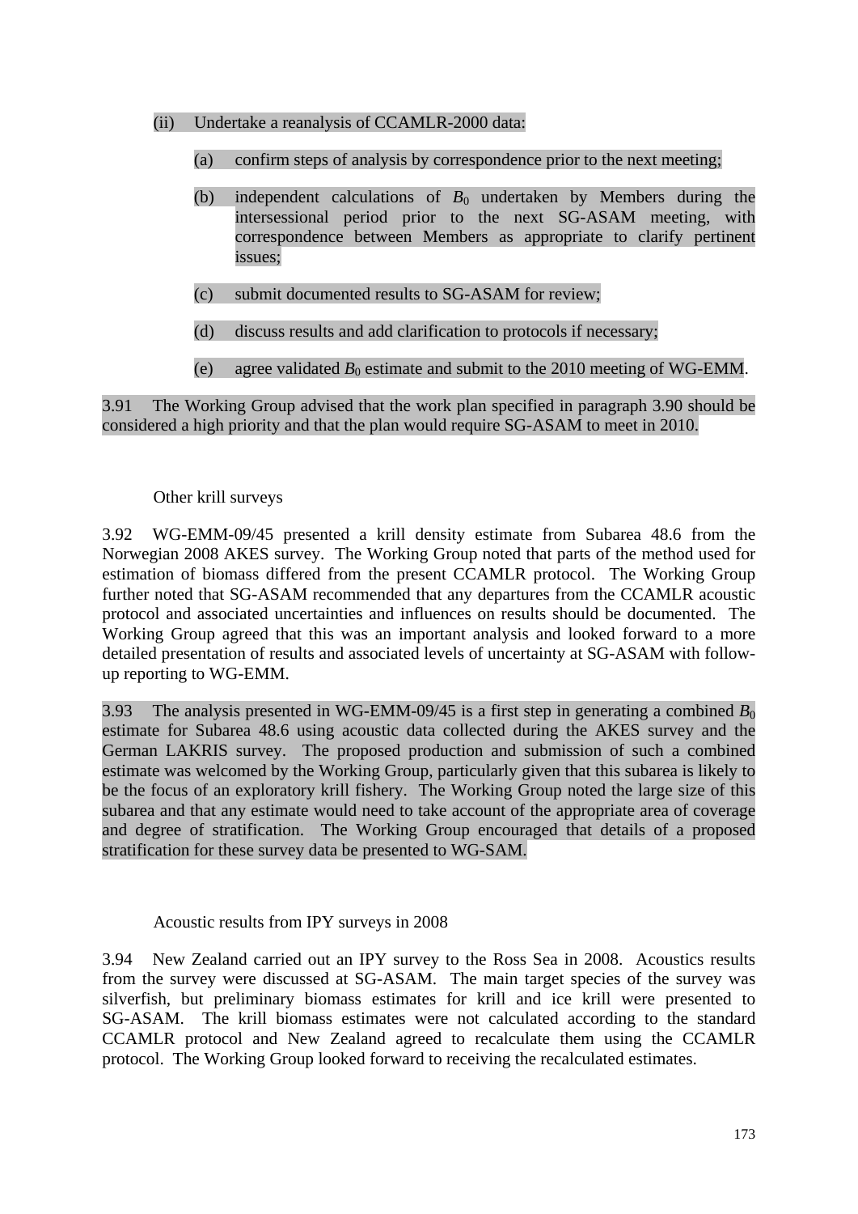(ii) Undertake a reanalysis of CCAMLR-2000 data:

(a) confirm steps of analysis by correspondence prior to the next meeting;

(b) independent calculations of $B_0$ undertaken by Members during the intersessional period prior to the next SG-ASAM meeting, with correspondence between Members as appropriate to clarify pertinent issues;

(c) submit documented results to SG-ASAM for review;

(d) discuss results and add clarification to protocols if necessary;

(e) agree validated $B_0$ estimate and submit to the 2010 meeting of WG-EMM.

3.91 The Working Group advised that the work plan specified in paragraph 3.90 should be considered a high priority and that the plan would require SG-ASAM to meet in 2010.

### Other krill surveys

3.92 WG-EMM-09/45 presented a krill density estimate from Subarea 48.6 from the Norwegian 2008 AKES survey. The Working Group noted that parts of the method used for estimation of biomass differed from the present CCAMLR protocol. The Working Group further noted that SG-ASAM recommended that any departures from the CCAMLR acoustic protocol and associated uncertainties and influences on results should be documented. The Working Group agreed that this was an important analysis and looked forward to a more detailed presentation of results and associated levels of uncertainty at SG-ASAM with follow-up reporting to WG-EMM.

3.93 The analysis presented in WG-EMM-09/45 is a first step in generating a combined $B_0$ estimate for Subarea 48.6 using acoustic data collected during the AKES survey and the German LAKRIS survey. The proposed production and submission of such a combined estimate was welcomed by the Working Group, particularly given that this subarea is likely to be the focus of an exploratory krill fishery. The Working Group noted the large size of this subarea and that any estimate would need to take account of the appropriate area of coverage and degree of stratification. The Working Group encouraged that details of a proposed stratification for these survey data be presented to WG-SAM.

### Acoustic results from IPY surveys in 2008

3.94 New Zealand carried out an IPY survey to the Ross Sea in 2008. Acoustics results from the survey were discussed at SG-ASAM. The main target species of the survey was silverfish, but preliminary biomass estimates for krill and ice krill were presented to SG-ASAM. The krill biomass estimates were not calculated according to the standard CCAMLR protocol and New Zealand agreed to recalculate them using the CCAMLR protocol. The Working Group looked forward to receiving the recalculated estimates.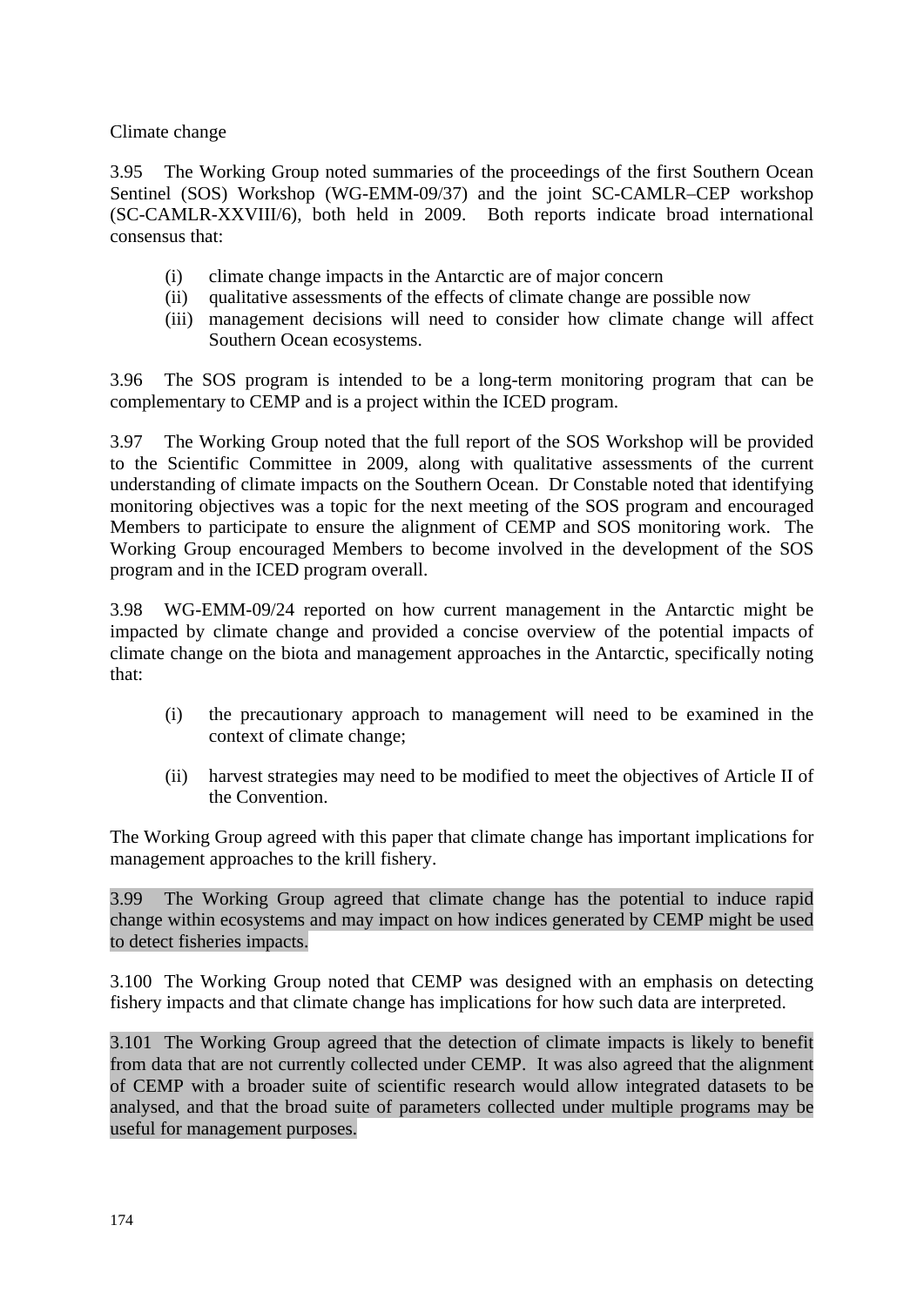Climate change

3.95 The Working Group noted summaries of the proceedings of the first Southern Ocean Sentinel (SOS) Workshop (WG-EMM-09/37) and the joint SC-CAMLR–CEP workshop (SC-CAMLR-XXVIII/6), both held in 2009. Both reports indicate broad international consensus that:

(i) climate change impacts in the Antarctic are of major concern
(ii) qualitative assessments of the effects of climate change are possible now
(iii) management decisions will need to consider how climate change will affect Southern Ocean ecosystems.

3.96 The SOS program is intended to be a long-term monitoring program that can be complementary to CEMP and is a project within the ICED program.

3.97 The Working Group noted that the full report of the SOS Workshop will be provided to the Scientific Committee in 2009, along with qualitative assessments of the current understanding of climate impacts on the Southern Ocean. Dr Constable noted that identifying monitoring objectives was a topic for the next meeting of the SOS program and encouraged Members to participate to ensure the alignment of CEMP and SOS monitoring work. The Working Group encouraged Members to become involved in the development of the SOS program and in the ICED program overall.

3.98 WG-EMM-09/24 reported on how current management in the Antarctic might be impacted by climate change and provided a concise overview of the potential impacts of climate change on the biota and management approaches in the Antarctic, specifically noting that:

(i) the precautionary approach to management will need to be examined in the context of climate change;

(ii) harvest strategies may need to be modified to meet the objectives of Article II of the Convention.

The Working Group agreed with this paper that climate change has important implications for management approaches to the krill fishery.

3.99 The Working Group agreed that climate change has the potential to induce rapid change within ecosystems and may impact on how indices generated by CEMP might be used to detect fisheries impacts.

3.100 The Working Group noted that CEMP was designed with an emphasis on detecting fishery impacts and that climate change has implications for how such data are interpreted.

3.101 The Working Group agreed that the detection of climate impacts is likely to benefit from data that are not currently collected under CEMP. It was also agreed that the alignment of CEMP with a broader suite of scientific research would allow integrated datasets to be analysed, and that the broad suite of parameters collected under multiple programs may be useful for management purposes.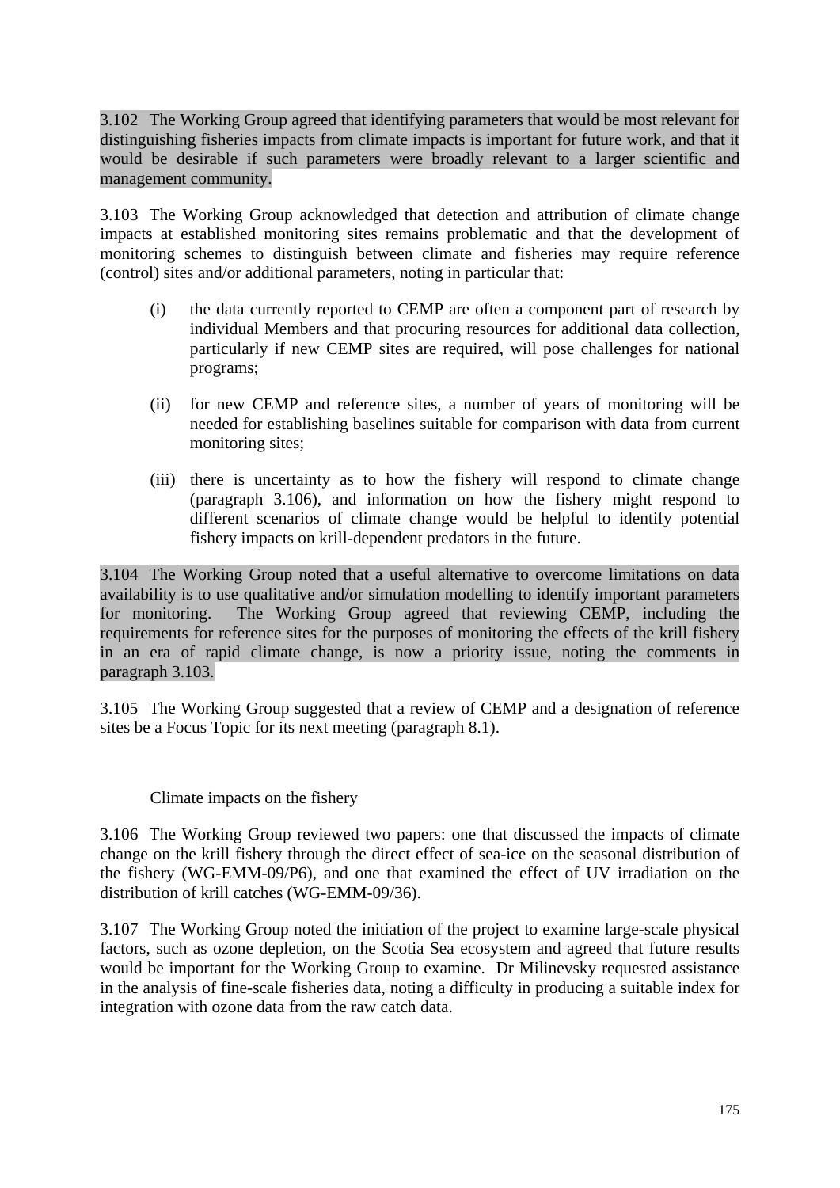3.102 The Working Group agreed that identifying parameters that would be most relevant for distinguishing fisheries impacts from climate impacts is important for future work, and that it would be desirable if such parameters were broadly relevant to a larger scientific and management community.

3.103 The Working Group acknowledged that detection and attribution of climate change impacts at established monitoring sites remains problematic and that the development of monitoring schemes to distinguish between climate and fisheries may require reference (control) sites and/or additional parameters, noting in particular that:

(i) the data currently reported to CEMP are often a component part of research by individual Members and that procuring resources for additional data collection, particularly if new CEMP sites are required, will pose challenges for national programs;

(ii) for new CEMP and reference sites, a number of years of monitoring will be needed for establishing baselines suitable for comparison with data from current monitoring sites;

(iii) there is uncertainty as to how the fishery will respond to climate change (paragraph 3.106), and information on how the fishery might respond to different scenarios of climate change would be helpful to identify potential fishery impacts on krill-dependent predators in the future.

3.104 The Working Group noted that a useful alternative to overcome limitations on data availability is to use qualitative and/or simulation modelling to identify important parameters for monitoring. The Working Group agreed that reviewing CEMP, including the requirements for reference sites for the purposes of monitoring the effects of the krill fishery in an era of rapid climate change, is now a priority issue, noting the comments in paragraph 3.103.

3.105 The Working Group suggested that a review of CEMP and a designation of reference sites be a Focus Topic for its next meeting (paragraph 8.1).

### Climate impacts on the fishery

3.106 The Working Group reviewed two papers: one that discussed the impacts of climate change on the krill fishery through the direct effect of sea-ice on the seasonal distribution of the fishery (WG-EMM-09/P6), and one that examined the effect of UV irradiation on the distribution of krill catches (WG-EMM-09/36).

3.107 The Working Group noted the initiation of the project to examine large-scale physical factors, such as ozone depletion, on the Scotia Sea ecosystem and agreed that future results would be important for the Working Group to examine. Dr Milinevsky requested assistance in the analysis of fine-scale fisheries data, noting a difficulty in producing a suitable index for integration with ozone data from the raw catch data.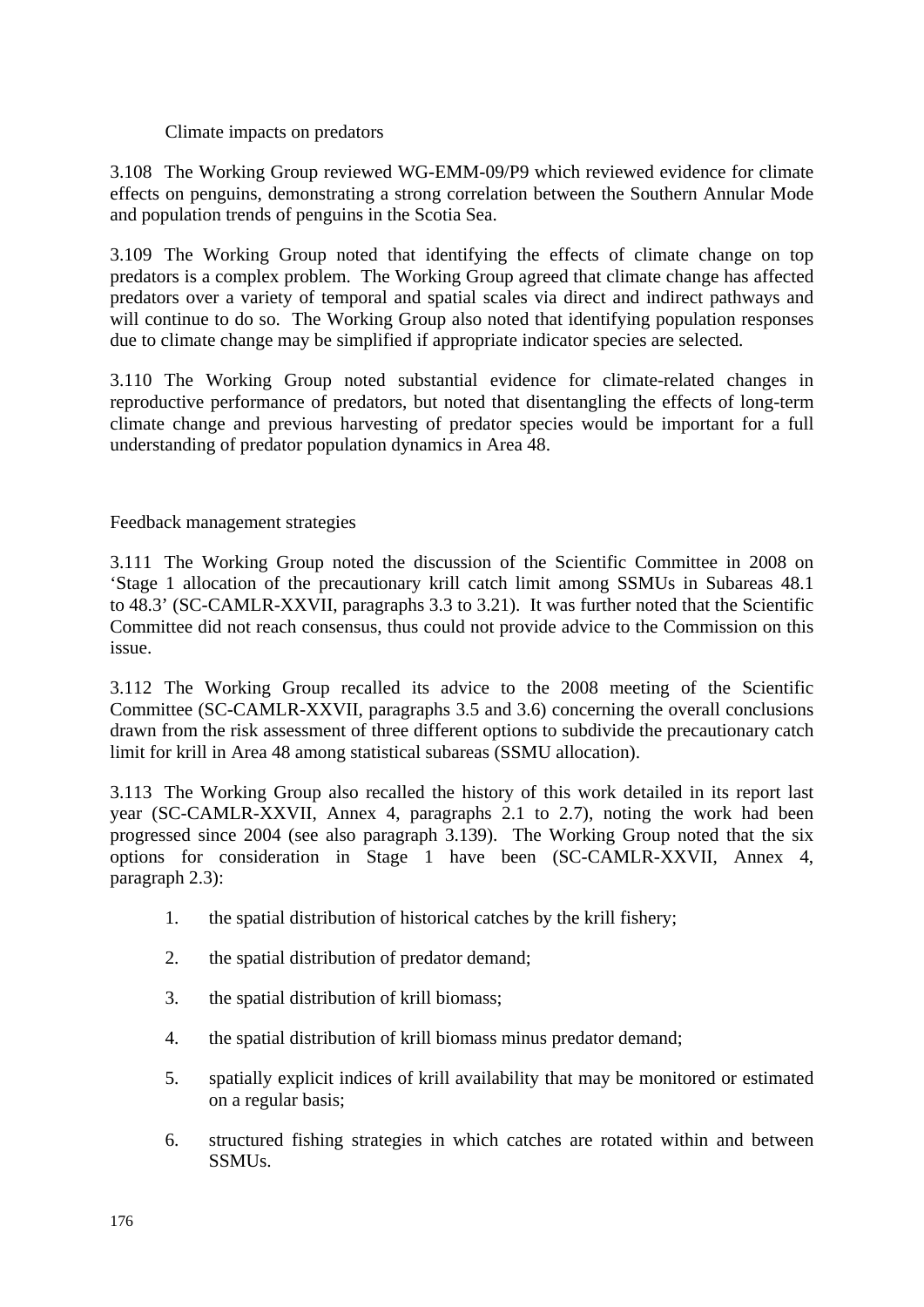### Climate impacts on predators

3.108 The Working Group reviewed WG-EMM-09/P9 which reviewed evidence for climate effects on penguins, demonstrating a strong correlation between the Southern Annular Mode and population trends of penguins in the Scotia Sea.

3.109 The Working Group noted that identifying the effects of climate change on top predators is a complex problem. The Working Group agreed that climate change has affected predators over a variety of temporal and spatial scales via direct and indirect pathways and will continue to do so. The Working Group also noted that identifying population responses due to climate change may be simplified if appropriate indicator species are selected.

3.110 The Working Group noted substantial evidence for climate-related changes in reproductive performance of predators, but noted that disentangling the effects of long-term climate change and previous harvesting of predator species would be important for a full understanding of predator population dynamics in Area 48.

## Feedback management strategies

3.111 The Working Group noted the discussion of the Scientific Committee in 2008 on 'Stage 1 allocation of the precautionary krill catch limit among SSMUs in Subareas 48.1 to 48.3' (SC-CAMLR-XXVII, paragraphs 3.3 to 3.21). It was further noted that the Scientific Committee did not reach consensus, thus could not provide advice to the Commission on this issue.

3.112 The Working Group recalled its advice to the 2008 meeting of the Scientific Committee (SC-CAMLR-XXVII, paragraphs 3.5 and 3.6) concerning the overall conclusions drawn from the risk assessment of three different options to subdivide the precautionary catch limit for krill in Area 48 among statistical subareas (SSMU allocation).

3.113 The Working Group also recalled the history of this work detailed in its report last year (SC-CAMLR-XXVII, Annex 4, paragraphs 2.1 to 2.7), noting the work had been progressed since 2004 (see also paragraph 3.139). The Working Group noted that the six options for consideration in Stage 1 have been (SC-CAMLR-XXVII, Annex 4, paragraph 2.3):

1. the spatial distribution of historical catches by the krill fishery;
2. the spatial distribution of predator demand;
3. the spatial distribution of krill biomass;
4. the spatial distribution of krill biomass minus predator demand;
5. spatially explicit indices of krill availability that may be monitored or estimated on a regular basis;
6. structured fishing strategies in which catches are rotated within and between SSMUs.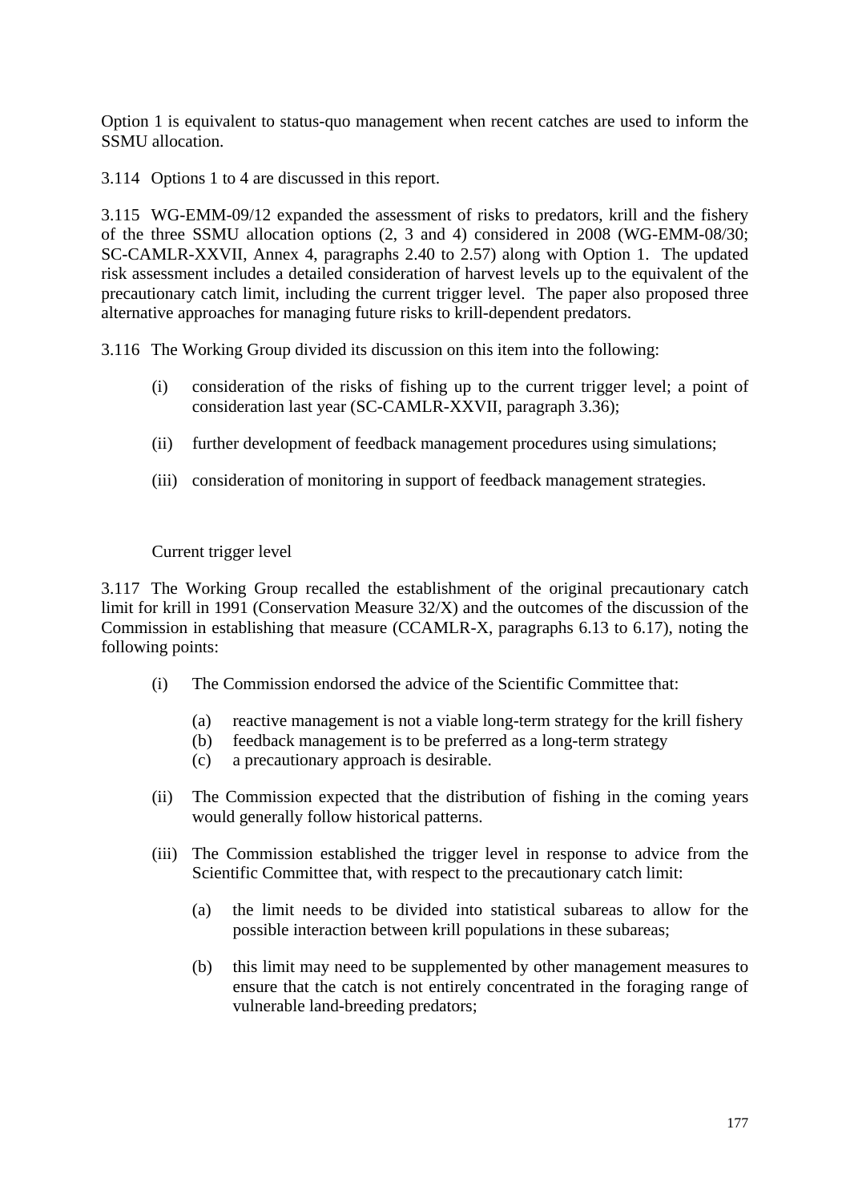Option 1 is equivalent to status-quo management when recent catches are used to inform the SSMU allocation.

3.114 Options 1 to 4 are discussed in this report.

3.115 WG-EMM-09/12 expanded the assessment of risks to predators, krill and the fishery of the three SSMU allocation options (2, 3 and 4) considered in 2008 (WG-EMM-08/30; SC-CAMLR-XXVII, Annex 4, paragraphs 2.40 to 2.57) along with Option 1. The updated risk assessment includes a detailed consideration of harvest levels up to the equivalent of the precautionary catch limit, including the current trigger level. The paper also proposed three alternative approaches for managing future risks to krill-dependent predators.

3.116 The Working Group divided its discussion on this item into the following:

(i) consideration of the risks of fishing up to the current trigger level; a point of consideration last year (SC-CAMLR-XXVII, paragraph 3.36);

(ii) further development of feedback management procedures using simulations;

(iii) consideration of monitoring in support of feedback management strategies.

Current trigger level

3.117 The Working Group recalled the establishment of the original precautionary catch limit for krill in 1991 (Conservation Measure 32/X) and the outcomes of the discussion of the Commission in establishing that measure (CCAMLR-X, paragraphs 6.13 to 6.17), noting the following points:

(i) The Commission endorsed the advice of the Scientific Committee that:

  (a) reactive management is not a viable long-term strategy for the krill fishery
  (b) feedback management is to be preferred as a long-term strategy
  (c) a precautionary approach is desirable.

(ii) The Commission expected that the distribution of fishing in the coming years would generally follow historical patterns.

(iii) The Commission established the trigger level in response to advice from the Scientific Committee that, with respect to the precautionary catch limit:

  (a) the limit needs to be divided into statistical subareas to allow for the possible interaction between krill populations in these subareas;

  (b) this limit may need to be supplemented by other management measures to ensure that the catch is not entirely concentrated in the foraging range of vulnerable land-breeding predators;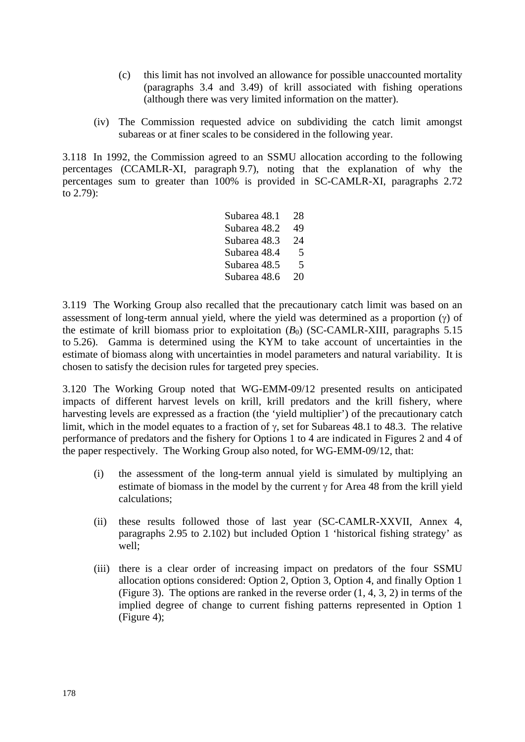(c) this limit has not involved an allowance for possible unaccounted mortality (paragraphs 3.4 and 3.49) of krill associated with fishing operations (although there was very limited information on the matter).

(iv) The Commission requested advice on subdividing the catch limit amongst subareas or at finer scales to be considered in the following year.

3.118 In 1992, the Commission agreed to an SSMU allocation according to the following percentages (CCAMLR-XI, paragraph 9.7), noting that the explanation of why the percentages sum to greater than 100% is provided in SC-CAMLR-XI, paragraphs 2.72 to 2.79):

| | |
|---|---|
| Subarea 48.1 | 28 |
| Subarea 48.2 | 49 |
| Subarea 48.3 | 24 |
| Subarea 48.4 | 5 |
| Subarea 48.5 | 5 |
| Subarea 48.6 | 20 |

3.119 The Working Group also recalled that the precautionary catch limit was based on an assessment of long-term annual yield, where the yield was determined as a proportion ($\gamma$) of the estimate of krill biomass prior to exploitation ($B_0$) (SC-CAMLR-XIII, paragraphs 5.15 to 5.26). Gamma is determined using the KYM to take account of uncertainties in the estimate of biomass along with uncertainties in model parameters and natural variability. It is chosen to satisfy the decision rules for targeted prey species.

3.120 The Working Group noted that WG-EMM-09/12 presented results on anticipated impacts of different harvest levels on krill, krill predators and the krill fishery, where harvesting levels are expressed as a fraction (the 'yield multiplier') of the precautionary catch limit, which in the model equates to a fraction of $\gamma$, set for Subareas 48.1 to 48.3. The relative performance of predators and the fishery for Options 1 to 4 are indicated in Figures 2 and 4 of the paper respectively. The Working Group also noted, for WG-EMM-09/12, that:

(i) the assessment of the long-term annual yield is simulated by multiplying an estimate of biomass in the model by the current $\gamma$ for Area 48 from the krill yield calculations;

(ii) these results followed those of last year (SC-CAMLR-XXVII, Annex 4, paragraphs 2.95 to 2.102) but included Option 1 'historical fishing strategy' as well;

(iii) there is a clear order of increasing impact on predators of the four SSMU allocation options considered: Option 2, Option 3, Option 4, and finally Option 1 (Figure 3). The options are ranked in the reverse order (1, 4, 3, 2) in terms of the implied degree of change to current fishing patterns represented in Option 1 (Figure 4);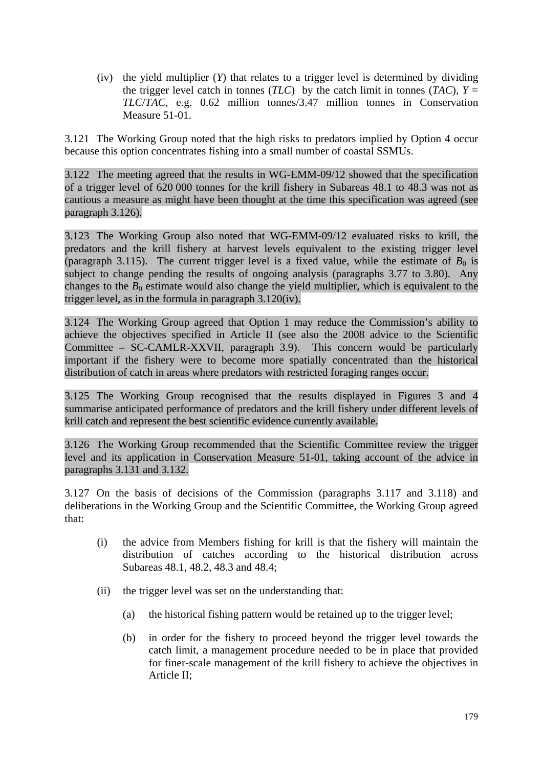(iv) the yield multiplier (*Y*) that relates to a trigger level is determined by dividing the trigger level catch in tonnes (*TLC*) by the catch limit in tonnes (*TAC*), *Y* = *TLC*/*TAC*, e.g. 0.62 million tonnes/3.47 million tonnes in Conservation Measure 51-01.

3.121 The Working Group noted that the high risks to predators implied by Option 4 occur because this option concentrates fishing into a small number of coastal SSMUs.

3.122 The meeting agreed that the results in WG-EMM-09/12 showed that the specification of a trigger level of 620 000 tonnes for the krill fishery in Subareas 48.1 to 48.3 was not as cautious a measure as might have been thought at the time this specification was agreed (see paragraph 3.126).

3.123 The Working Group also noted that WG-EMM-09/12 evaluated risks to krill, the predators and the krill fishery at harvest levels equivalent to the existing trigger level (paragraph 3.115). The current trigger level is a fixed value, while the estimate of $B_0$ is subject to change pending the results of ongoing analysis (paragraphs 3.77 to 3.80). Any changes to the $B_0$ estimate would also change the yield multiplier, which is equivalent to the trigger level, as in the formula in paragraph 3.120(iv).

3.124 The Working Group agreed that Option 1 may reduce the Commission's ability to achieve the objectives specified in Article II (see also the 2008 advice to the Scientific Committee – SC-CAMLR-XXVII, paragraph 3.9). This concern would be particularly important if the fishery were to become more spatially concentrated than the historical distribution of catch in areas where predators with restricted foraging ranges occur.

3.125 The Working Group recognised that the results displayed in Figures 3 and 4 summarise anticipated performance of predators and the krill fishery under different levels of krill catch and represent the best scientific evidence currently available.

3.126 The Working Group recommended that the Scientific Committee review the trigger level and its application in Conservation Measure 51-01, taking account of the advice in paragraphs 3.131 and 3.132.

3.127 On the basis of decisions of the Commission (paragraphs 3.117 and 3.118) and deliberations in the Working Group and the Scientific Committee, the Working Group agreed that:

(i) the advice from Members fishing for krill is that the fishery will maintain the distribution of catches according to the historical distribution across Subareas 48.1, 48.2, 48.3 and 48.4;

(ii) the trigger level was set on the understanding that:

(a) the historical fishing pattern would be retained up to the trigger level;

(b) in order for the fishery to proceed beyond the trigger level towards the catch limit, a management procedure needed to be in place that provided for finer-scale management of the krill fishery to achieve the objectives in Article II;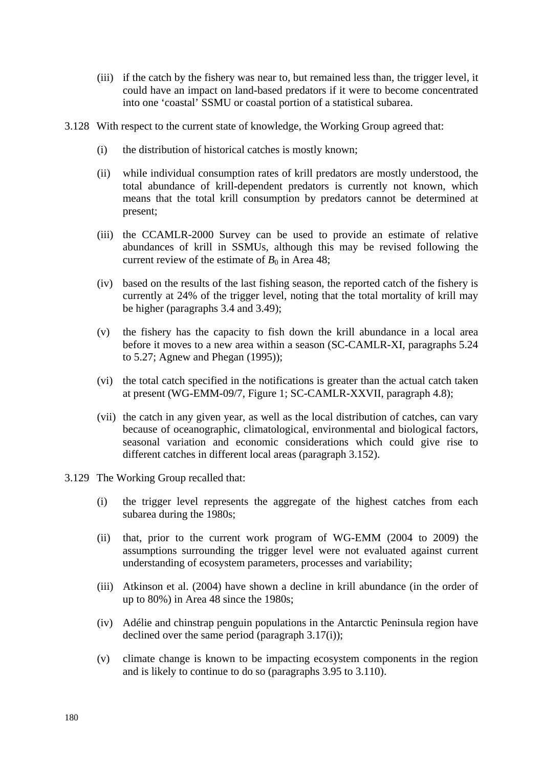(iii) if the catch by the fishery was near to, but remained less than, the trigger level, it could have an impact on land-based predators if it were to become concentrated into one 'coastal' SSMU or coastal portion of a statistical subarea.

3.128 With respect to the current state of knowledge, the Working Group agreed that:

(i) the distribution of historical catches is mostly known;

(ii) while individual consumption rates of krill predators are mostly understood, the total abundance of krill-dependent predators is currently not known, which means that the total krill consumption by predators cannot be determined at present;

(iii) the CCAMLR-2000 Survey can be used to provide an estimate of relative abundances of krill in SSMUs, although this may be revised following the current review of the estimate of $B_0$ in Area 48;

(iv) based on the results of the last fishing season, the reported catch of the fishery is currently at 24% of the trigger level, noting that the total mortality of krill may be higher (paragraphs 3.4 and 3.49);

(v) the fishery has the capacity to fish down the krill abundance in a local area before it moves to a new area within a season (SC-CAMLR-XI, paragraphs 5.24 to 5.27; Agnew and Phegan (1995));

(vi) the total catch specified in the notifications is greater than the actual catch taken at present (WG-EMM-09/7, Figure 1; SC-CAMLR-XXVII, paragraph 4.8);

(vii) the catch in any given year, as well as the local distribution of catches, can vary because of oceanographic, climatological, environmental and biological factors, seasonal variation and economic considerations which could give rise to different catches in different local areas (paragraph 3.152).

3.129 The Working Group recalled that:

(i) the trigger level represents the aggregate of the highest catches from each subarea during the 1980s;

(ii) that, prior to the current work program of WG-EMM (2004 to 2009) the assumptions surrounding the trigger level were not evaluated against current understanding of ecosystem parameters, processes and variability;

(iii) Atkinson et al. (2004) have shown a decline in krill abundance (in the order of up to 80%) in Area 48 since the 1980s;

(iv) Adélie and chinstrap penguin populations in the Antarctic Peninsula region have declined over the same period (paragraph 3.17(i));

(v) climate change is known to be impacting ecosystem components in the region and is likely to continue to do so (paragraphs 3.95 to 3.110).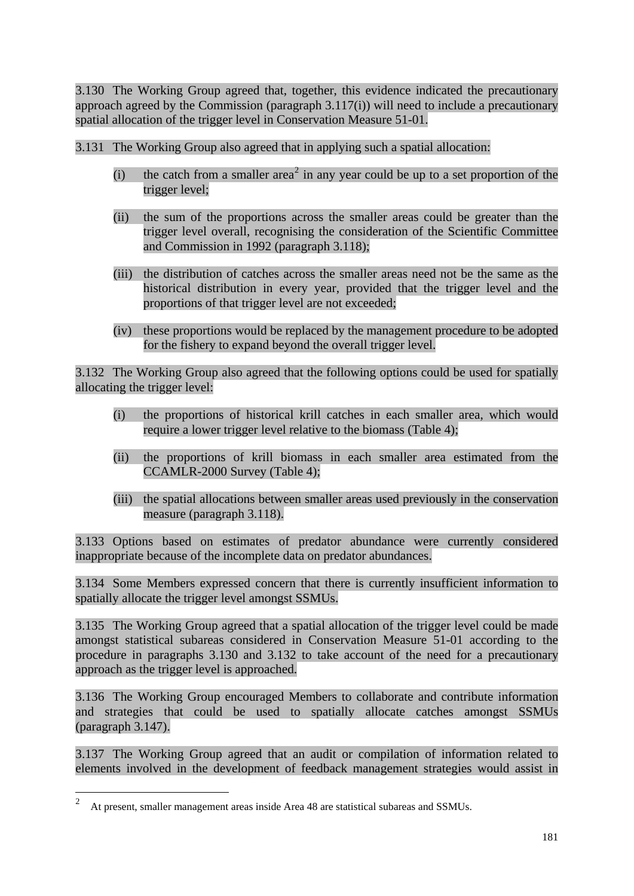3.130 The Working Group agreed that, together, this evidence indicated the precautionary approach agreed by the Commission (paragraph 3.117(i)) will need to include a precautionary spatial allocation of the trigger level in Conservation Measure 51-01.

3.131 The Working Group also agreed that in applying such a spatial allocation:

(i) the catch from a smaller area[2] in any year could be up to a set proportion of the trigger level;

(ii) the sum of the proportions across the smaller areas could be greater than the trigger level overall, recognising the consideration of the Scientific Committee and Commission in 1992 (paragraph 3.118);

(iii) the distribution of catches across the smaller areas need not be the same as the historical distribution in every year, provided that the trigger level and the proportions of that trigger level are not exceeded;

(iv) these proportions would be replaced by the management procedure to be adopted for the fishery to expand beyond the overall trigger level.

3.132 The Working Group also agreed that the following options could be used for spatially allocating the trigger level:

(i) the proportions of historical krill catches in each smaller area, which would require a lower trigger level relative to the biomass (Table 4);

(ii) the proportions of krill biomass in each smaller area estimated from the CCAMLR-2000 Survey (Table 4);

(iii) the spatial allocations between smaller areas used previously in the conservation measure (paragraph 3.118).

3.133 Options based on estimates of predator abundance were currently considered inappropriate because of the incomplete data on predator abundances.

3.134 Some Members expressed concern that there is currently insufficient information to spatially allocate the trigger level amongst SSMUs.

3.135 The Working Group agreed that a spatial allocation of the trigger level could be made amongst statistical subareas considered in Conservation Measure 51-01 according to the procedure in paragraphs 3.130 and 3.132 to take account of the need for a precautionary approach as the trigger level is approached.

3.136 The Working Group encouraged Members to collaborate and contribute information and strategies that could be used to spatially allocate catches amongst SSMUs (paragraph 3.147).

3.137 The Working Group agreed that an audit or compilation of information related to elements involved in the development of feedback management strategies would assist in

---

[2] At present, smaller management areas inside Area 48 are statistical subareas and SSMUs.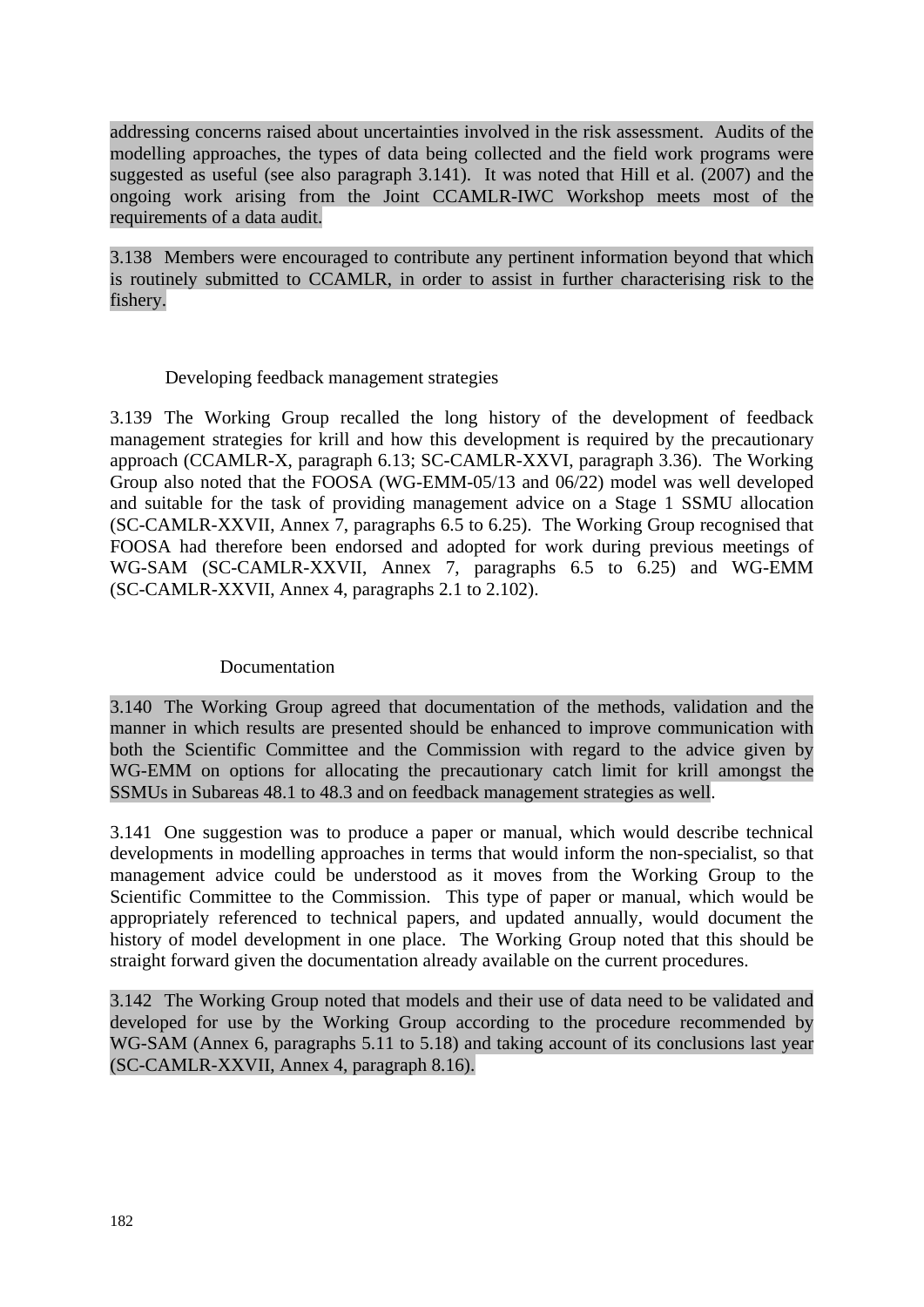addressing concerns raised about uncertainties involved in the risk assessment. Audits of the modelling approaches, the types of data being collected and the field work programs were suggested as useful (see also paragraph 3.141). It was noted that Hill et al. (2007) and the ongoing work arising from the Joint CCAMLR-IWC Workshop meets most of the requirements of a data audit.

3.138 Members were encouraged to contribute any pertinent information beyond that which is routinely submitted to CCAMLR, in order to assist in further characterising risk to the fishery.

### Developing feedback management strategies

3.139 The Working Group recalled the long history of the development of feedback management strategies for krill and how this development is required by the precautionary approach (CCAMLR-X, paragraph 6.13; SC-CAMLR-XXVI, paragraph 3.36). The Working Group also noted that the FOOSA (WG-EMM-05/13 and 06/22) model was well developed and suitable for the task of providing management advice on a Stage 1 SSMU allocation (SC-CAMLR-XXVII, Annex 7, paragraphs 6.5 to 6.25). The Working Group recognised that FOOSA had therefore been endorsed and adopted for work during previous meetings of WG-SAM (SC-CAMLR-XXVII, Annex 7, paragraphs 6.5 to 6.25) and WG-EMM (SC-CAMLR-XXVII, Annex 4, paragraphs 2.1 to 2.102).

#### Documentation

3.140 The Working Group agreed that documentation of the methods, validation and the manner in which results are presented should be enhanced to improve communication with both the Scientific Committee and the Commission with regard to the advice given by WG-EMM on options for allocating the precautionary catch limit for krill amongst the SSMUs in Subareas 48.1 to 48.3 and on feedback management strategies as well.

3.141 One suggestion was to produce a paper or manual, which would describe technical developments in modelling approaches in terms that would inform the non-specialist, so that management advice could be understood as it moves from the Working Group to the Scientific Committee to the Commission. This type of paper or manual, which would be appropriately referenced to technical papers, and updated annually, would document the history of model development in one place. The Working Group noted that this should be straight forward given the documentation already available on the current procedures.

3.142 The Working Group noted that models and their use of data need to be validated and developed for use by the Working Group according to the procedure recommended by WG-SAM (Annex 6, paragraphs 5.11 to 5.18) and taking account of its conclusions last year (SC-CAMLR-XXVII, Annex 4, paragraph 8.16).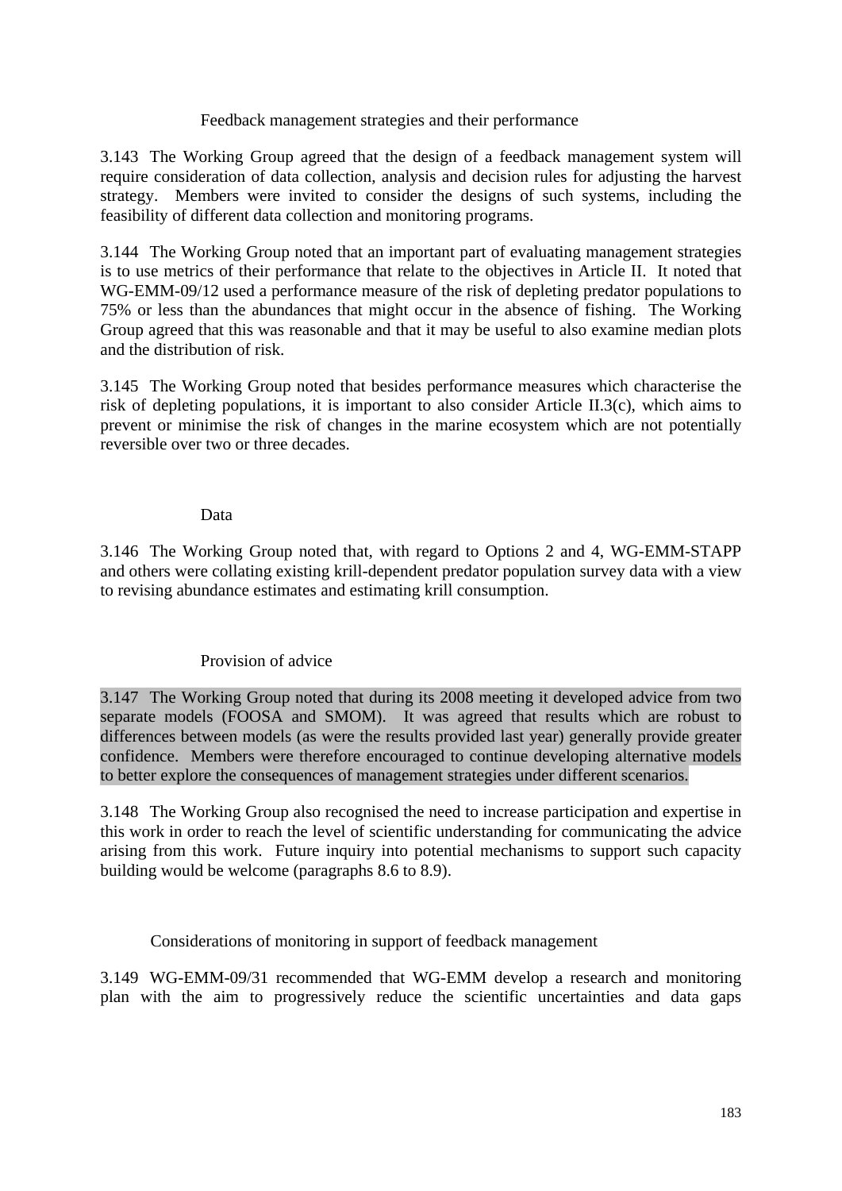#### Feedback management strategies and their performance

3.143 The Working Group agreed that the design of a feedback management system will require consideration of data collection, analysis and decision rules for adjusting the harvest strategy. Members were invited to consider the designs of such systems, including the feasibility of different data collection and monitoring programs.

3.144 The Working Group noted that an important part of evaluating management strategies is to use metrics of their performance that relate to the objectives in Article II. It noted that WG-EMM-09/12 used a performance measure of the risk of depleting predator populations to 75% or less than the abundances that might occur in the absence of fishing. The Working Group agreed that this was reasonable and that it may be useful to also examine median plots and the distribution of risk.

3.145 The Working Group noted that besides performance measures which characterise the risk of depleting populations, it is important to also consider Article II.3(c), which aims to prevent or minimise the risk of changes in the marine ecosystem which are not potentially reversible over two or three decades.

#### Data

3.146 The Working Group noted that, with regard to Options 2 and 4, WG-EMM-STAPP and others were collating existing krill-dependent predator population survey data with a view to revising abundance estimates and estimating krill consumption.

#### Provision of advice

3.147 The Working Group noted that during its 2008 meeting it developed advice from two separate models (FOOSA and SMOM). It was agreed that results which are robust to differences between models (as were the results provided last year) generally provide greater confidence. Members were therefore encouraged to continue developing alternative models to better explore the consequences of management strategies under different scenarios.

3.148 The Working Group also recognised the need to increase participation and expertise in this work in order to reach the level of scientific understanding for communicating the advice arising from this work. Future inquiry into potential mechanisms to support such capacity building would be welcome (paragraphs 8.6 to 8.9).

### Considerations of monitoring in support of feedback management

3.149 WG-EMM-09/31 recommended that WG-EMM develop a research and monitoring plan with the aim to progressively reduce the scientific uncertainties and data gaps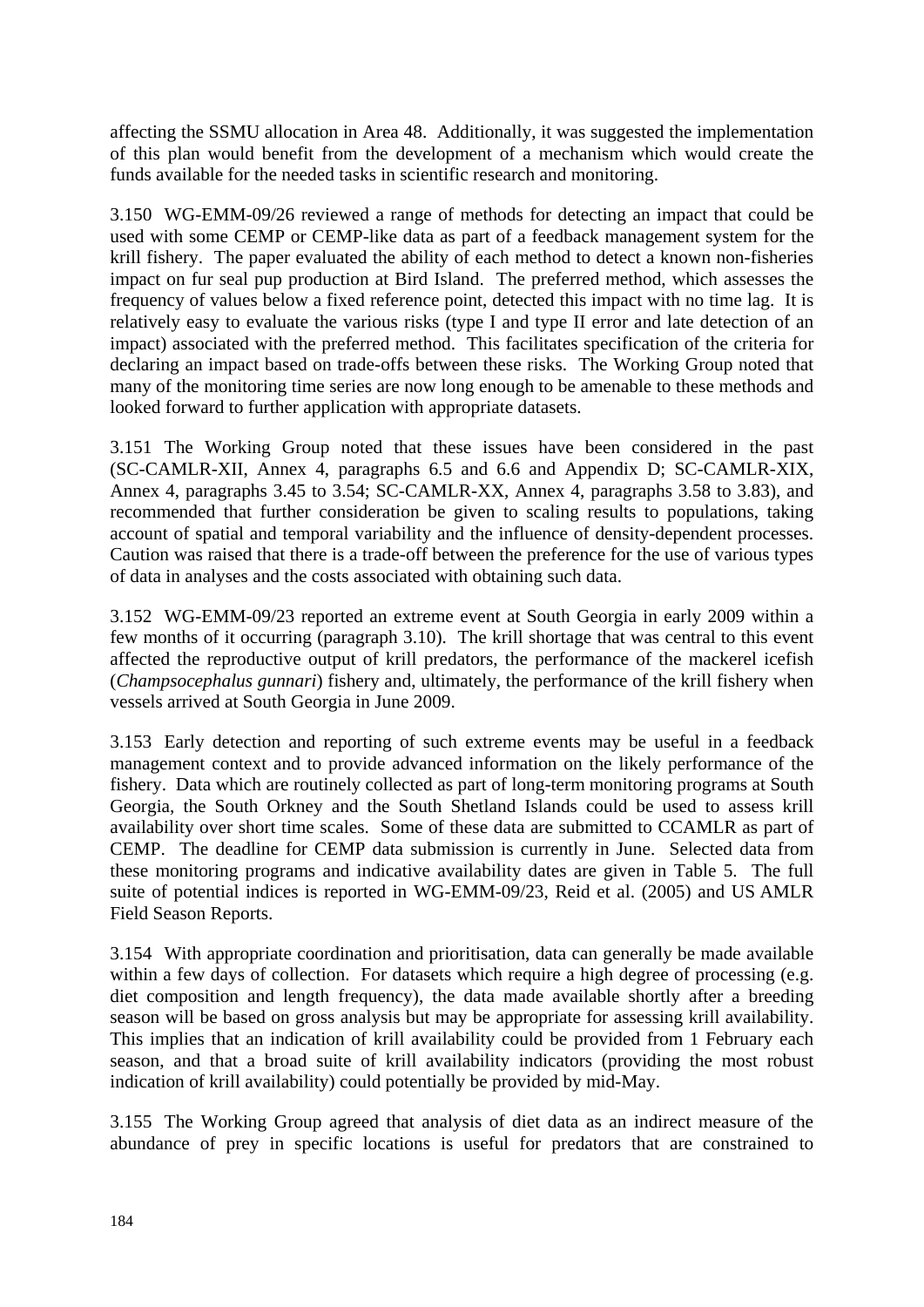affecting the SSMU allocation in Area 48. Additionally, it was suggested the implementation of this plan would benefit from the development of a mechanism which would create the funds available for the needed tasks in scientific research and monitoring.

3.150 WG-EMM-09/26 reviewed a range of methods for detecting an impact that could be used with some CEMP or CEMP-like data as part of a feedback management system for the krill fishery. The paper evaluated the ability of each method to detect a known non-fisheries impact on fur seal pup production at Bird Island. The preferred method, which assesses the frequency of values below a fixed reference point, detected this impact with no time lag. It is relatively easy to evaluate the various risks (type I and type II error and late detection of an impact) associated with the preferred method. This facilitates specification of the criteria for declaring an impact based on trade-offs between these risks. The Working Group noted that many of the monitoring time series are now long enough to be amenable to these methods and looked forward to further application with appropriate datasets.

3.151 The Working Group noted that these issues have been considered in the past (SC-CAMLR-XII, Annex 4, paragraphs 6.5 and 6.6 and Appendix D; SC-CAMLR-XIX, Annex 4, paragraphs 3.45 to 3.54; SC-CAMLR-XX, Annex 4, paragraphs 3.58 to 3.83), and recommended that further consideration be given to scaling results to populations, taking account of spatial and temporal variability and the influence of density-dependent processes. Caution was raised that there is a trade-off between the preference for the use of various types of data in analyses and the costs associated with obtaining such data.

3.152 WG-EMM-09/23 reported an extreme event at South Georgia in early 2009 within a few months of it occurring (paragraph 3.10). The krill shortage that was central to this event affected the reproductive output of krill predators, the performance of the mackerel icefish (*Champsocephalus gunnari*) fishery and, ultimately, the performance of the krill fishery when vessels arrived at South Georgia in June 2009.

3.153 Early detection and reporting of such extreme events may be useful in a feedback management context and to provide advanced information on the likely performance of the fishery. Data which are routinely collected as part of long-term monitoring programs at South Georgia, the South Orkney and the South Shetland Islands could be used to assess krill availability over short time scales. Some of these data are submitted to CCAMLR as part of CEMP. The deadline for CEMP data submission is currently in June. Selected data from these monitoring programs and indicative availability dates are given in Table 5. The full suite of potential indices is reported in WG-EMM-09/23, Reid et al. (2005) and US AMLR Field Season Reports.

3.154 With appropriate coordination and prioritisation, data can generally be made available within a few days of collection. For datasets which require a high degree of processing (e.g. diet composition and length frequency), the data made available shortly after a breeding season will be based on gross analysis but may be appropriate for assessing krill availability. This implies that an indication of krill availability could be provided from 1 February each season, and that a broad suite of krill availability indicators (providing the most robust indication of krill availability) could potentially be provided by mid-May.

3.155 The Working Group agreed that analysis of diet data as an indirect measure of the abundance of prey in specific locations is useful for predators that are constrained to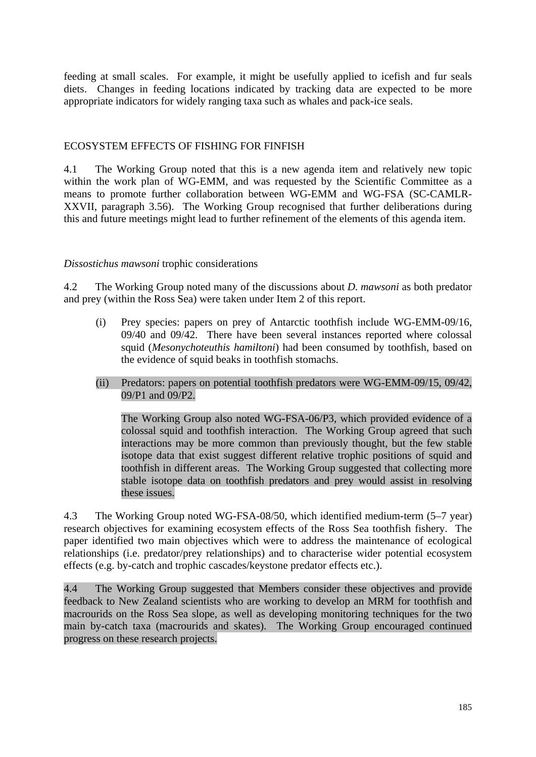feeding at small scales. For example, it might be usefully applied to icefish and fur seals diets. Changes in feeding locations indicated by tracking data are expected to be more appropriate indicators for widely ranging taxa such as whales and pack-ice seals.

## ECOSYSTEM EFFECTS OF FISHING FOR FINFISH

4.1 The Working Group noted that this is a new agenda item and relatively new topic within the work plan of WG-EMM, and was requested by the Scientific Committee as a means to promote further collaboration between WG-EMM and WG-FSA (SC-CAMLR-XXVII, paragraph 3.56). The Working Group recognised that further deliberations during this and future meetings might lead to further refinement of the elements of this agenda item.

### *Dissostichus mawsoni* trophic considerations

4.2 The Working Group noted many of the discussions about *D. mawsoni* as both predator and prey (within the Ross Sea) were taken under Item 2 of this report.

(i) Prey species: papers on prey of Antarctic toothfish include WG-EMM-09/16, 09/40 and 09/42. There have been several instances reported where colossal squid (*Mesonychoteuthis hamiltoni*) had been consumed by toothfish, based on the evidence of squid beaks in toothfish stomachs.

(ii) Predators: papers on potential toothfish predators were WG-EMM-09/15, 09/42, 09/P1 and 09/P2.

The Working Group also noted WG-FSA-06/P3, which provided evidence of a colossal squid and toothfish interaction. The Working Group agreed that such interactions may be more common than previously thought, but the few stable isotope data that exist suggest different relative trophic positions of squid and toothfish in different areas. The Working Group suggested that collecting more stable isotope data on toothfish predators and prey would assist in resolving these issues.

4.3 The Working Group noted WG-FSA-08/50, which identified medium-term (5–7 year) research objectives for examining ecosystem effects of the Ross Sea toothfish fishery. The paper identified two main objectives which were to address the maintenance of ecological relationships (i.e. predator/prey relationships) and to characterise wider potential ecosystem effects (e.g. by-catch and trophic cascades/keystone predator effects etc.).

4.4 The Working Group suggested that Members consider these objectives and provide feedback to New Zealand scientists who are working to develop an MRM for toothfish and macrourids on the Ross Sea slope, as well as developing monitoring techniques for the two main by-catch taxa (macrourids and skates). The Working Group encouraged continued progress on these research projects.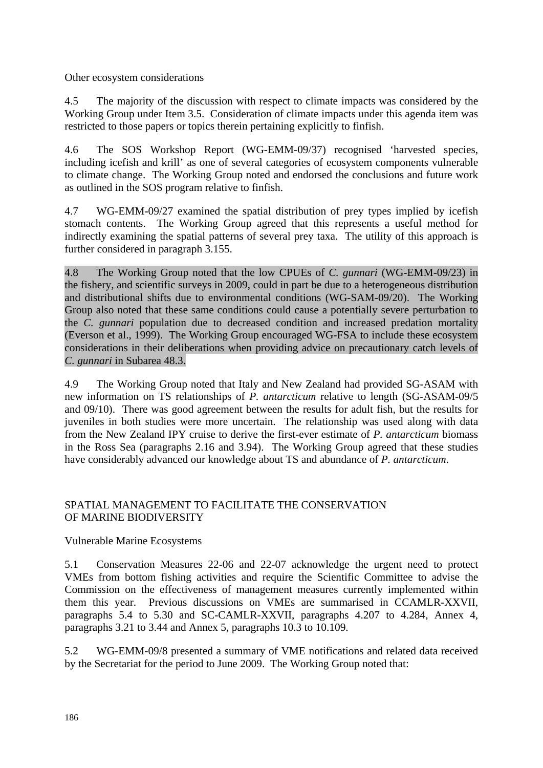Other ecosystem considerations

4.5 The majority of the discussion with respect to climate impacts was considered by the Working Group under Item 3.5. Consideration of climate impacts under this agenda item was restricted to those papers or topics therein pertaining explicitly to finfish.

4.6 The SOS Workshop Report (WG-EMM-09/37) recognised 'harvested species, including icefish and krill' as one of several categories of ecosystem components vulnerable to climate change. The Working Group noted and endorsed the conclusions and future work as outlined in the SOS program relative to finfish.

4.7 WG-EMM-09/27 examined the spatial distribution of prey types implied by icefish stomach contents. The Working Group agreed that this represents a useful method for indirectly examining the spatial patterns of several prey taxa. The utility of this approach is further considered in paragraph 3.155.

4.8 The Working Group noted that the low CPUEs of *C. gunnari* (WG-EMM-09/23) in the fishery, and scientific surveys in 2009, could in part be due to a heterogeneous distribution and distributional shifts due to environmental conditions (WG-SAM-09/20). The Working Group also noted that these same conditions could cause a potentially severe perturbation to the *C. gunnari* population due to decreased condition and increased predation mortality (Everson et al., 1999). The Working Group encouraged WG-FSA to include these ecosystem considerations in their deliberations when providing advice on precautionary catch levels of *C. gunnari* in Subarea 48.3.

4.9 The Working Group noted that Italy and New Zealand had provided SG-ASAM with new information on TS relationships of *P. antarcticum* relative to length (SG-ASAM-09/5 and 09/10). There was good agreement between the results for adult fish, but the results for juveniles in both studies were more uncertain. The relationship was used along with data from the New Zealand IPY cruise to derive the first-ever estimate of *P. antarcticum* biomass in the Ross Sea (paragraphs 2.16 and 3.94). The Working Group agreed that these studies have considerably advanced our knowledge about TS and abundance of *P. antarcticum*.

## SPATIAL MANAGEMENT TO FACILITATE THE CONSERVATION OF MARINE BIODIVERSITY

### Vulnerable Marine Ecosystems

5.1 Conservation Measures 22-06 and 22-07 acknowledge the urgent need to protect VMEs from bottom fishing activities and require the Scientific Committee to advise the Commission on the effectiveness of management measures currently implemented within them this year. Previous discussions on VMEs are summarised in CCAMLR-XXVII, paragraphs 5.4 to 5.30 and SC-CAMLR-XXVII, paragraphs 4.207 to 4.284, Annex 4, paragraphs 3.21 to 3.44 and Annex 5, paragraphs 10.3 to 10.109.

5.2 WG-EMM-09/8 presented a summary of VME notifications and related data received by the Secretariat for the period to June 2009. The Working Group noted that: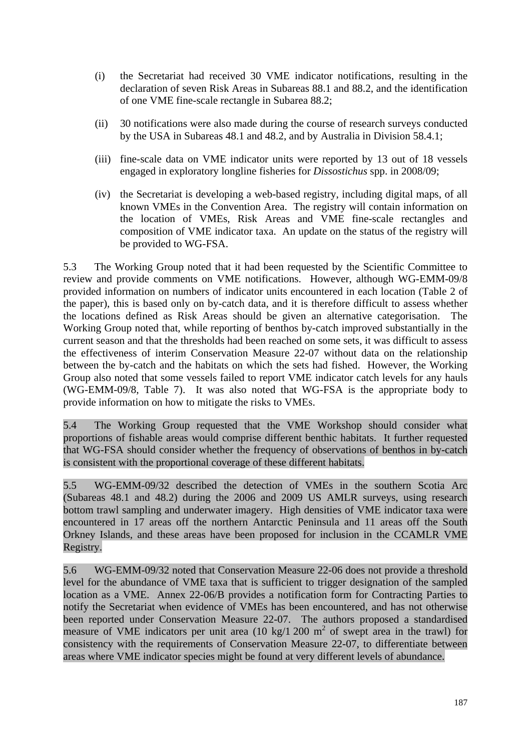(i) the Secretariat had received 30 VME indicator notifications, resulting in the declaration of seven Risk Areas in Subareas 88.1 and 88.2, and the identification of one VME fine-scale rectangle in Subarea 88.2;

(ii) 30 notifications were also made during the course of research surveys conducted by the USA in Subareas 48.1 and 48.2, and by Australia in Division 58.4.1;

(iii) fine-scale data on VME indicator units were reported by 13 out of 18 vessels engaged in exploratory longline fisheries for *Dissostichus* spp. in 2008/09;

(iv) the Secretariat is developing a web-based registry, including digital maps, of all known VMEs in the Convention Area. The registry will contain information on the location of VMEs, Risk Areas and VME fine-scale rectangles and composition of VME indicator taxa. An update on the status of the registry will be provided to WG-FSA.

5.3 The Working Group noted that it had been requested by the Scientific Committee to review and provide comments on VME notifications. However, although WG-EMM-09/8 provided information on numbers of indicator units encountered in each location (Table 2 of the paper), this is based only on by-catch data, and it is therefore difficult to assess whether the locations defined as Risk Areas should be given an alternative categorisation. The Working Group noted that, while reporting of benthos by-catch improved substantially in the current season and that the thresholds had been reached on some sets, it was difficult to assess the effectiveness of interim Conservation Measure 22-07 without data on the relationship between the by-catch and the habitats on which the sets had fished. However, the Working Group also noted that some vessels failed to report VME indicator catch levels for any hauls (WG-EMM-09/8, Table 7). It was also noted that WG-FSA is the appropriate body to provide information on how to mitigate the risks to VMEs.

5.4 The Working Group requested that the VME Workshop should consider what proportions of fishable areas would comprise different benthic habitats. It further requested that WG-FSA should consider whether the frequency of observations of benthos in by-catch is consistent with the proportional coverage of these different habitats.

5.5 WG-EMM-09/32 described the detection of VMEs in the southern Scotia Arc (Subareas 48.1 and 48.2) during the 2006 and 2009 US AMLR surveys, using research bottom trawl sampling and underwater imagery. High densities of VME indicator taxa were encountered in 17 areas off the northern Antarctic Peninsula and 11 areas off the South Orkney Islands, and these areas have been proposed for inclusion in the CCAMLR VME Registry.

5.6 WG-EMM-09/32 noted that Conservation Measure 22-06 does not provide a threshold level for the abundance of VME taxa that is sufficient to trigger designation of the sampled location as a VME. Annex 22-06/B provides a notification form for Contracting Parties to notify the Secretariat when evidence of VMEs has been encountered, and has not otherwise been reported under Conservation Measure 22-07. The authors proposed a standardised measure of VME indicators per unit area (10 kg/1 200 $m^2$ of swept area in the trawl) for consistency with the requirements of Conservation Measure 22-07, to differentiate between areas where VME indicator species might be found at very different levels of abundance.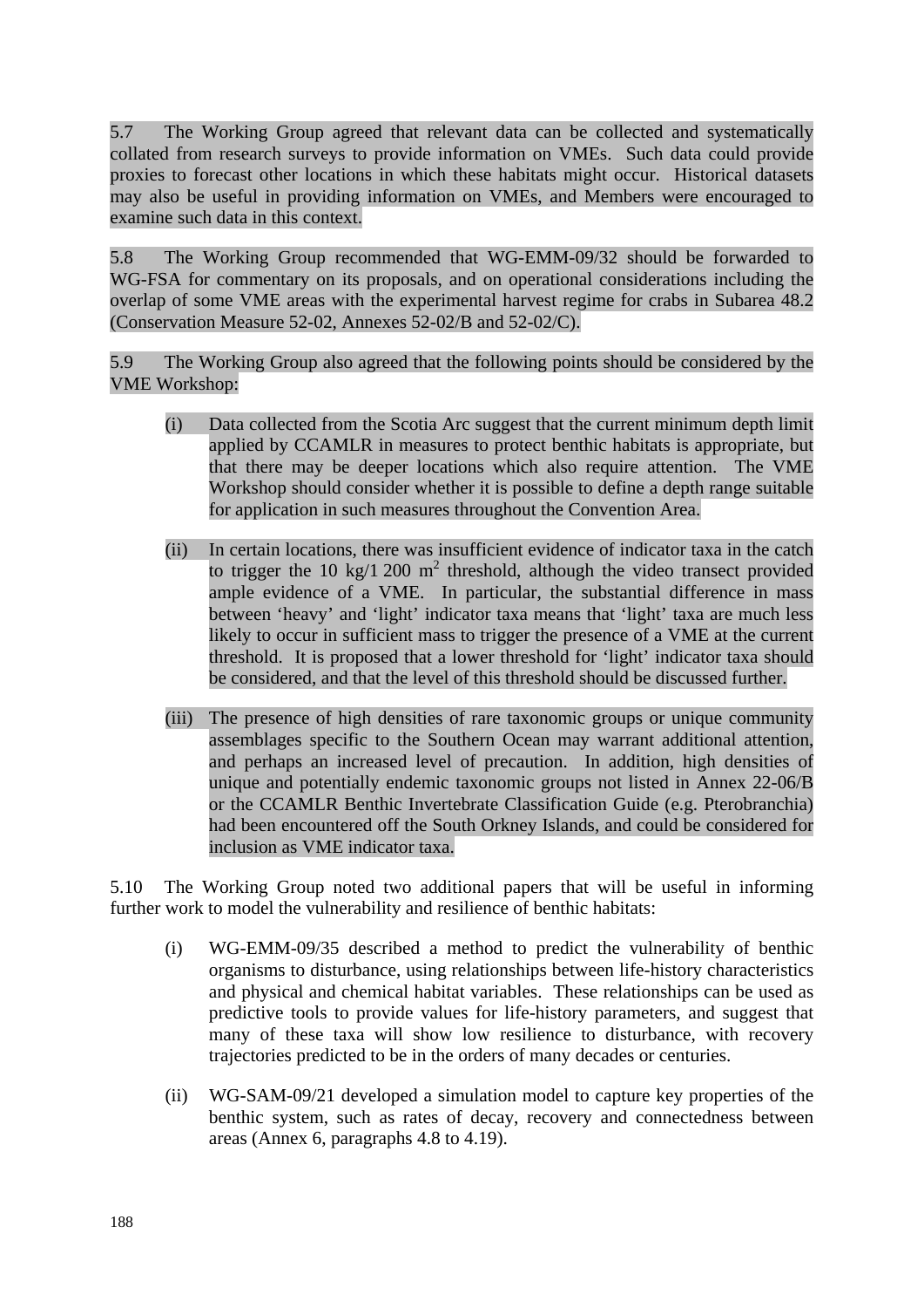5.7 The Working Group agreed that relevant data can be collected and systematically collated from research surveys to provide information on VMEs. Such data could provide proxies to forecast other locations in which these habitats might occur. Historical datasets may also be useful in providing information on VMEs, and Members were encouraged to examine such data in this context.

5.8 The Working Group recommended that WG-EMM-09/32 should be forwarded to WG-FSA for commentary on its proposals, and on operational considerations including the overlap of some VME areas with the experimental harvest regime for crabs in Subarea 48.2 (Conservation Measure 52-02, Annexes 52-02/B and 52-02/C).

5.9 The Working Group also agreed that the following points should be considered by the VME Workshop:

(i) Data collected from the Scotia Arc suggest that the current minimum depth limit applied by CCAMLR in measures to protect benthic habitats is appropriate, but that there may be deeper locations which also require attention. The VME Workshop should consider whether it is possible to define a depth range suitable for application in such measures throughout the Convention Area.

(ii) In certain locations, there was insufficient evidence of indicator taxa in the catch to trigger the 10 kg/1 200 $m^2$ threshold, although the video transect provided ample evidence of a VME. In particular, the substantial difference in mass between 'heavy' and 'light' indicator taxa means that 'light' taxa are much less likely to occur in sufficient mass to trigger the presence of a VME at the current threshold. It is proposed that a lower threshold for 'light' indicator taxa should be considered, and that the level of this threshold should be discussed further.

(iii) The presence of high densities of rare taxonomic groups or unique community assemblages specific to the Southern Ocean may warrant additional attention, and perhaps an increased level of precaution. In addition, high densities of unique and potentially endemic taxonomic groups not listed in Annex 22-06/B or the CCAMLR Benthic Invertebrate Classification Guide (e.g. Pterobranchia) had been encountered off the South Orkney Islands, and could be considered for inclusion as VME indicator taxa.

5.10 The Working Group noted two additional papers that will be useful in informing further work to model the vulnerability and resilience of benthic habitats:

(i) WG-EMM-09/35 described a method to predict the vulnerability of benthic organisms to disturbance, using relationships between life-history characteristics and physical and chemical habitat variables. These relationships can be used as predictive tools to provide values for life-history parameters, and suggest that many of these taxa will show low resilience to disturbance, with recovery trajectories predicted to be in the orders of many decades or centuries.

(ii) WG-SAM-09/21 developed a simulation model to capture key properties of the benthic system, such as rates of decay, recovery and connectedness between areas (Annex 6, paragraphs 4.8 to 4.19).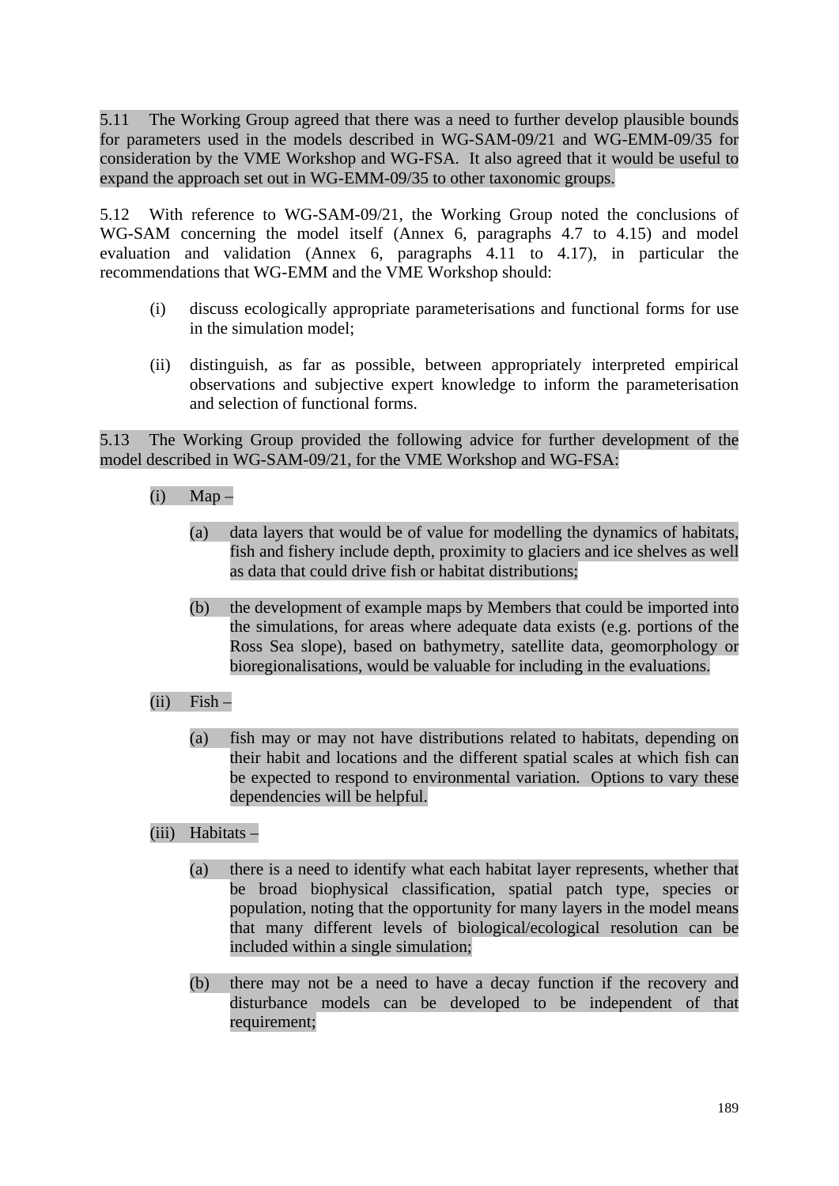5.11 The Working Group agreed that there was a need to further develop plausible bounds for parameters used in the models described in WG-SAM-09/21 and WG-EMM-09/35 for consideration by the VME Workshop and WG-FSA. It also agreed that it would be useful to expand the approach set out in WG-EMM-09/35 to other taxonomic groups.

5.12 With reference to WG-SAM-09/21, the Working Group noted the conclusions of WG-SAM concerning the model itself (Annex 6, paragraphs 4.7 to 4.15) and model evaluation and validation (Annex 6, paragraphs 4.11 to 4.17), in particular the recommendations that WG-EMM and the VME Workshop should:

(i) discuss ecologically appropriate parameterisations and functional forms for use in the simulation model;

(ii) distinguish, as far as possible, between appropriately interpreted empirical observations and subjective expert knowledge to inform the parameterisation and selection of functional forms.

5.13 The Working Group provided the following advice for further development of the model described in WG-SAM-09/21, for the VME Workshop and WG-FSA:

(i) Map –

(a) data layers that would be of value for modelling the dynamics of habitats, fish and fishery include depth, proximity to glaciers and ice shelves as well as data that could drive fish or habitat distributions;

(b) the development of example maps by Members that could be imported into the simulations, for areas where adequate data exists (e.g. portions of the Ross Sea slope), based on bathymetry, satellite data, geomorphology or bioregionalisations, would be valuable for including in the evaluations.

(ii) Fish –

(a) fish may or may not have distributions related to habitats, depending on their habit and locations and the different spatial scales at which fish can be expected to respond to environmental variation. Options to vary these dependencies will be helpful.

(iii) Habitats –

(a) there is a need to identify what each habitat layer represents, whether that be broad biophysical classification, spatial patch type, species or population, noting that the opportunity for many layers in the model means that many different levels of biological/ecological resolution can be included within a single simulation;

(b) there may not be a need to have a decay function if the recovery and disturbance models can be developed to be independent of that requirement;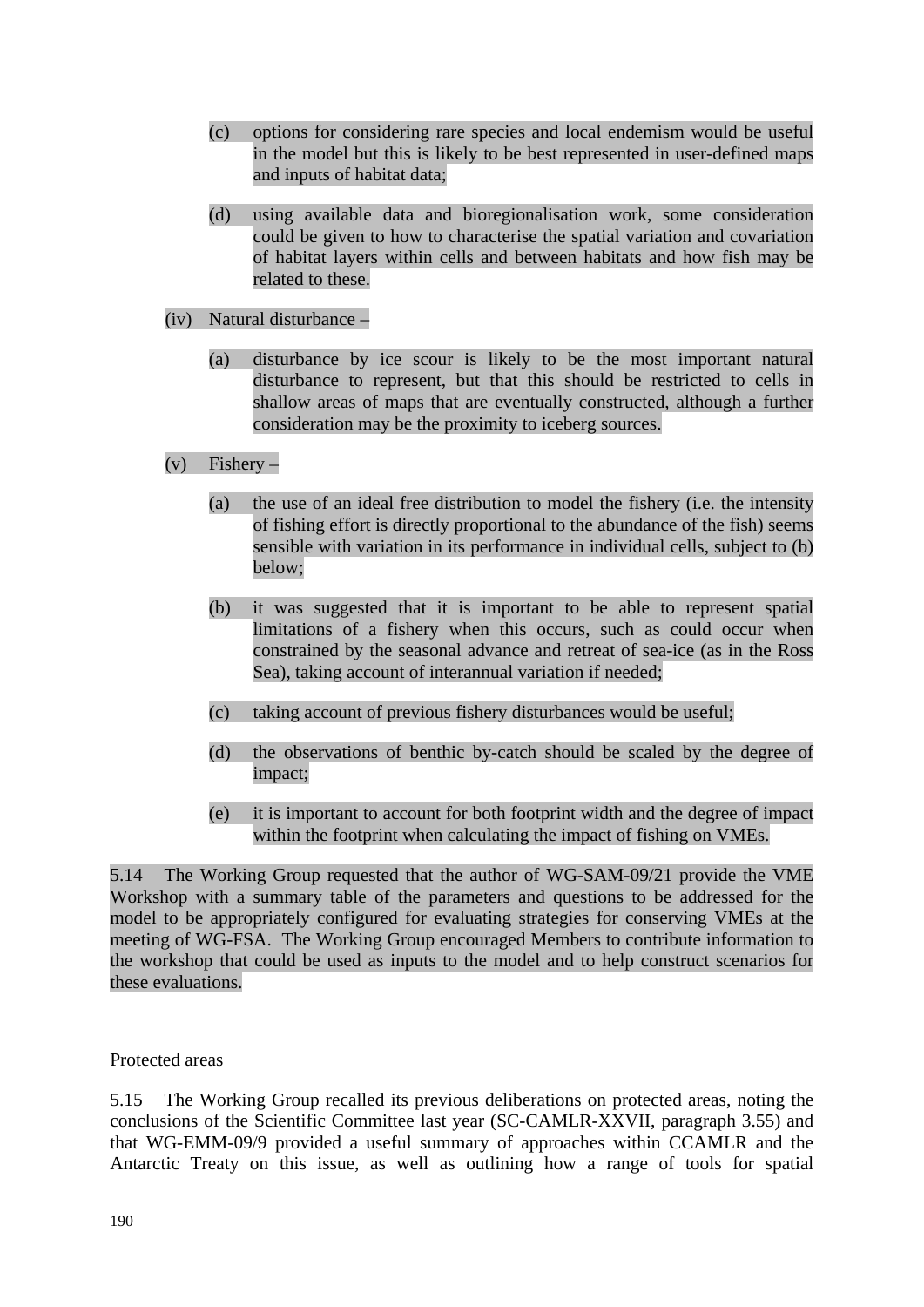(c) options for considering rare species and local endemism would be useful in the model but this is likely to be best represented in user-defined maps and inputs of habitat data;

(d) using available data and bioregionalisation work, some consideration could be given to how to characterise the spatial variation and covariation of habitat layers within cells and between habitats and how fish may be related to these.

(iv) Natural disturbance –

(a) disturbance by ice scour is likely to be the most important natural disturbance to represent, but that this should be restricted to cells in shallow areas of maps that are eventually constructed, although a further consideration may be the proximity to iceberg sources.

(v) Fishery –

(a) the use of an ideal free distribution to model the fishery (i.e. the intensity of fishing effort is directly proportional to the abundance of the fish) seems sensible with variation in its performance in individual cells, subject to (b) below;

(b) it was suggested that it is important to be able to represent spatial limitations of a fishery when this occurs, such as could occur when constrained by the seasonal advance and retreat of sea-ice (as in the Ross Sea), taking account of interannual variation if needed;

(c) taking account of previous fishery disturbances would be useful;

(d) the observations of benthic by-catch should be scaled by the degree of impact;

(e) it is important to account for both footprint width and the degree of impact within the footprint when calculating the impact of fishing on VMEs.

5.14 The Working Group requested that the author of WG-SAM-09/21 provide the VME Workshop with a summary table of the parameters and questions to be addressed for the model to be appropriately configured for evaluating strategies for conserving VMEs at the meeting of WG-FSA. The Working Group encouraged Members to contribute information to the workshop that could be used as inputs to the model and to help construct scenarios for these evaluations.

Protected areas

5.15 The Working Group recalled its previous deliberations on protected areas, noting the conclusions of the Scientific Committee last year (SC-CAMLR-XXVII, paragraph 3.55) and that WG-EMM-09/9 provided a useful summary of approaches within CCAMLR and the Antarctic Treaty on this issue, as well as outlining how a range of tools for spatial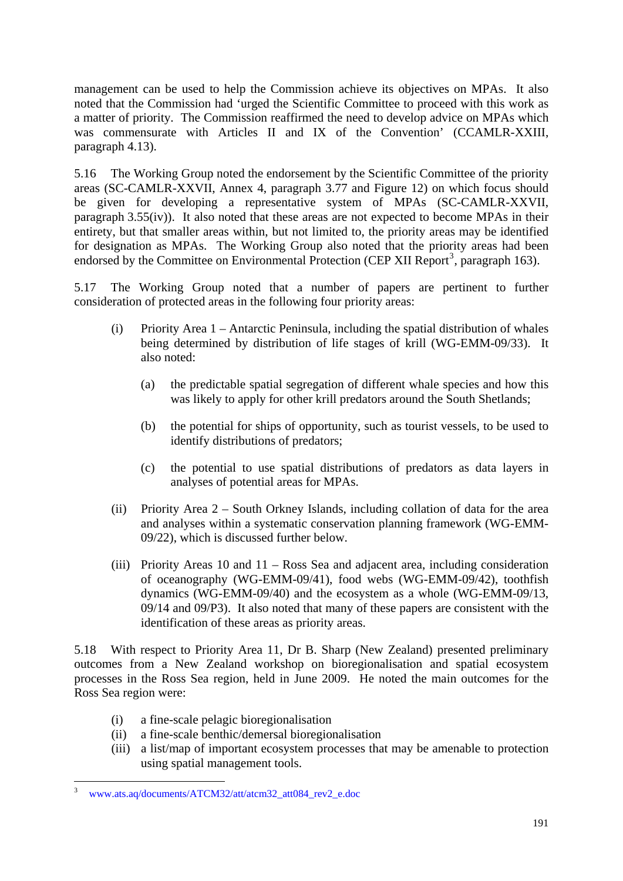management can be used to help the Commission achieve its objectives on MPAs. It also noted that the Commission had 'urged the Scientific Committee to proceed with this work as a matter of priority. The Commission reaffirmed the need to develop advice on MPAs which was commensurate with Articles II and IX of the Convention' (CCAMLR-XXIII, paragraph 4.13).

5.16 The Working Group noted the endorsement by the Scientific Committee of the priority areas (SC-CAMLR-XXVII, Annex 4, paragraph 3.77 and Figure 12) on which focus should be given for developing a representative system of MPAs (SC-CAMLR-XXVII, paragraph 3.55(iv)). It also noted that these areas are not expected to become MPAs in their entirety, but that smaller areas within, but not limited to, the priority areas may be identified for designation as MPAs. The Working Group also noted that the priority areas had been endorsed by the Committee on Environmental Protection (CEP XII Report[3], paragraph 163).

5.17 The Working Group noted that a number of papers are pertinent to further consideration of protected areas in the following four priority areas:

(i) Priority Area 1 – Antarctic Peninsula, including the spatial distribution of whales being determined by distribution of life stages of krill (WG-EMM-09/33). It also noted:

   (a) the predictable spatial segregation of different whale species and how this was likely to apply for other krill predators around the South Shetlands;

   (b) the potential for ships of opportunity, such as tourist vessels, to be used to identify distributions of predators;

   (c) the potential to use spatial distributions of predators as data layers in analyses of potential areas for MPAs.

(ii) Priority Area 2 – South Orkney Islands, including collation of data for the area and analyses within a systematic conservation planning framework (WG-EMM-09/22), which is discussed further below.

(iii) Priority Areas 10 and 11 – Ross Sea and adjacent area, including consideration of oceanography (WG-EMM-09/41), food webs (WG-EMM-09/42), toothfish dynamics (WG-EMM-09/40) and the ecosystem as a whole (WG-EMM-09/13, 09/14 and 09/P3). It also noted that many of these papers are consistent with the identification of these areas as priority areas.

5.18 With respect to Priority Area 11, Dr B. Sharp (New Zealand) presented preliminary outcomes from a New Zealand workshop on bioregionalisation and spatial ecosystem processes in the Ross Sea region, held in June 2009. He noted the main outcomes for the Ross Sea region were:

(i) a fine-scale pelagic bioregionalisation
(ii) a fine-scale benthic/demersal bioregionalisation
(iii) a list/map of important ecosystem processes that may be amenable to protection using spatial management tools.

---

[3] www.ats.aq/documents/ATCM32/att/atcm32_att084_rev2_e.doc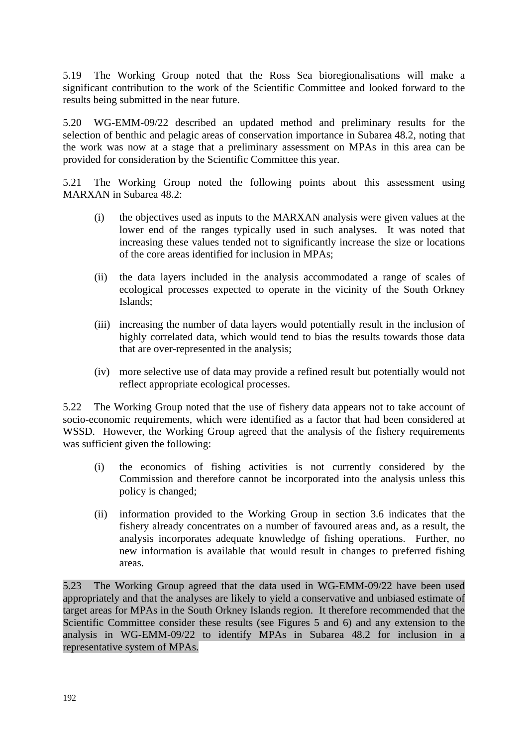5.19 The Working Group noted that the Ross Sea bioregionalisations will make a significant contribution to the work of the Scientific Committee and looked forward to the results being submitted in the near future.

5.20 WG-EMM-09/22 described an updated method and preliminary results for the selection of benthic and pelagic areas of conservation importance in Subarea 48.2, noting that the work was now at a stage that a preliminary assessment on MPAs in this area can be provided for consideration by the Scientific Committee this year.

5.21 The Working Group noted the following points about this assessment using MARXAN in Subarea 48.2:

(i) the objectives used as inputs to the MARXAN analysis were given values at the lower end of the ranges typically used in such analyses. It was noted that increasing these values tended not to significantly increase the size or locations of the core areas identified for inclusion in MPAs;

(ii) the data layers included in the analysis accommodated a range of scales of ecological processes expected to operate in the vicinity of the South Orkney Islands;

(iii) increasing the number of data layers would potentially result in the inclusion of highly correlated data, which would tend to bias the results towards those data that are over-represented in the analysis;

(iv) more selective use of data may provide a refined result but potentially would not reflect appropriate ecological processes.

5.22 The Working Group noted that the use of fishery data appears not to take account of socio-economic requirements, which were identified as a factor that had been considered at WSSD. However, the Working Group agreed that the analysis of the fishery requirements was sufficient given the following:

(i) the economics of fishing activities is not currently considered by the Commission and therefore cannot be incorporated into the analysis unless this policy is changed;

(ii) information provided to the Working Group in section 3.6 indicates that the fishery already concentrates on a number of favoured areas and, as a result, the analysis incorporates adequate knowledge of fishing operations. Further, no new information is available that would result in changes to preferred fishing areas.

5.23 The Working Group agreed that the data used in WG-EMM-09/22 have been used appropriately and that the analyses are likely to yield a conservative and unbiased estimate of target areas for MPAs in the South Orkney Islands region. It therefore recommended that the Scientific Committee consider these results (see Figures 5 and 6) and any extension to the analysis in WG-EMM-09/22 to identify MPAs in Subarea 48.2 for inclusion in a representative system of MPAs.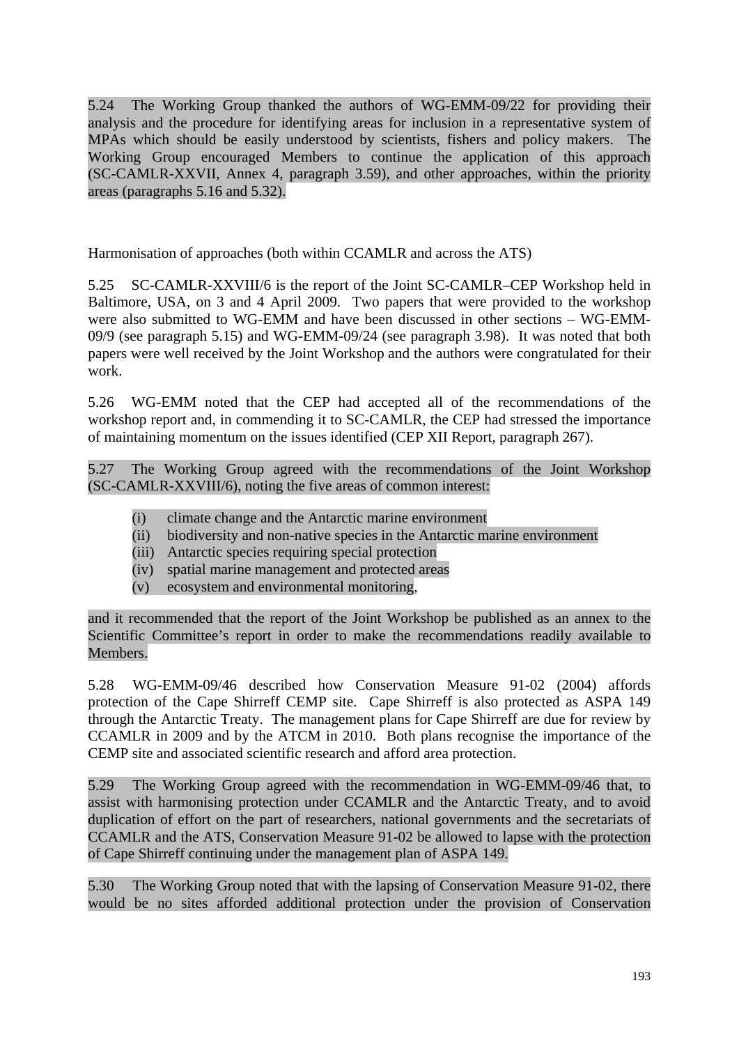5.24 The Working Group thanked the authors of WG-EMM-09/22 for providing their analysis and the procedure for identifying areas for inclusion in a representative system of MPAs which should be easily understood by scientists, fishers and policy makers. The Working Group encouraged Members to continue the application of this approach (SC-CAMLR-XXVII, Annex 4, paragraph 3.59), and other approaches, within the priority areas (paragraphs 5.16 and 5.32).

Harmonisation of approaches (both within CCAMLR and across the ATS)

5.25 SC-CAMLR-XXVIII/6 is the report of the Joint SC-CAMLR–CEP Workshop held in Baltimore, USA, on 3 and 4 April 2009. Two papers that were provided to the workshop were also submitted to WG-EMM and have been discussed in other sections – WG-EMM-09/9 (see paragraph 5.15) and WG-EMM-09/24 (see paragraph 3.98). It was noted that both papers were well received by the Joint Workshop and the authors were congratulated for their work.

5.26 WG-EMM noted that the CEP had accepted all of the recommendations of the workshop report and, in commending it to SC-CAMLR, the CEP had stressed the importance of maintaining momentum on the issues identified (CEP XII Report, paragraph 267).

5.27 The Working Group agreed with the recommendations of the Joint Workshop (SC-CAMLR-XXVIII/6), noting the five areas of common interest:

(i) climate change and the Antarctic marine environment
(ii) biodiversity and non-native species in the Antarctic marine environment
(iii) Antarctic species requiring special protection
(iv) spatial marine management and protected areas
(v) ecosystem and environmental monitoring,

and it recommended that the report of the Joint Workshop be published as an annex to the Scientific Committee's report in order to make the recommendations readily available to Members.

5.28 WG-EMM-09/46 described how Conservation Measure 91-02 (2004) affords protection of the Cape Shirreff CEMP site. Cape Shirreff is also protected as ASPA 149 through the Antarctic Treaty. The management plans for Cape Shirreff are due for review by CCAMLR in 2009 and by the ATCM in 2010. Both plans recognise the importance of the CEMP site and associated scientific research and afford area protection.

5.29 The Working Group agreed with the recommendation in WG-EMM-09/46 that, to assist with harmonising protection under CCAMLR and the Antarctic Treaty, and to avoid duplication of effort on the part of researchers, national governments and the secretariats of CCAMLR and the ATS, Conservation Measure 91-02 be allowed to lapse with the protection of Cape Shirreff continuing under the management plan of ASPA 149.

5.30 The Working Group noted that with the lapsing of Conservation Measure 91-02, there would be no sites afforded additional protection under the provision of Conservation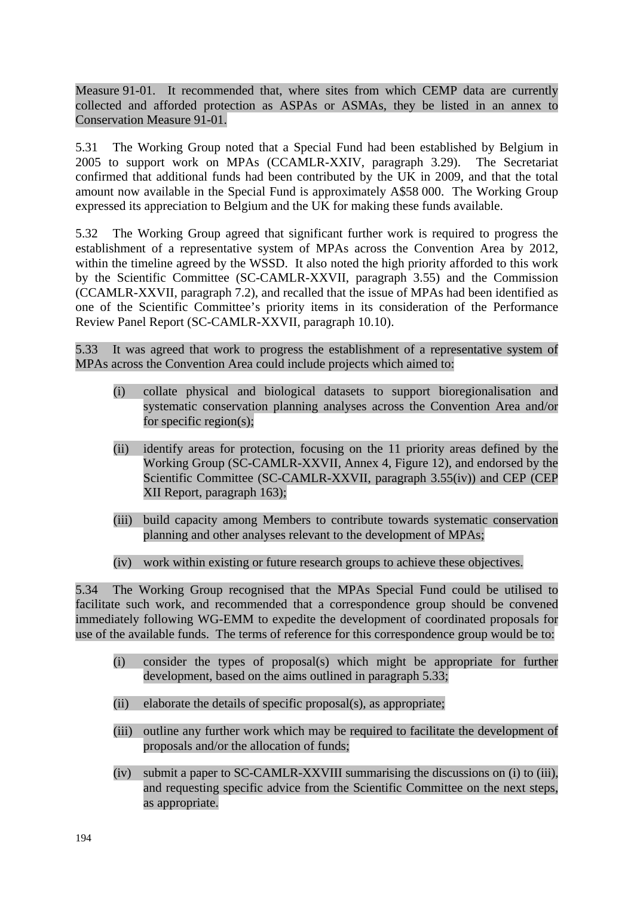Measure 91-01. It recommended that, where sites from which CEMP data are currently collected and afforded protection as ASPAs or ASMAs, they be listed in an annex to Conservation Measure 91-01.

5.31 The Working Group noted that a Special Fund had been established by Belgium in 2005 to support work on MPAs (CCAMLR-XXIV, paragraph 3.29). The Secretariat confirmed that additional funds had been contributed by the UK in 2009, and that the total amount now available in the Special Fund is approximately A$58 000. The Working Group expressed its appreciation to Belgium and the UK for making these funds available.

5.32 The Working Group agreed that significant further work is required to progress the establishment of a representative system of MPAs across the Convention Area by 2012, within the timeline agreed by the WSSD. It also noted the high priority afforded to this work by the Scientific Committee (SC-CAMLR-XXVII, paragraph 3.55) and the Commission (CCAMLR-XXVII, paragraph 7.2), and recalled that the issue of MPAs had been identified as one of the Scientific Committee's priority items in its consideration of the Performance Review Panel Report (SC-CAMLR-XXVII, paragraph 10.10).

5.33 It was agreed that work to progress the establishment of a representative system of MPAs across the Convention Area could include projects which aimed to:

(i) collate physical and biological datasets to support bioregionalisation and systematic conservation planning analyses across the Convention Area and/or for specific region(s);

(ii) identify areas for protection, focusing on the 11 priority areas defined by the Working Group (SC-CAMLR-XXVII, Annex 4, Figure 12), and endorsed by the Scientific Committee (SC-CAMLR-XXVII, paragraph 3.55(iv)) and CEP (CEP XII Report, paragraph 163);

(iii) build capacity among Members to contribute towards systematic conservation planning and other analyses relevant to the development of MPAs;

(iv) work within existing or future research groups to achieve these objectives.

5.34 The Working Group recognised that the MPAs Special Fund could be utilised to facilitate such work, and recommended that a correspondence group should be convened immediately following WG-EMM to expedite the development of coordinated proposals for use of the available funds. The terms of reference for this correspondence group would be to:

(i) consider the types of proposal(s) which might be appropriate for further development, based on the aims outlined in paragraph 5.33;

(ii) elaborate the details of specific proposal(s), as appropriate;

(iii) outline any further work which may be required to facilitate the development of proposals and/or the allocation of funds;

(iv) submit a paper to SC-CAMLR-XXVIII summarising the discussions on (i) to (iii), and requesting specific advice from the Scientific Committee on the next steps, as appropriate.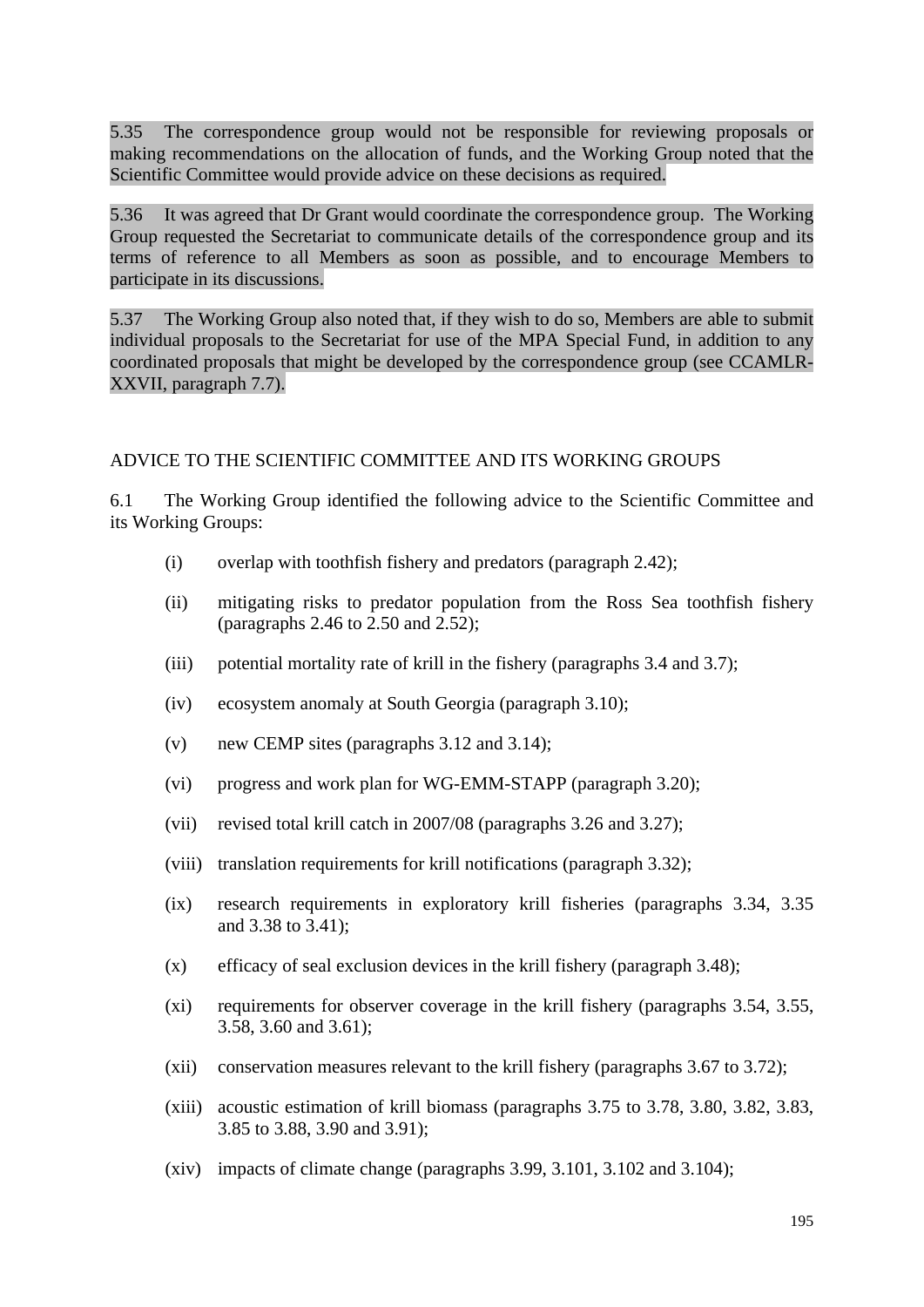5.35 The correspondence group would not be responsible for reviewing proposals or making recommendations on the allocation of funds, and the Working Group noted that the Scientific Committee would provide advice on these decisions as required.

5.36 It was agreed that Dr Grant would coordinate the correspondence group. The Working Group requested the Secretariat to communicate details of the correspondence group and its terms of reference to all Members as soon as possible, and to encourage Members to participate in its discussions.

5.37 The Working Group also noted that, if they wish to do so, Members are able to submit individual proposals to the Secretariat for use of the MPA Special Fund, in addition to any coordinated proposals that might be developed by the correspondence group (see CCAMLR-XXVII, paragraph 7.7).

## ADVICE TO THE SCIENTIFIC COMMITTEE AND ITS WORKING GROUPS

6.1 The Working Group identified the following advice to the Scientific Committee and its Working Groups:

(i) overlap with toothfish fishery and predators (paragraph 2.42);

(ii) mitigating risks to predator population from the Ross Sea toothfish fishery (paragraphs 2.46 to 2.50 and 2.52);

(iii) potential mortality rate of krill in the fishery (paragraphs 3.4 and 3.7);

(iv) ecosystem anomaly at South Georgia (paragraph 3.10);

(v) new CEMP sites (paragraphs 3.12 and 3.14);

(vi) progress and work plan for WG-EMM-STAPP (paragraph 3.20);

(vii) revised total krill catch in 2007/08 (paragraphs 3.26 and 3.27);

(viii) translation requirements for krill notifications (paragraph 3.32);

(ix) research requirements in exploratory krill fisheries (paragraphs 3.34, 3.35 and 3.38 to 3.41);

(x) efficacy of seal exclusion devices in the krill fishery (paragraph 3.48);

(xi) requirements for observer coverage in the krill fishery (paragraphs 3.54, 3.55, 3.58, 3.60 and 3.61);

(xii) conservation measures relevant to the krill fishery (paragraphs 3.67 to 3.72);

(xiii) acoustic estimation of krill biomass (paragraphs 3.75 to 3.78, 3.80, 3.82, 3.83, 3.85 to 3.88, 3.90 and 3.91);

(xiv) impacts of climate change (paragraphs 3.99, 3.101, 3.102 and 3.104);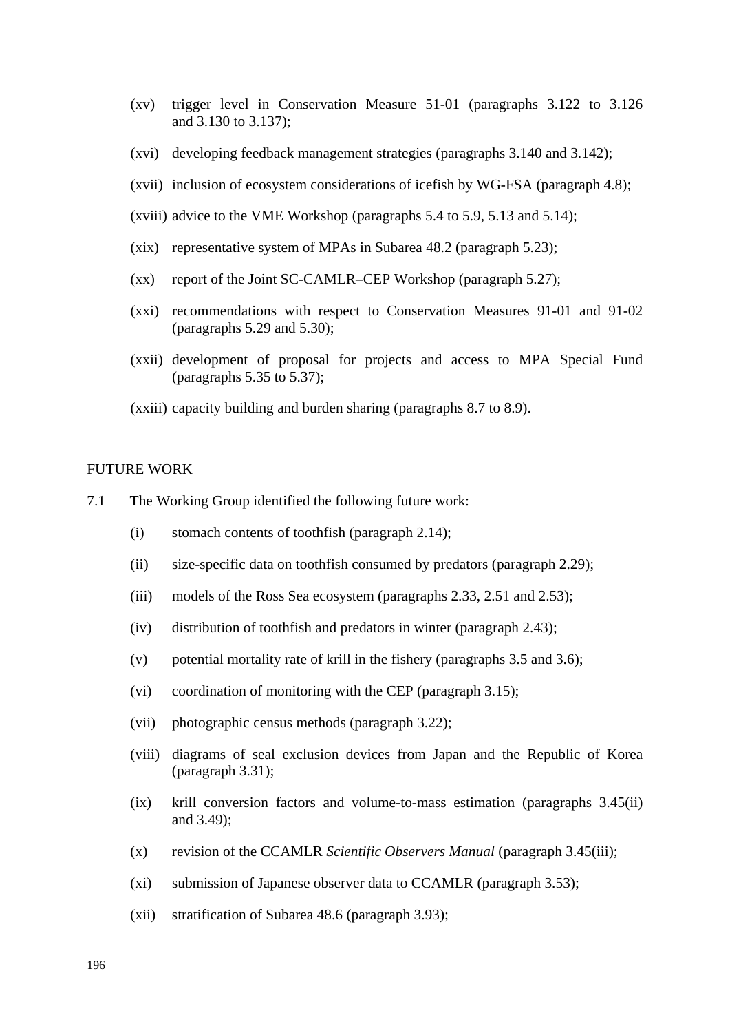(xv) trigger level in Conservation Measure 51-01 (paragraphs 3.122 to 3.126 and 3.130 to 3.137);

(xvi) developing feedback management strategies (paragraphs 3.140 and 3.142);

(xvii) inclusion of ecosystem considerations of icefish by WG-FSA (paragraph 4.8);

(xviii) advice to the VME Workshop (paragraphs 5.4 to 5.9, 5.13 and 5.14);

(xix) representative system of MPAs in Subarea 48.2 (paragraph 5.23);

(xx) report of the Joint SC-CAMLR–CEP Workshop (paragraph 5.27);

(xxi) recommendations with respect to Conservation Measures 91-01 and 91-02 (paragraphs 5.29 and 5.30);

(xxii) development of proposal for projects and access to MPA Special Fund (paragraphs 5.35 to 5.37);

(xxiii) capacity building and burden sharing (paragraphs 8.7 to 8.9).

## FUTURE WORK

7.1 The Working Group identified the following future work:

(i) stomach contents of toothfish (paragraph 2.14);

(ii) size-specific data on toothfish consumed by predators (paragraph 2.29);

(iii) models of the Ross Sea ecosystem (paragraphs 2.33, 2.51 and 2.53);

(iv) distribution of toothfish and predators in winter (paragraph 2.43);

(v) potential mortality rate of krill in the fishery (paragraphs 3.5 and 3.6);

(vi) coordination of monitoring with the CEP (paragraph 3.15);

(vii) photographic census methods (paragraph 3.22);

(viii) diagrams of seal exclusion devices from Japan and the Republic of Korea (paragraph 3.31);

(ix) krill conversion factors and volume-to-mass estimation (paragraphs 3.45(ii) and 3.49);

(x) revision of the CCAMLR *Scientific Observers Manual* (paragraph 3.45(iii);

(xi) submission of Japanese observer data to CCAMLR (paragraph 3.53);

(xii) stratification of Subarea 48.6 (paragraph 3.93);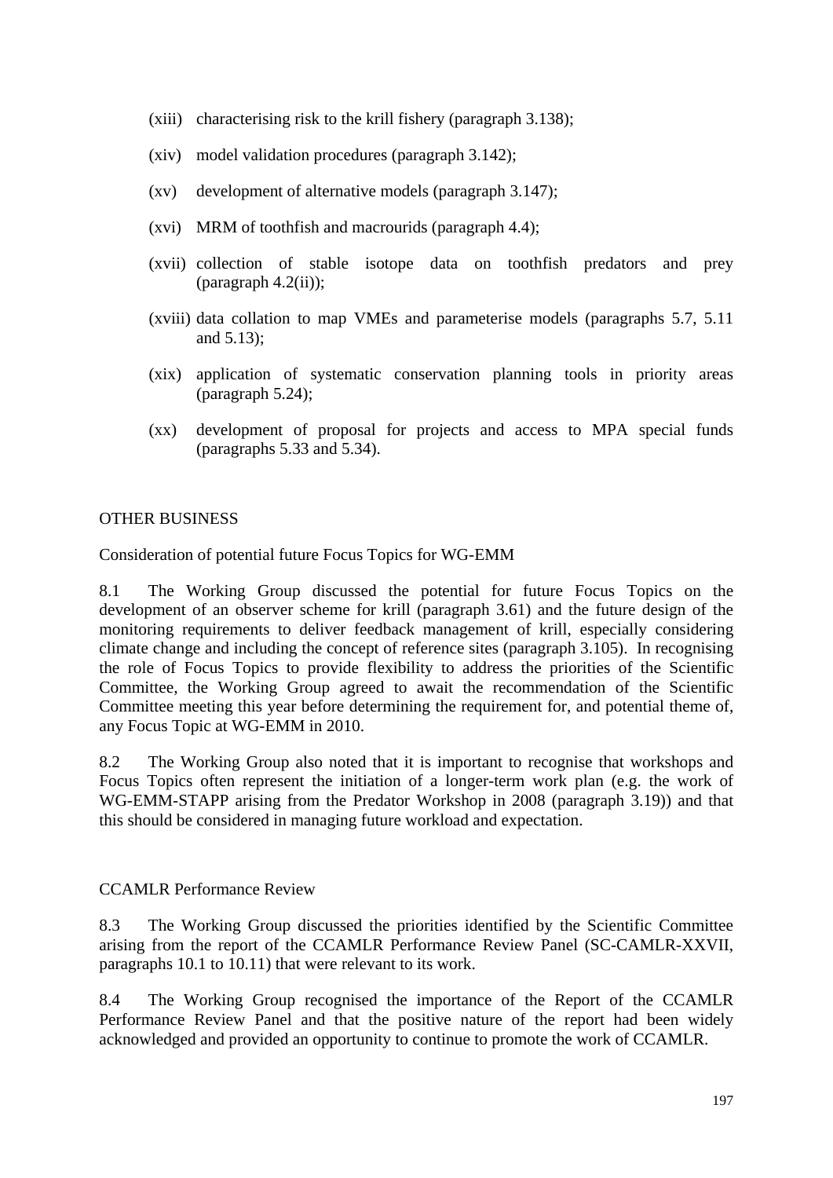(xiii) characterising risk to the krill fishery (paragraph 3.138);

(xiv) model validation procedures (paragraph 3.142);

(xv) development of alternative models (paragraph 3.147);

(xvi) MRM of toothfish and macrourids (paragraph 4.4);

(xvii) collection of stable isotope data on toothfish predators and prey (paragraph 4.2(ii));

(xviii) data collation to map VMEs and parameterise models (paragraphs 5.7, 5.11 and 5.13);

(xix) application of systematic conservation planning tools in priority areas (paragraph 5.24);

(xx) development of proposal for projects and access to MPA special funds (paragraphs 5.33 and 5.34).

## OTHER BUSINESS

### Consideration of potential future Focus Topics for WG-EMM

8.1 The Working Group discussed the potential for future Focus Topics on the development of an observer scheme for krill (paragraph 3.61) and the future design of the monitoring requirements to deliver feedback management of krill, especially considering climate change and including the concept of reference sites (paragraph 3.105). In recognising the role of Focus Topics to provide flexibility to address the priorities of the Scientific Committee, the Working Group agreed to await the recommendation of the Scientific Committee meeting this year before determining the requirement for, and potential theme of, any Focus Topic at WG-EMM in 2010.

8.2 The Working Group also noted that it is important to recognise that workshops and Focus Topics often represent the initiation of a longer-term work plan (e.g. the work of WG-EMM-STAPP arising from the Predator Workshop in 2008 (paragraph 3.19)) and that this should be considered in managing future workload and expectation.

### CCAMLR Performance Review

8.3 The Working Group discussed the priorities identified by the Scientific Committee arising from the report of the CCAMLR Performance Review Panel (SC-CAMLR-XXVII, paragraphs 10.1 to 10.11) that were relevant to its work.

8.4 The Working Group recognised the importance of the Report of the CCAMLR Performance Review Panel and that the positive nature of the report had been widely acknowledged and provided an opportunity to continue to promote the work of CCAMLR.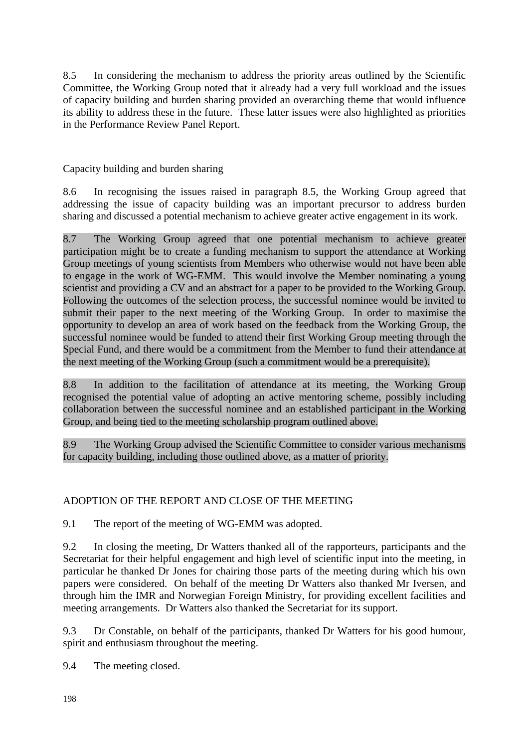8.5 In considering the mechanism to address the priority areas outlined by the Scientific Committee, the Working Group noted that it already had a very full workload and the issues of capacity building and burden sharing provided an overarching theme that would influence its ability to address these in the future. These latter issues were also highlighted as priorities in the Performance Review Panel Report.

## Capacity building and burden sharing

8.6 In recognising the issues raised in paragraph 8.5, the Working Group agreed that addressing the issue of capacity building was an important precursor to address burden sharing and discussed a potential mechanism to achieve greater active engagement in its work.

8.7 The Working Group agreed that one potential mechanism to achieve greater participation might be to create a funding mechanism to support the attendance at Working Group meetings of young scientists from Members who otherwise would not have been able to engage in the work of WG-EMM. This would involve the Member nominating a young scientist and providing a CV and an abstract for a paper to be provided to the Working Group. Following the outcomes of the selection process, the successful nominee would be invited to submit their paper to the next meeting of the Working Group. In order to maximise the opportunity to develop an area of work based on the feedback from the Working Group, the successful nominee would be funded to attend their first Working Group meeting through the Special Fund, and there would be a commitment from the Member to fund their attendance at the next meeting of the Working Group (such a commitment would be a prerequisite).

8.8 In addition to the facilitation of attendance at its meeting, the Working Group recognised the potential value of adopting an active mentoring scheme, possibly including collaboration between the successful nominee and an established participant in the Working Group, and being tied to the meeting scholarship program outlined above.

8.9 The Working Group advised the Scientific Committee to consider various mechanisms for capacity building, including those outlined above, as a matter of priority.

## ADOPTION OF THE REPORT AND CLOSE OF THE MEETING

9.1 The report of the meeting of WG-EMM was adopted.

9.2 In closing the meeting, Dr Watters thanked all of the rapporteurs, participants and the Secretariat for their helpful engagement and high level of scientific input into the meeting, in particular he thanked Dr Jones for chairing those parts of the meeting during which his own papers were considered. On behalf of the meeting Dr Watters also thanked Mr Iversen, and through him the IMR and Norwegian Foreign Ministry, for providing excellent facilities and meeting arrangements. Dr Watters also thanked the Secretariat for its support.

9.3 Dr Constable, on behalf of the participants, thanked Dr Watters for his good humour, spirit and enthusiasm throughout the meeting.

9.4 The meeting closed.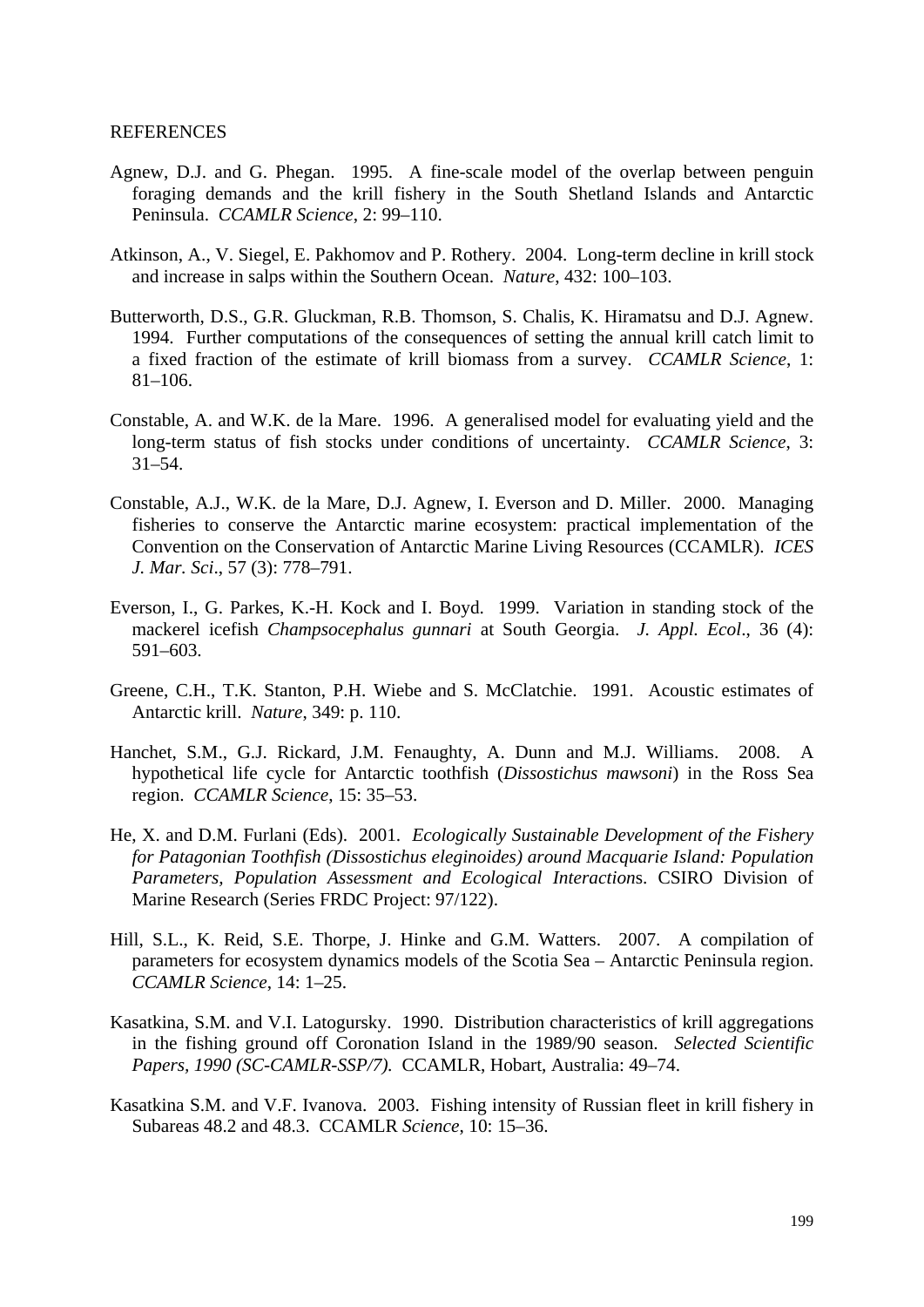REFERENCES

Agnew, D.J. and G. Phegan. 1995. A fine-scale model of the overlap between penguin foraging demands and the krill fishery in the South Shetland Islands and Antarctic Peninsula. *CCAMLR Science*, 2: 99–110.

Atkinson, A., V. Siegel, E. Pakhomov and P. Rothery. 2004. Long-term decline in krill stock and increase in salps within the Southern Ocean. *Nature*, 432: 100–103.

Butterworth, D.S., G.R. Gluckman, R.B. Thomson, S. Chalis, K. Hiramatsu and D.J. Agnew. 1994. Further computations of the consequences of setting the annual krill catch limit to a fixed fraction of the estimate of krill biomass from a survey. *CCAMLR Science*, 1: 81–106.

Constable, A. and W.K. de la Mare. 1996. A generalised model for evaluating yield and the long-term status of fish stocks under conditions of uncertainty. *CCAMLR Science*, 3: 31–54.

Constable, A.J., W.K. de la Mare, D.J. Agnew, I. Everson and D. Miller. 2000. Managing fisheries to conserve the Antarctic marine ecosystem: practical implementation of the Convention on the Conservation of Antarctic Marine Living Resources (CCAMLR). *ICES J. Mar. Sci*., 57 (3): 778–791.

Everson, I., G. Parkes, K.-H. Kock and I. Boyd. 1999. Variation in standing stock of the mackerel icefish *Champsocephalus gunnari* at South Georgia. *J. Appl. Ecol*., 36 (4): 591–603.

Greene, C.H., T.K. Stanton, P.H. Wiebe and S. McClatchie. 1991. Acoustic estimates of Antarctic krill. *Nature*, 349: p. 110.

Hanchet, S.M., G.J. Rickard, J.M. Fenaughty, A. Dunn and M.J. Williams. 2008. A hypothetical life cycle for Antarctic toothfish (*Dissostichus mawsoni*) in the Ross Sea region. *CCAMLR Science*, 15: 35–53.

He, X. and D.M. Furlani (Eds). 2001. *Ecologically Sustainable Development of the Fishery for Patagonian Toothfish (Dissostichus eleginoides) around Macquarie Island: Population Parameters, Population Assessment and Ecological Interaction*s. CSIRO Division of Marine Research (Series FRDC Project: 97/122).

Hill, S.L., K. Reid, S.E. Thorpe, J. Hinke and G.M. Watters. 2007. A compilation of parameters for ecosystem dynamics models of the Scotia Sea – Antarctic Peninsula region. *CCAMLR Science*, 14: 1–25.

Kasatkina, S.M. and V.I. Latogursky. 1990. Distribution characteristics of krill aggregations in the fishing ground off Coronation Island in the 1989/90 season. *Selected Scientific Papers, 1990 (SC-CAMLR-SSP/7).* CCAMLR, Hobart, Australia: 49–74.

Kasatkina S.M. and V.F. Ivanova. 2003. Fishing intensity of Russian fleet in krill fishery in Subareas 48.2 and 48.3. CCAMLR *Science*, 10: 15–36.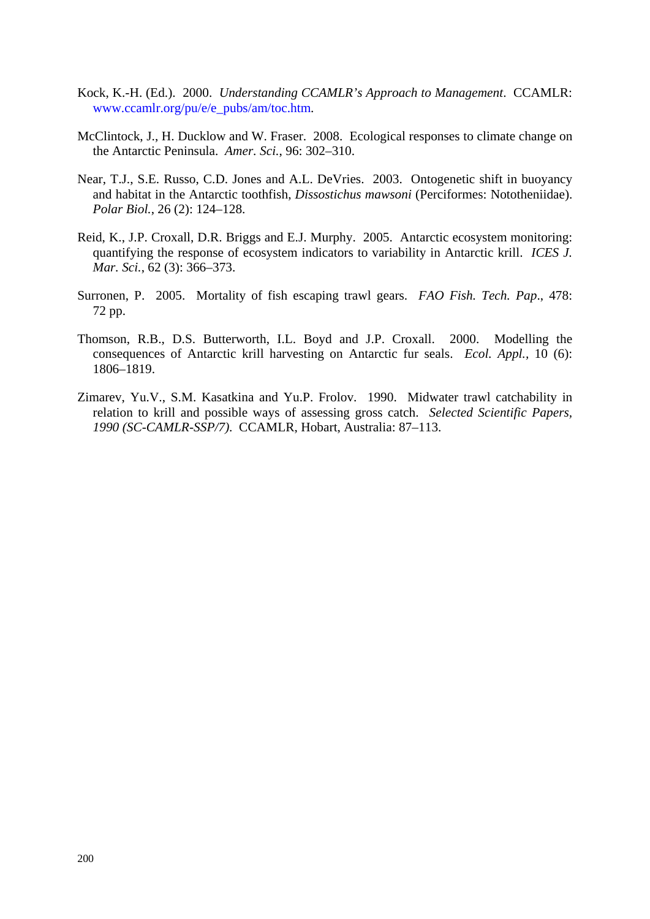Kock, K.-H. (Ed.). 2000. *Understanding CCAMLR's Approach to Management*. CCAMLR: www.ccamlr.org/pu/e/e_pubs/am/toc.htm.

McClintock, J., H. Ducklow and W. Fraser. 2008. Ecological responses to climate change on the Antarctic Peninsula. *Amer. Sci.*, 96: 302–310.

Near, T.J., S.E. Russo, C.D. Jones and A.L. DeVries. 2003. Ontogenetic shift in buoyancy and habitat in the Antarctic toothfish, *Dissostichus mawsoni* (Perciformes: Nototheniidae). *Polar Biol.*, 26 (2): 124–128.

Reid, K., J.P. Croxall, D.R. Briggs and E.J. Murphy. 2005. Antarctic ecosystem monitoring: quantifying the response of ecosystem indicators to variability in Antarctic krill. *ICES J. Mar. Sci.*, 62 (3): 366–373.

Surronen, P. 2005. Mortality of fish escaping trawl gears. *FAO Fish. Tech. Pap.*, 478: 72 pp.

Thomson, R.B., D.S. Butterworth, I.L. Boyd and J.P. Croxall. 2000. Modelling the consequences of Antarctic krill harvesting on Antarctic fur seals. *Ecol. Appl.*, 10 (6): 1806–1819.

Zimarev, Yu.V., S.M. Kasatkina and Yu.P. Frolov. 1990. Midwater trawl catchability in relation to krill and possible ways of assessing gross catch. *Selected Scientific Papers, 1990 (SC-CAMLR-SSP/7)*. CCAMLR, Hobart, Australia: 87–113.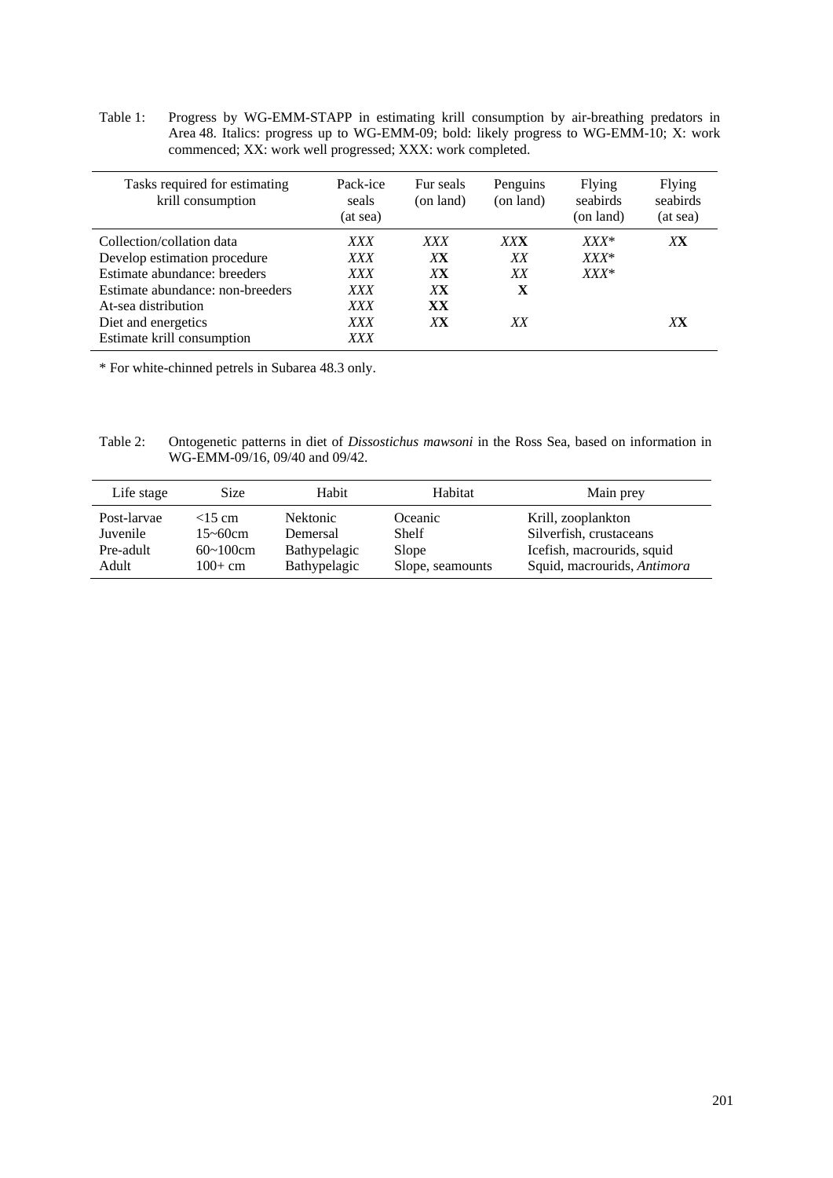Table 1: Progress by WG-EMM-STAPP in estimating krill consumption by air-breathing predators in Area 48. Italics: progress up to WG-EMM-09; bold: likely progress to WG-EMM-10; X: work commenced; XX: work well progressed; XXX: work completed.

| Tasks required for estimating krill consumption | Pack-ice seals (at sea) | Fur seals (on land) | Penguins (on land) | Flying seabirds (on land) | Flying seabirds (at sea) |
|---|---|---|---|---|---|
| Collection/collation data | _XXX_ | _XXX_ | _XX_**X** | _XXX_* | _X_**X** |
| Develop estimation procedure | _XXX_ | _X_**X** | _XX_ | _XXX_* | |
| Estimate abundance: breeders | _XXX_ | _X_**X** | _XX_ | _XXX_* | |
| Estimate abundance: non-breeders | _XXX_ | _X_**X** | **X** | | |
| At-sea distribution | _XXX_ | **XX** | | | |
| Diet and energetics | _XXX_ | _X_**X** | _XX_ | | _X_**X** |
| Estimate krill consumption | _XXX_ | | | | |

* For white-chinned petrels in Subarea 48.3 only.

Table 2: Ontogenetic patterns in diet of *Dissostichus mawsoni* in the Ross Sea, based on information in WG-EMM-09/16, 09/40 and 09/42.

| Life stage | Size | Habit | Habitat | Main prey |
|---|---|---|---|---|
| Post-larvae | <15 cm | Nektonic | Oceanic | Krill, zooplankton |
| Juvenile | 15~60cm | Demersal | Shelf | Silverfish, crustaceans |
| Pre-adult | 60~100cm | Bathypelagic | Slope | Icefish, macrourids, squid |
| Adult | 100+ cm | Bathypelagic | Slope, seamounts | Squid, macrourids, *Antimora* |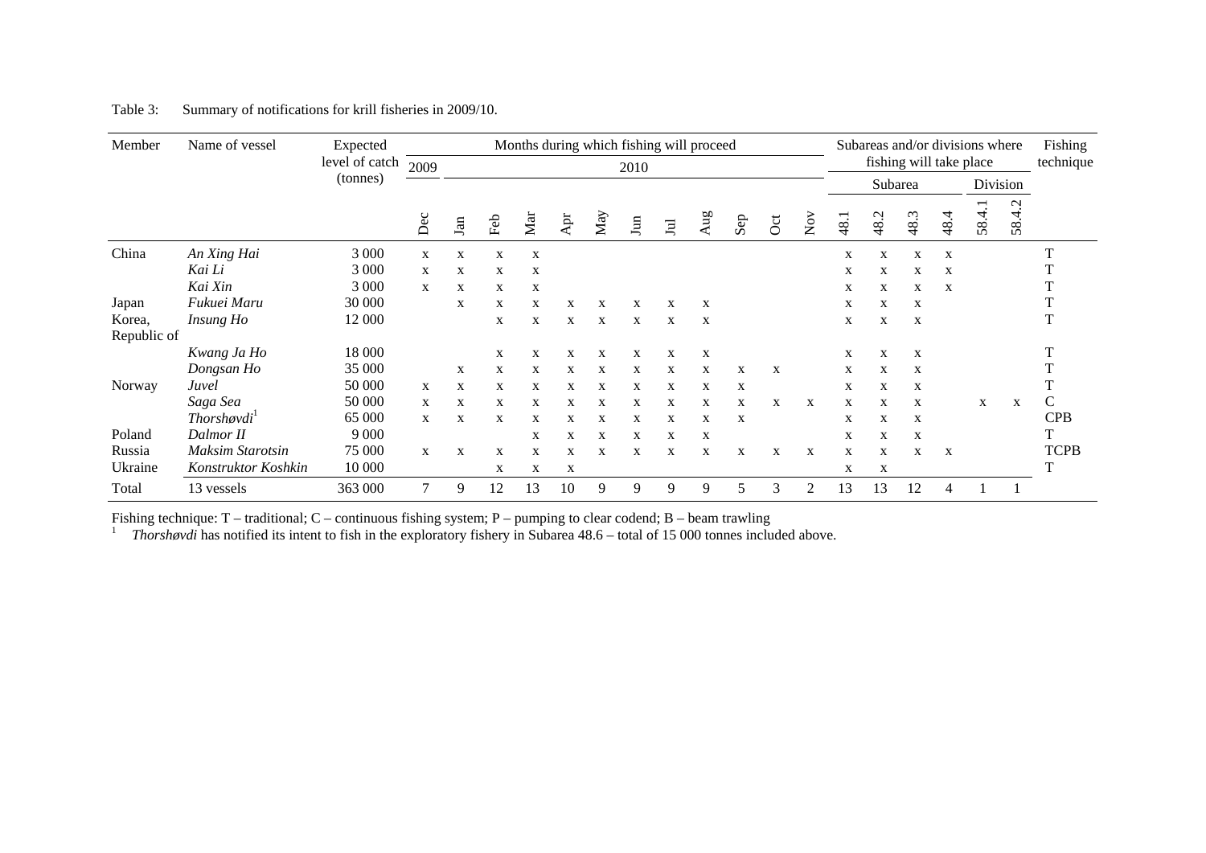Table 3: Summary of notifications for krill fisheries in 2009/10.

| Member | Name of vessel | Expected level of catch (tonnes) | Months during which fishing will proceed | | | | | | | | | | | | Subareas and/or divisions where fishing will take place | | | | | | Fishing technique |
|---|---|---|---|---|---|---|---|---|---|---|---|---|---|---|---|---|---|---|---|---|---|
| | | | 2009 | 2010 | | | | | | | | | | | Subarea | | | | Division | | |
| | | | Dec | Jan | Feb | Mar | Apr | May | Jun | Jul | Aug | Sep | Oct | Nov | 48.1 | 48.2 | 48.3 | 48.4 | 58.4.1 | 58.4.2 | |
| China | *An Xing Hai* | 3 000 | x | x | x | x | | | | | | | | | x | x | x | x | | | T |
| | *Kai Li* | 3 000 | x | x | x | x | | | | | | | | | x | x | x | x | | | T |
| | *Kai Xin* | 3 000 | x | x | x | x | | | | | | | | | x | x | x | x | | | T |
| Japan | *Fukuei Maru* | 30 000 | | x | x | x | x | x | x | x | x | | | | x | x | x | | | | T |
| Korea, Republic of | *Insung Ho* | 12 000 | | | x | x | x | x | x | x | x | | | | x | x | x | | | | T |
| | *Kwang Ja Ho* | 18 000 | | | x | x | x | x | x | x | x | | | | x | x | x | | | | T |
| | *Dongsan Ho* | 35 000 | | x | x | x | x | x | x | x | x | x | x | | x | x | x | | | | T |
| Norway | *Juvel* | 50 000 | x | x | x | x | x | x | x | x | x | x | | | x | x | x | | | | T |
| | *Saga Sea* | 50 000 | x | x | x | x | x | x | x | x | x | x | x | x | x | x | x | | x | x | C |
| | *Thorshøvdi*[1] | 65 000 | x | x | x | x | x | x | x | x | x | x | | | x | x | x | | | | CPB |
| Poland | *Dalmor II* | 9 000 | | | | x | x | x | x | x | x | | | | x | x | x | | | | T |
| Russia | *Maksim Starotsin* | 75 000 | x | x | x | x | x | x | x | x | x | x | x | x | x | x | x | x | | | TCPB |
| Ukraine | *Konstruktor Koshkin* | 10 000 | | | x | x | x | | | | | | | | x | x | | | | | T |
| Total | 13 vessels | 363 000 | 7 | 9 | 12 | 13 | 10 | 9 | 9 | 9 | 9 | 5 | 3 | 2 | 13 | 13 | 12 | 4 | 1 | 1 | |

Fishing technique: T – traditional; C – continuous fishing system; P – pumping to clear codend; B – beam trawling

[1] *Thorshøvdi* has notified its intent to fish in the exploratory fishery in Subarea 48.6 – total of 15 000 tonnes included above.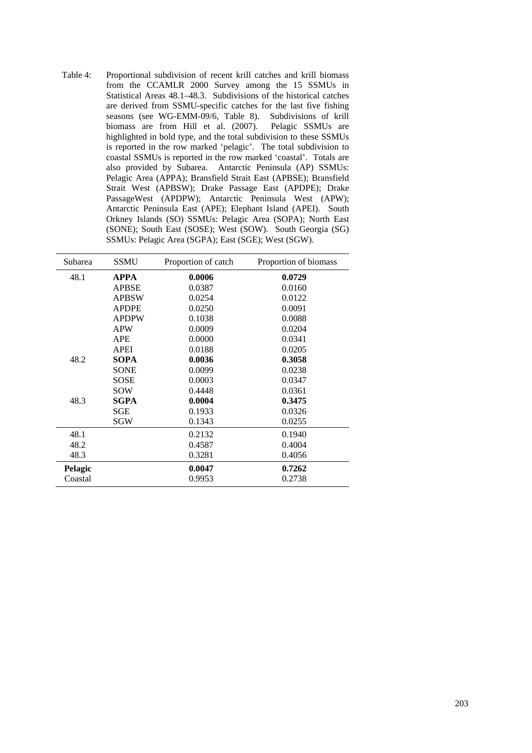Table 4: Proportional subdivision of recent krill catches and krill biomass from the CCAMLR 2000 Survey among the 15 SSMUs in Statistical Areas 48.1–48.3. Subdivisions of the historical catches are derived from SSMU-specific catches for the last five fishing seasons (see WG-EMM-09/6, Table 8). Subdivisions of krill biomass are from Hill et al. (2007). Pelagic SSMUs are highlighted in bold type, and the total subdivision to these SSMUs is reported in the row marked 'pelagic'. The total subdivision to coastal SSMUs is reported in the row marked 'coastal'. Totals are also provided by Subarea. Antarctic Peninsula (AP) SSMUs: Pelagic Area (APPA); Bransfield Strait East (APBSE); Bransfield Strait West (APBSW); Drake Passage East (APDPE); Drake PassageWest (APDPW); Antarctic Peninsula West (APW); Antarctic Peninsula East (APE); Elephant Island (APEI). South Orkney Islands (SO) SSMUs: Pelagic Area (SOPA); North East (SONE); South East (SOSE); West (SOW). South Georgia (SG) SSMUs: Pelagic Area (SGPA); East (SGE); West (SGW).

| Subarea | SSMU | Proportion of catch | Proportion of biomass |
|---|---|---|---|
| 48.1 | **APPA** | **0.0006** | **0.0729** |
| | APBSE | 0.0387 | 0.0160 |
| | APBSW | 0.0254 | 0.0122 |
| | APDPE | 0.0250 | 0.0091 |
| | APDPW | 0.1038 | 0.0088 |
| | APW | 0.0009 | 0.0204 |
| | APE | 0.0000 | 0.0341 |
| | APEI | 0.0188 | 0.0205 |
| 48.2 | **SOPA** | **0.0036** | **0.3058** |
| | SONE | 0.0099 | 0.0238 |
| | SOSE | 0.0003 | 0.0347 |
| | SOW | 0.4448 | 0.0361 |
| 48.3 | **SGPA** | **0.0004** | **0.3475** |
| | SGE | 0.1933 | 0.0326 |
| | SGW | 0.1343 | 0.0255 |
| 48.1 | | 0.2132 | 0.1940 |
| 48.2 | | 0.4587 | 0.4004 |
| 48.3 | | 0.3281 | 0.4056 |
| **Pelagic** | | **0.0047** | **0.7262** |
| Coastal | | 0.9953 | 0.2738 |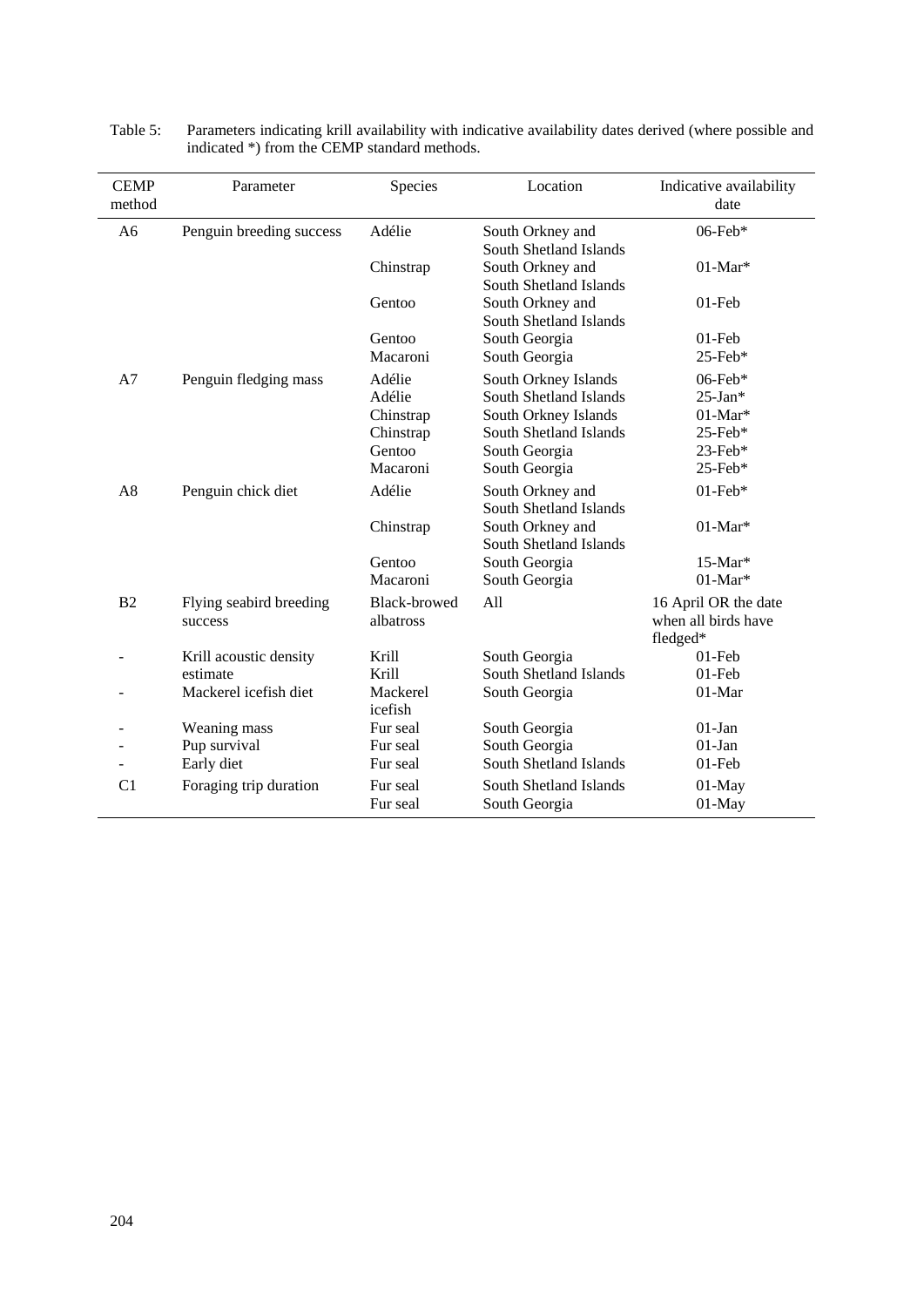Table 5: Parameters indicating krill availability with indicative availability dates derived (where possible and indicated *) from the CEMP standard methods.

| CEMP method | Parameter | Species | Location | Indicative availability date |
|---|---|---|---|---|
| A6 | Penguin breeding success | Adélie | South Orkney and South Shetland Islands | 06-Feb* |
| | | Chinstrap | South Orkney and South Shetland Islands | 01-Mar* |
| | | Gentoo | South Orkney and South Shetland Islands | 01-Feb |
| | | Gentoo | South Georgia | 01-Feb |
| | | Macaroni | South Georgia | 25-Feb* |
| A7 | Penguin fledging mass | Adélie | South Orkney Islands | 06-Feb* |
| | | Adélie | South Shetland Islands | 25-Jan* |
| | | Chinstrap | South Orkney Islands | 01-Mar* |
| | | Chinstrap | South Shetland Islands | 25-Feb* |
| | | Gentoo | South Georgia | 23-Feb* |
| | | Macaroni | South Georgia | 25-Feb* |
| A8 | Penguin chick diet | Adélie | South Orkney and South Shetland Islands | 01-Feb* |
| | | Chinstrap | South Orkney and South Shetland Islands | 01-Mar* |
| | | Gentoo | South Georgia | 15-Mar* |
| | | Macaroni | South Georgia | 01-Mar* |
| B2 | Flying seabird breeding success | Black-browed albatross | All | 16 April OR the date when all birds have fledged* |
| - | Krill acoustic density estimate | Krill | South Georgia | 01-Feb |
| | | Krill | South Shetland Islands | 01-Feb |
| - | Mackerel icefish diet | Mackerel icefish | South Georgia | 01-Mar |
| - | Weaning mass | Fur seal | South Georgia | 01-Jan |
| - | Pup survival | Fur seal | South Georgia | 01-Jan |
| - | Early diet | Fur seal | South Shetland Islands | 01-Feb |
| C1 | Foraging trip duration | Fur seal | South Shetland Islands | 01-May |
| | | Fur seal | South Georgia | 01-May |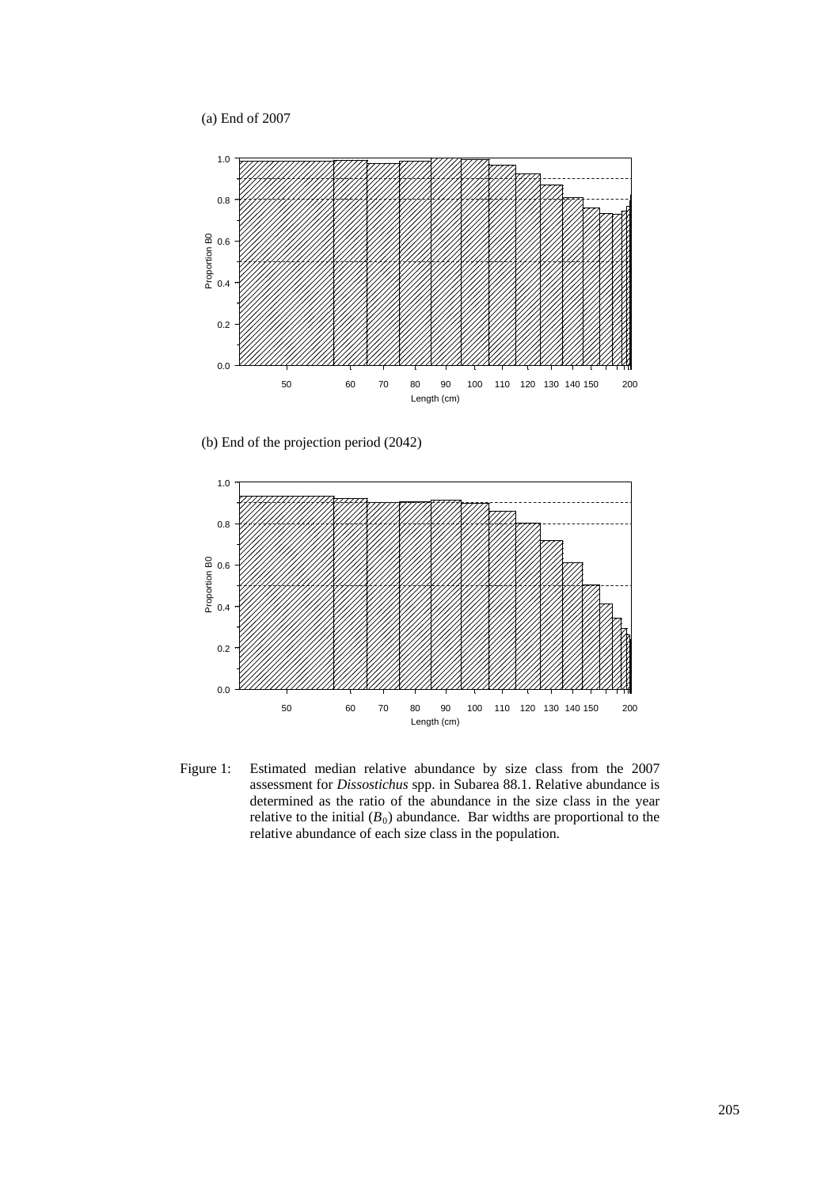(a) End of 2007

(b) End of the projection period (2042)

Figure 1: Estimated median relative abundance by size class from the 2007 assessment for *Dissostichus* spp. in Subarea 88.1. Relative abundance is determined as the ratio of the abundance in the size class in the year relative to the initial ($B_0$) abundance. Bar widths are proportional to the relative abundance of each size class in the population.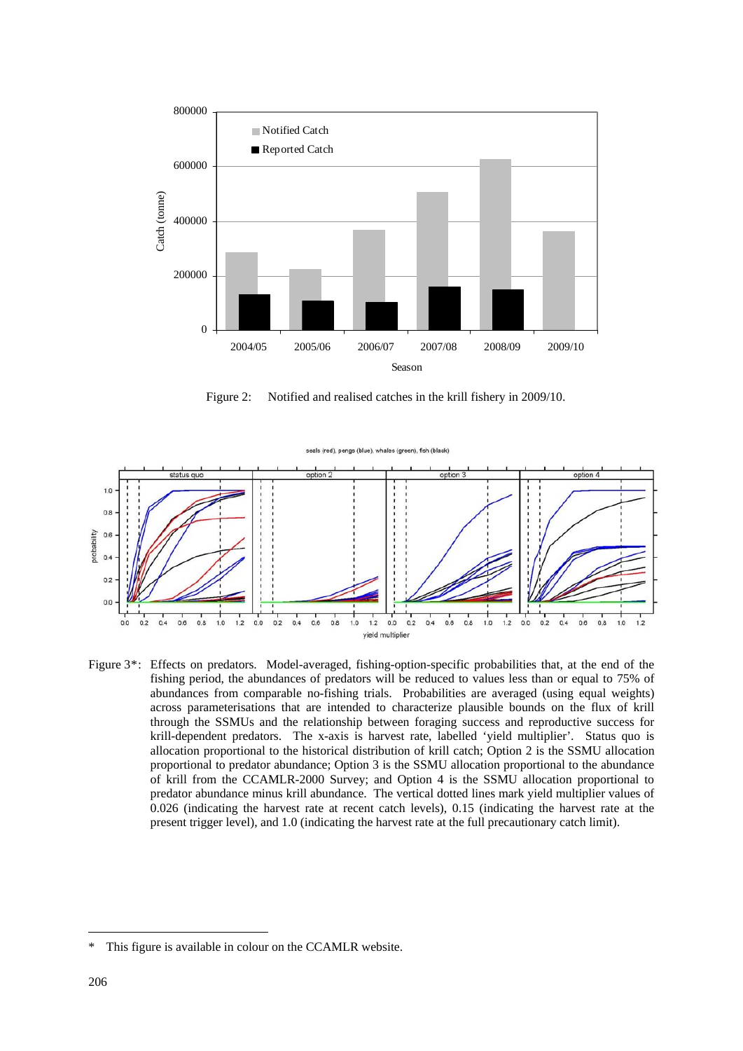Figure 2: Notified and realised catches in the krill fishery in 2009/10.

Figure 3*: Effects on predators. Model-averaged, fishing-option-specific probabilities that, at the end of the fishing period, the abundances of predators will be reduced to values less than or equal to 75% of abundances from comparable no-fishing trials. Probabilities are averaged (using equal weights) across parameterisations that are intended to characterize plausible bounds on the flux of krill through the SSMUs and the relationship between foraging success and reproductive success for krill-dependent predators. The x-axis is harvest rate, labelled 'yield multiplier'. Status quo is allocation proportional to the historical distribution of krill catch; Option 2 is the SSMU allocation proportional to predator abundance; Option 3 is the SSMU allocation proportional to the abundance of krill from the CCAMLR-2000 Survey; and Option 4 is the SSMU allocation proportional to predator abundance minus krill abundance. The vertical dotted lines mark yield multiplier values of 0.026 (indicating the harvest rate at recent catch levels), 0.15 (indicating the harvest rate at the present trigger level), and 1.0 (indicating the harvest rate at the full precautionary catch limit).

---

\* This figure is available in colour on the CCAMLR website.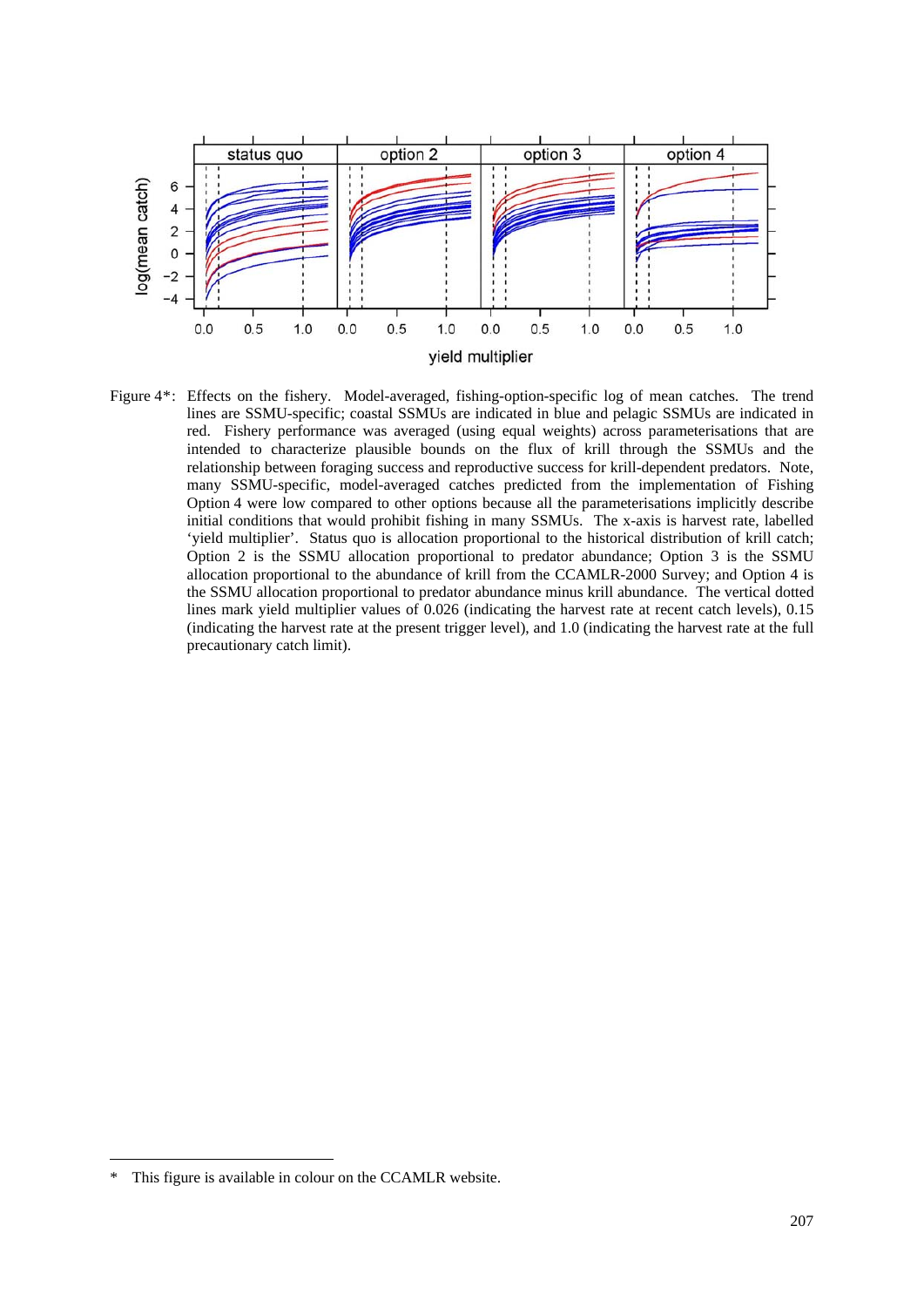Figure 4*: Effects on the fishery. Model-averaged, fishing-option-specific log of mean catches. The trend lines are SSMU-specific; coastal SSMUs are indicated in blue and pelagic SSMUs are indicated in red. Fishery performance was averaged (using equal weights) across parameterisations that are intended to characterize plausible bounds on the flux of krill through the SSMUs and the relationship between foraging success and reproductive success for krill-dependent predators. Note, many SSMU-specific, model-averaged catches predicted from the implementation of Fishing Option 4 were low compared to other options because all the parameterisations implicitly describe initial conditions that would prohibit fishing in many SSMUs. The x-axis is harvest rate, labelled 'yield multiplier'. Status quo is allocation proportional to the historical distribution of krill catch; Option 2 is the SSMU allocation proportional to predator abundance; Option 3 is the SSMU allocation proportional to the abundance of krill from the CCAMLR-2000 Survey; and Option 4 is the SSMU allocation proportional to predator abundance minus krill abundance. The vertical dotted lines mark yield multiplier values of 0.026 (indicating the harvest rate at recent catch levels), 0.15 (indicating the harvest rate at the present trigger level), and 1.0 (indicating the harvest rate at the full precautionary catch limit).

\* This figure is available in colour on the CCAMLR website.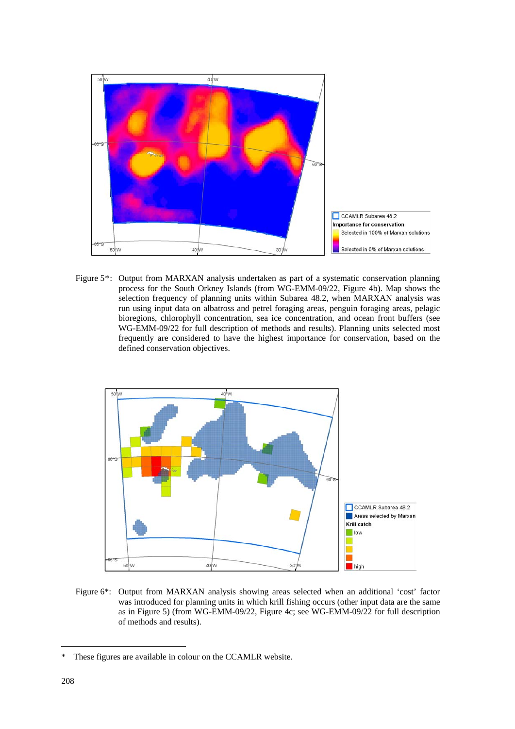Figure 5*: Output from MARXAN analysis undertaken as part of a systematic conservation planning process for the South Orkney Islands (from WG-EMM-09/22, Figure 4b). Map shows the selection frequency of planning units within Subarea 48.2, when MARXAN analysis was run using input data on albatross and petrel foraging areas, penguin foraging areas, pelagic bioregions, chlorophyll concentration, sea ice concentration, and ocean front buffers (see WG-EMM-09/22 for full description of methods and results). Planning units selected most frequently are considered to have the highest importance for conservation, based on the defined conservation objectives.

Figure 6*: Output from MARXAN analysis showing areas selected when an additional 'cost' factor was introduced for planning units in which krill fishing occurs (other input data are the same as in Figure 5) (from WG-EMM-09/22, Figure 4c; see WG-EMM-09/22 for full description of methods and results).

\* These figures are available in colour on the CCAMLR website.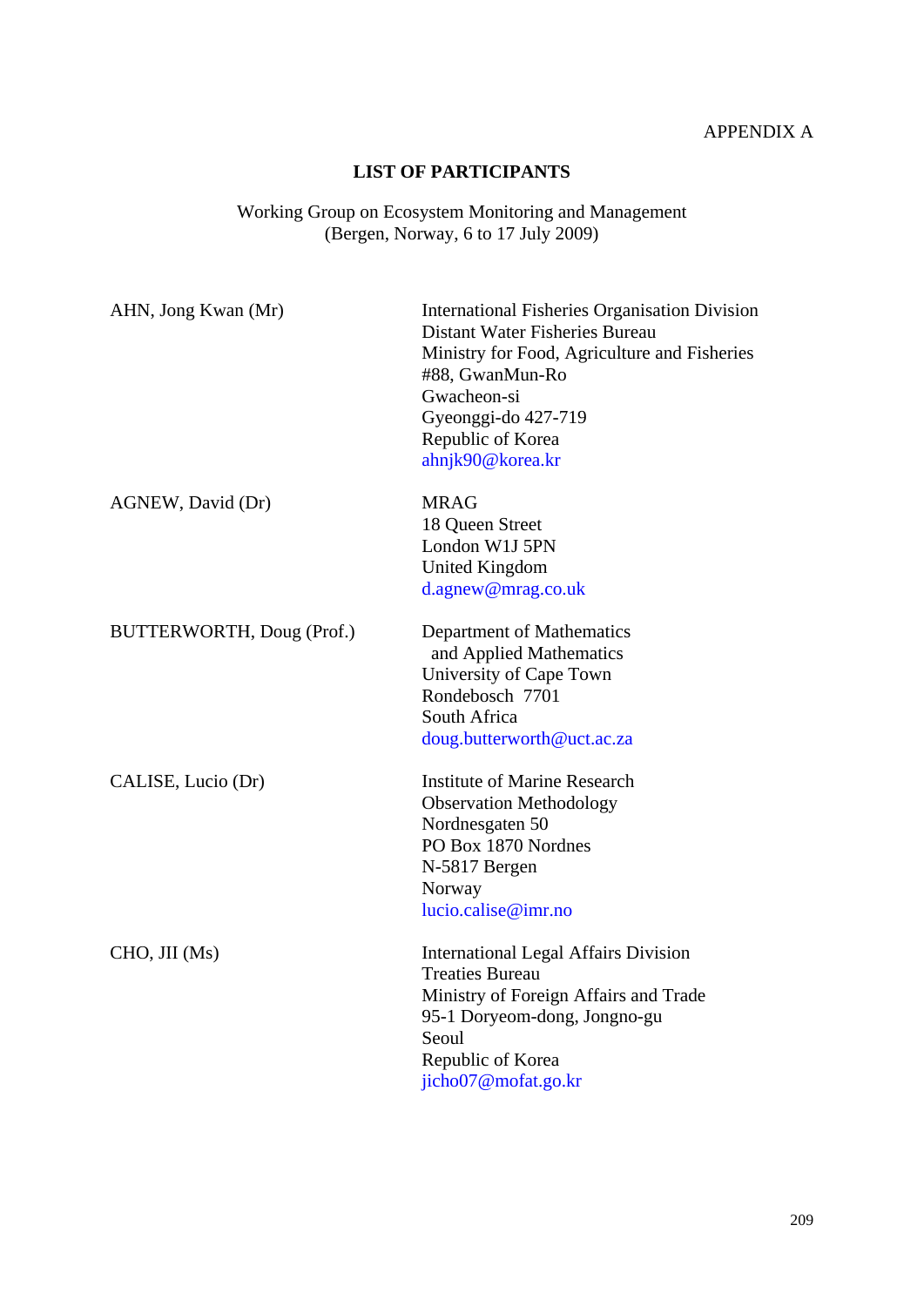APPENDIX A

## LIST OF PARTICIPANTS

Working Group on Ecosystem Monitoring and Management
(Bergen, Norway, 6 to 17 July 2009)

| | |
|---|---|
| AHN, Jong Kwan (Mr) | International Fisheries Organisation Division<br>Distant Water Fisheries Bureau<br>Ministry for Food, Agriculture and Fisheries<br>#88, GwanMun-Ro<br>Gwacheon-si<br>Gyeonggi-do 427-719<br>Republic of Korea<br>ahnjk90@korea.kr |
| AGNEW, David (Dr) | MRAG<br>18 Queen Street<br>London W1J 5PN<br>United Kingdom<br>d.agnew@mrag.co.uk |
| BUTTERWORTH, Doug (Prof.) | Department of Mathematics<br>and Applied Mathematics<br>University of Cape Town<br>Rondebosch 7701<br>South Africa<br>doug.butterworth@uct.ac.za |
| CALISE, Lucio (Dr) | Institute of Marine Research<br>Observation Methodology<br>Nordnesgaten 50<br>PO Box 1870 Nordnes<br>N-5817 Bergen<br>Norway<br>lucio.calise@imr.no |
| CHO, JII (Ms) | International Legal Affairs Division<br>Treaties Bureau<br>Ministry of Foreign Affairs and Trade<br>95-1 Doryeom-dong, Jongno-gu<br>Seoul<br>Republic of Korea<br>jicho07@mofat.go.kr |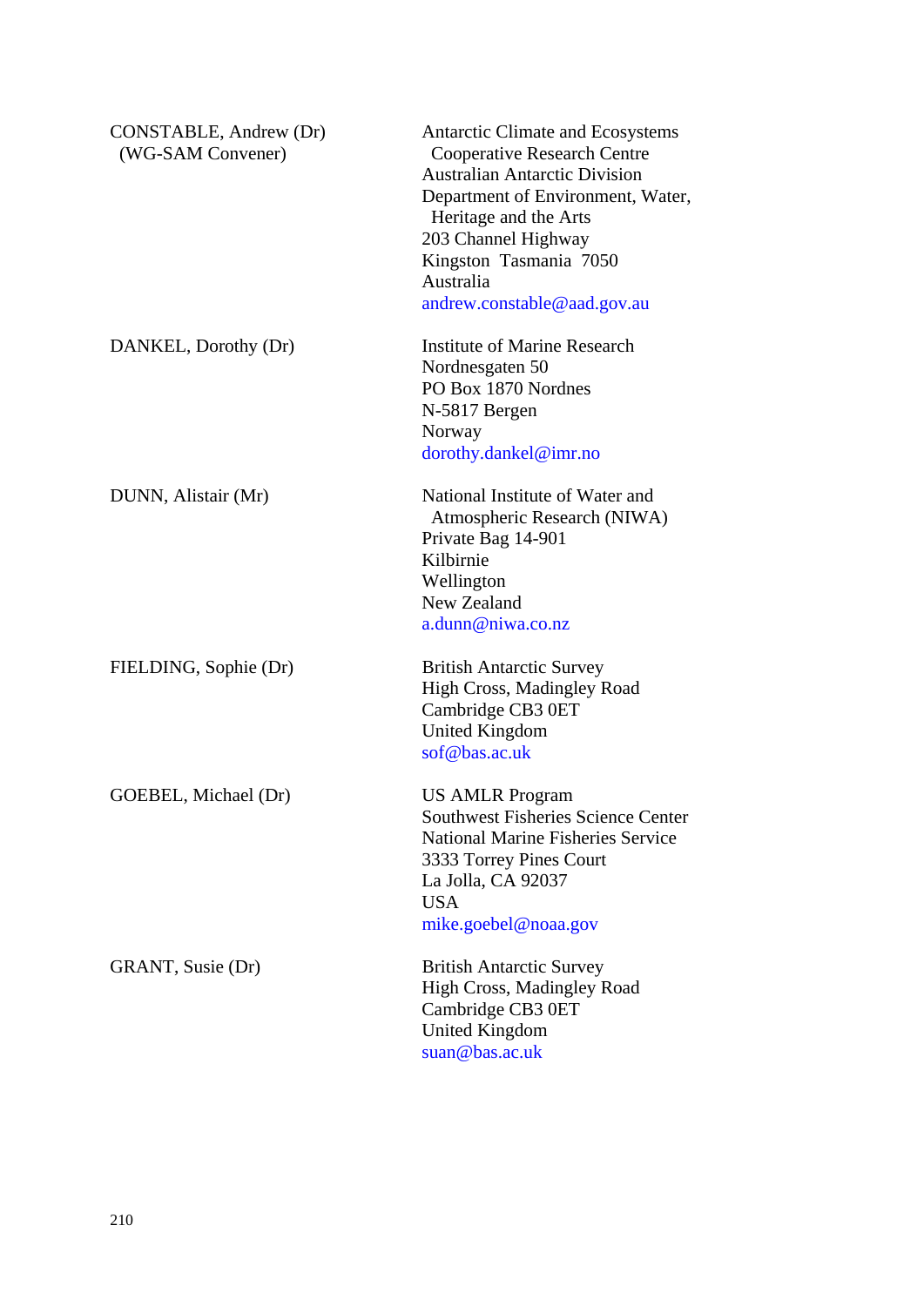| | |
|---|---|
| CONSTABLE, Andrew (Dr)<br>(WG-SAM Convener) | Antarctic Climate and Ecosystems<br>Cooperative Research Centre<br>Australian Antarctic Division<br>Department of Environment, Water,<br>Heritage and the Arts<br>203 Channel Highway<br>Kingston Tasmania 7050<br>Australia<br>andrew.constable@aad.gov.au |
| DANKEL, Dorothy (Dr) | Institute of Marine Research<br>Nordnesgaten 50<br>PO Box 1870 Nordnes<br>N-5817 Bergen<br>Norway<br>dorothy.dankel@imr.no |
| DUNN, Alistair (Mr) | National Institute of Water and<br>Atmospheric Research (NIWA)<br>Private Bag 14-901<br>Kilbirnie<br>Wellington<br>New Zealand<br>a.dunn@niwa.co.nz |
| FIELDING, Sophie (Dr) | British Antarctic Survey<br>High Cross, Madingley Road<br>Cambridge CB3 0ET<br>United Kingdom<br>sof@bas.ac.uk |
| GOEBEL, Michael (Dr) | US AMLR Program<br>Southwest Fisheries Science Center<br>National Marine Fisheries Service<br>3333 Torrey Pines Court<br>La Jolla, CA 92037<br>USA<br>mike.goebel@noaa.gov |
| GRANT, Susie (Dr) | British Antarctic Survey<br>High Cross, Madingley Road<br>Cambridge CB3 0ET<br>United Kingdom<br>suan@bas.ac.uk |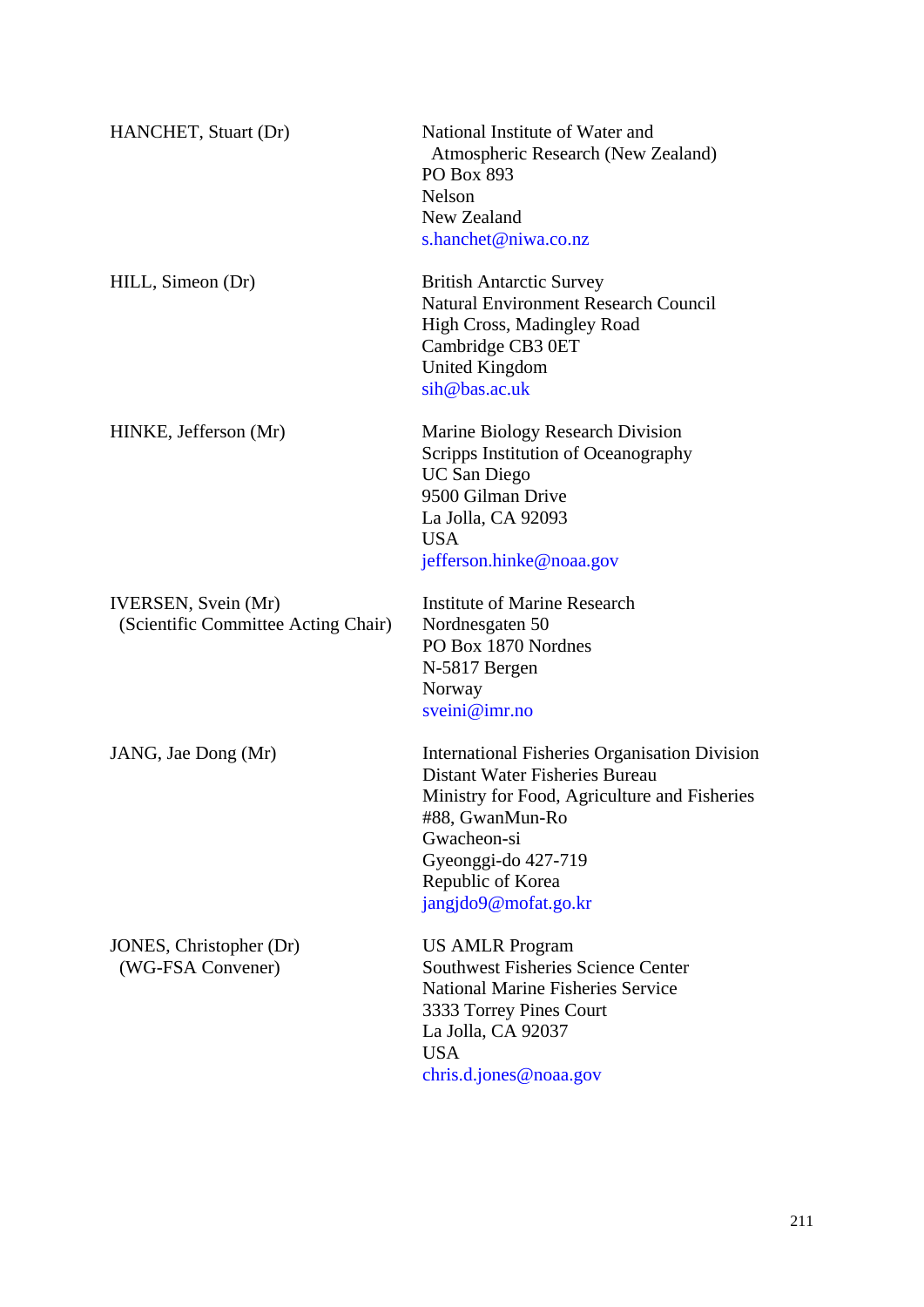| | |
|---|---|
| HANCHET, Stuart (Dr) | National Institute of Water and Atmospheric Research (New Zealand)<br>PO Box 893<br>Nelson<br>New Zealand<br>s.hanchet@niwa.co.nz |
| HILL, Simeon (Dr) | British Antarctic Survey<br>Natural Environment Research Council<br>High Cross, Madingley Road<br>Cambridge CB3 0ET<br>United Kingdom<br>sih@bas.ac.uk |
| HINKE, Jefferson (Mr) | Marine Biology Research Division<br>Scripps Institution of Oceanography<br>UC San Diego<br>9500 Gilman Drive<br>La Jolla, CA 92093<br>USA<br>jefferson.hinke@noaa.gov |
| IVERSEN, Svein (Mr)<br>(Scientific Committee Acting Chair) | Institute of Marine Research<br>Nordnesgaten 50<br>PO Box 1870 Nordnes<br>N-5817 Bergen<br>Norway<br>sveini@imr.no |
| JANG, Jae Dong (Mr) | International Fisheries Organisation Division<br>Distant Water Fisheries Bureau<br>Ministry for Food, Agriculture and Fisheries<br>#88, GwanMun-Ro<br>Gwacheon-si<br>Gyeonggi-do 427-719<br>Republic of Korea<br>jangjdo9@mofat.go.kr |
| JONES, Christopher (Dr)<br>(WG-FSA Convener) | US AMLR Program<br>Southwest Fisheries Science Center<br>National Marine Fisheries Service<br>3333 Torrey Pines Court<br>La Jolla, CA 92037<br>USA<br>chris.d.jones@noaa.gov |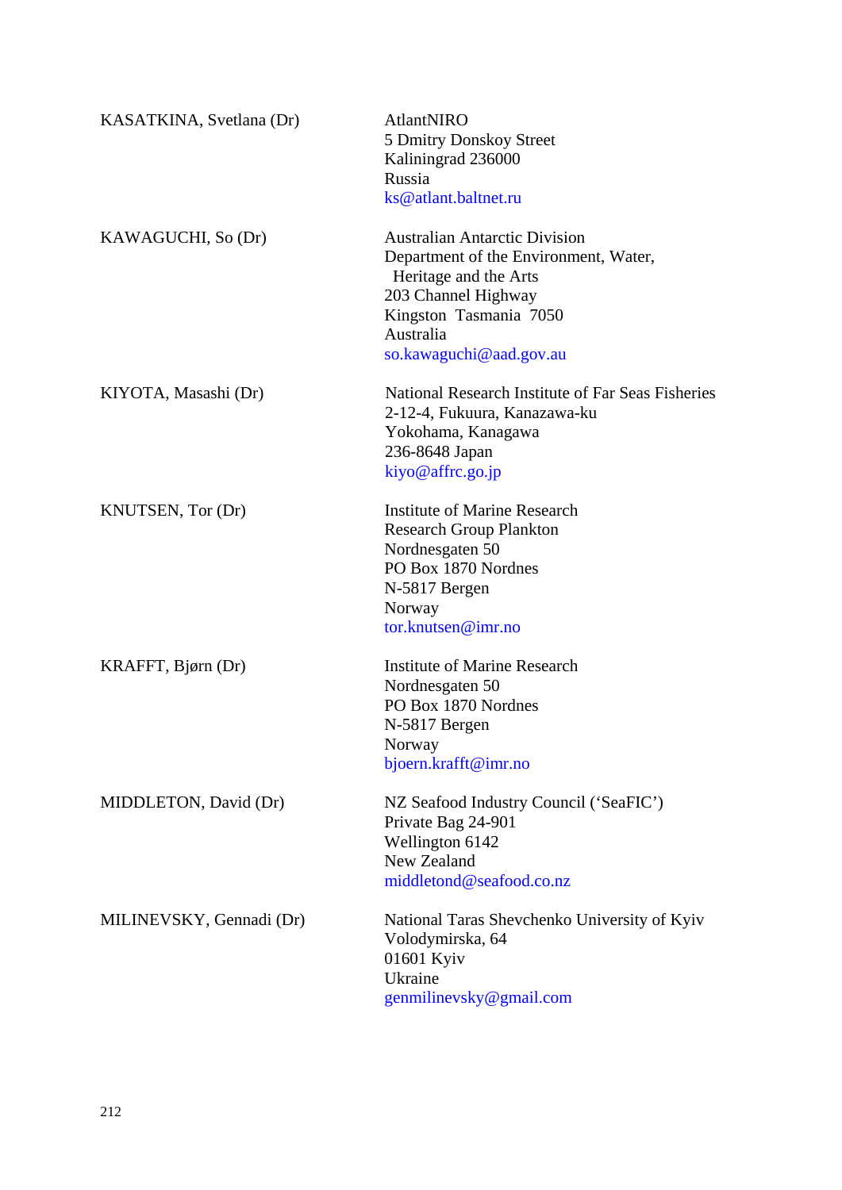| | |
|---|---|
| KASATKINA, Svetlana (Dr) | AtlantNIRO<br>5 Dmitry Donskoy Street<br>Kaliningrad 236000<br>Russia<br>ks@atlant.baltnet.ru |
| KAWAGUCHI, So (Dr) | Australian Antarctic Division<br>Department of the Environment, Water,<br>Heritage and the Arts<br>203 Channel Highway<br>Kingston Tasmania 7050<br>Australia<br>so.kawaguchi@aad.gov.au |
| KIYOTA, Masashi (Dr) | National Research Institute of Far Seas Fisheries<br>2-12-4, Fukuura, Kanazawa-ku<br>Yokohama, Kanagawa<br>236-8648 Japan<br>kiyo@affrc.go.jp |
| KNUTSEN, Tor (Dr) | Institute of Marine Research<br>Research Group Plankton<br>Nordnesgaten 50<br>PO Box 1870 Nordnes<br>N-5817 Bergen<br>Norway<br>tor.knutsen@imr.no |
| KRAFFT, Bjørn (Dr) | Institute of Marine Research<br>Nordnesgaten 50<br>PO Box 1870 Nordnes<br>N-5817 Bergen<br>Norway<br>bjoern.krafft@imr.no |
| MIDDLETON, David (Dr) | NZ Seafood Industry Council ('SeaFIC')<br>Private Bag 24-901<br>Wellington 6142<br>New Zealand<br>middletond@seafood.co.nz |
| MILINEVSKY, Gennadi (Dr) | National Taras Shevchenko University of Kyiv<br>Volodymirska, 64<br>01601 Kyiv<br>Ukraine<br>genmilinevsky@gmail.com |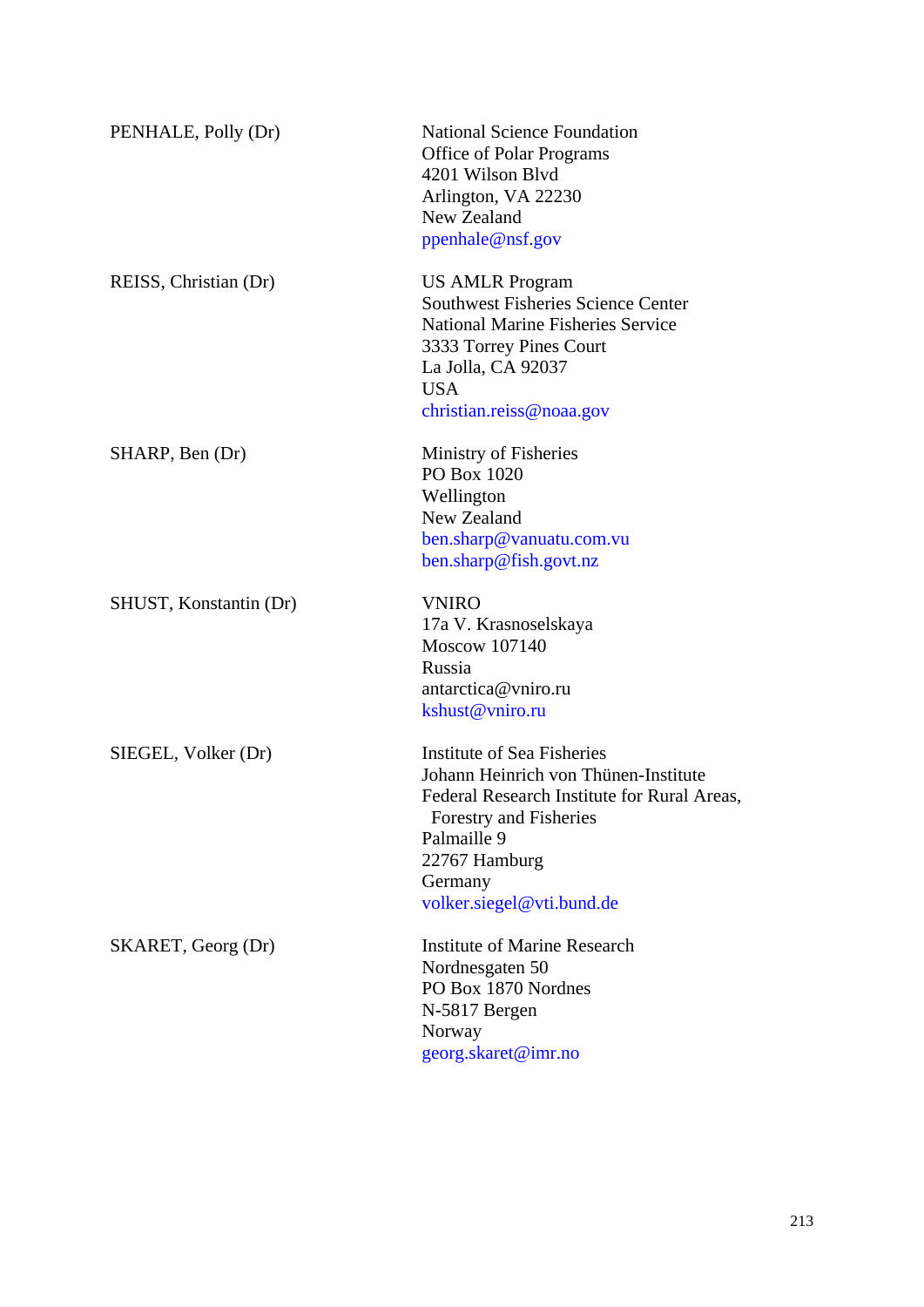| | |
|---|---|
| PENHALE, Polly (Dr) | National Science Foundation<br>Office of Polar Programs<br>4201 Wilson Blvd<br>Arlington, VA 22230<br>New Zealand<br>ppenhale@nsf.gov |
| REISS, Christian (Dr) | US AMLR Program<br>Southwest Fisheries Science Center<br>National Marine Fisheries Service<br>3333 Torrey Pines Court<br>La Jolla, CA 92037<br>USA<br>christian.reiss@noaa.gov |
| SHARP, Ben (Dr) | Ministry of Fisheries<br>PO Box 1020<br>Wellington<br>New Zealand<br>ben.sharp@vanuatu.com.vu<br>ben.sharp@fish.govt.nz |
| SHUST, Konstantin (Dr) | VNIRO<br>17a V. Krasnoselskaya<br>Moscow 107140<br>Russia<br>antarctica@vniro.ru<br>kshust@vniro.ru |
| SIEGEL, Volker (Dr) | Institute of Sea Fisheries<br>Johann Heinrich von Thünen-Institute<br>Federal Research Institute for Rural Areas, Forestry and Fisheries<br>Palmaille 9<br>22767 Hamburg<br>Germany<br>volker.siegel@vti.bund.de |
| SKARET, Georg (Dr) | Institute of Marine Research<br>Nordnesgaten 50<br>PO Box 1870 Nordnes<br>N-5817 Bergen<br>Norway<br>georg.skaret@imr.no |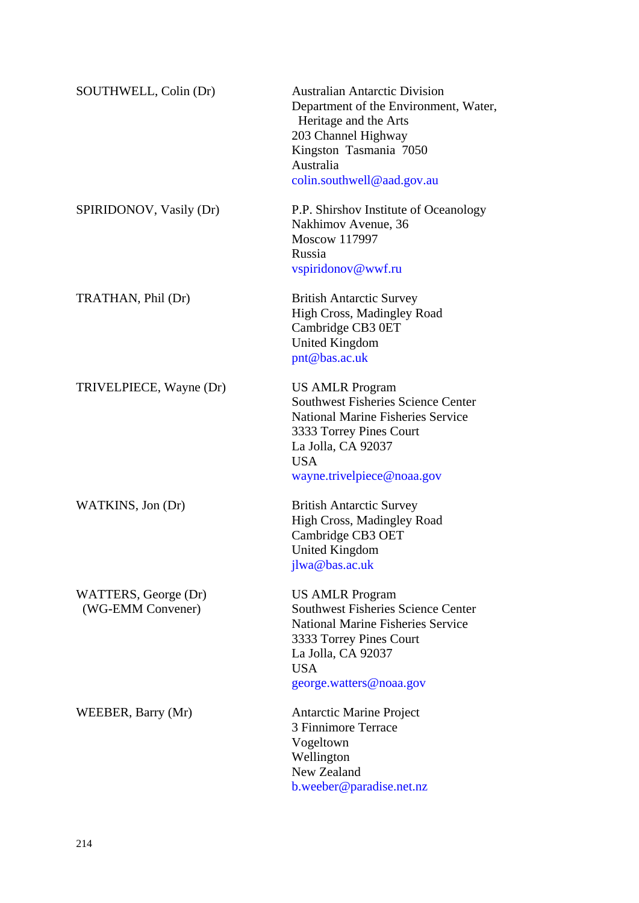| | |
|---|---|
| SOUTHWELL, Colin (Dr) | Australian Antarctic Division<br>Department of the Environment, Water, Heritage and the Arts<br>203 Channel Highway<br>Kingston Tasmania 7050<br>Australia<br>colin.southwell@aad.gov.au |
| SPIRIDONOV, Vasily (Dr) | P.P. Shirshov Institute of Oceanology<br>Nakhimov Avenue, 36<br>Moscow 117997<br>Russia<br>vspiridonov@wwf.ru |
| TRATHAN, Phil (Dr) | British Antarctic Survey<br>High Cross, Madingley Road<br>Cambridge CB3 0ET<br>United Kingdom<br>pnt@bas.ac.uk |
| TRIVELPIECE, Wayne (Dr) | US AMLR Program<br>Southwest Fisheries Science Center<br>National Marine Fisheries Service<br>3333 Torrey Pines Court<br>La Jolla, CA 92037<br>USA<br>wayne.trivelpiece@noaa.gov |
| WATKINS, Jon (Dr) | British Antarctic Survey<br>High Cross, Madingley Road<br>Cambridge CB3 OET<br>United Kingdom<br>jlwa@bas.ac.uk |
| WATTERS, George (Dr)<br>(WG-EMM Convener) | US AMLR Program<br>Southwest Fisheries Science Center<br>National Marine Fisheries Service<br>3333 Torrey Pines Court<br>La Jolla, CA 92037<br>USA<br>george.watters@noaa.gov |
| WEEBER, Barry (Mr) | Antarctic Marine Project<br>3 Finnimore Terrace<br>Vogeltown<br>Wellington<br>New Zealand<br>b.weeber@paradise.net.nz |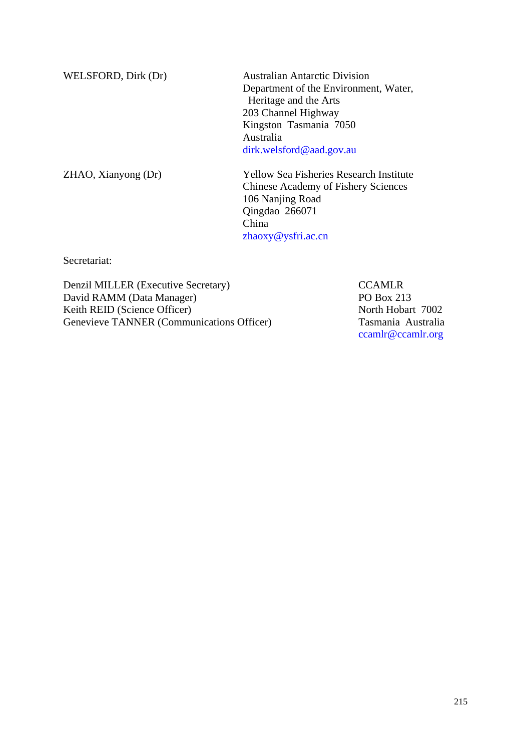| | |
|---|---|
| WELSFORD, Dirk (Dr) | Australian Antarctic Division<br>Department of the Environment, Water, Heritage and the Arts<br>203 Channel Highway<br>Kingston Tasmania 7050<br>Australia<br>dirk.welsford@aad.gov.au |
| ZHAO, Xianyong (Dr) | Yellow Sea Fisheries Research Institute<br>Chinese Academy of Fishery Sciences<br>106 Nanjing Road<br>Qingdao 266071<br>China<br>zhaoxy@ysfri.ac.cn |

Secretariat:

| | |
|---|---|
| Denzil MILLER (Executive Secretary)<br>David RAMM (Data Manager)<br>Keith REID (Science Officer)<br>Genevieve TANNER (Communications Officer) | CCAMLR<br>PO Box 213<br>North Hobart 7002<br>Tasmania Australia<br>ccamlr@ccamlr.org |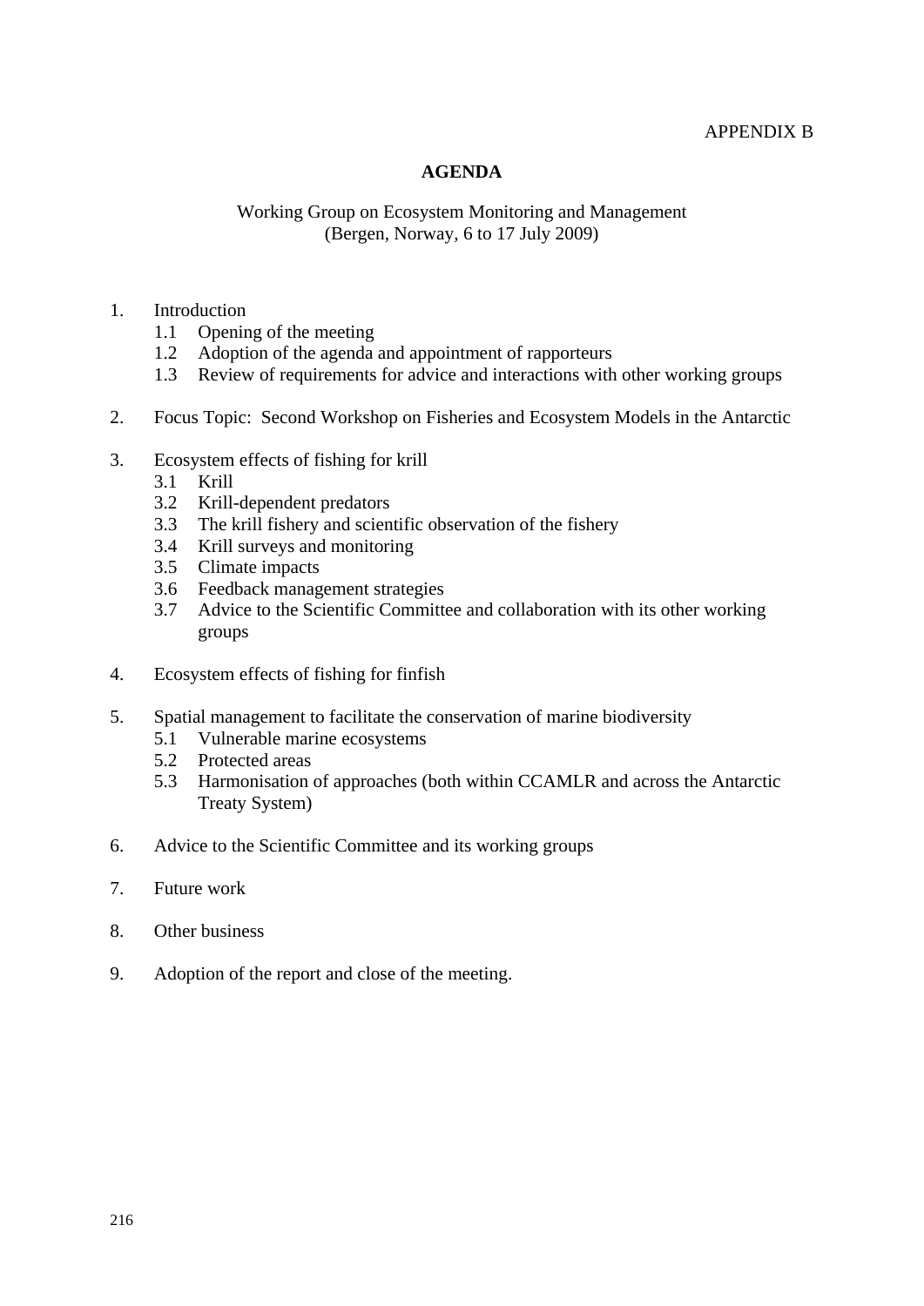APPENDIX B

# AGENDA

Working Group on Ecosystem Monitoring and Management
(Bergen, Norway, 6 to 17 July 2009)

1. Introduction
   1.1 Opening of the meeting
   1.2 Adoption of the agenda and appointment of rapporteurs
   1.3 Review of requirements for advice and interactions with other working groups

2. Focus Topic: Second Workshop on Fisheries and Ecosystem Models in the Antarctic

3. Ecosystem effects of fishing for krill
   3.1 Krill
   3.2 Krill-dependent predators
   3.3 The krill fishery and scientific observation of the fishery
   3.4 Krill surveys and monitoring
   3.5 Climate impacts
   3.6 Feedback management strategies
   3.7 Advice to the Scientific Committee and collaboration with its other working groups

4. Ecosystem effects of fishing for finfish

5. Spatial management to facilitate the conservation of marine biodiversity
   5.1 Vulnerable marine ecosystems
   5.2 Protected areas
   5.3 Harmonisation of approaches (both within CCAMLR and across the Antarctic Treaty System)

6. Advice to the Scientific Committee and its working groups

7. Future work

8. Other business

9. Adoption of the report and close of the meeting.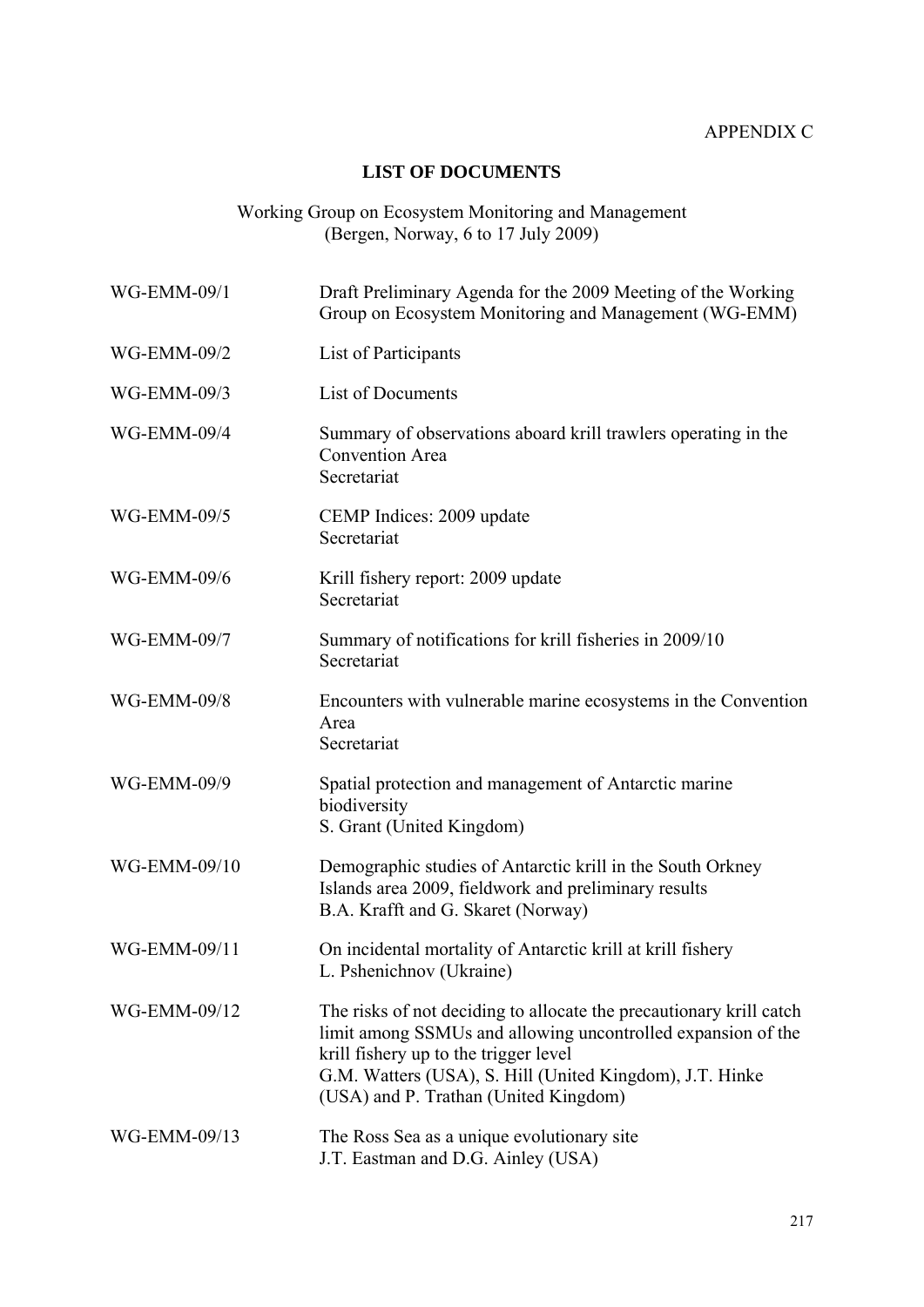APPENDIX C

# LIST OF DOCUMENTS

Working Group on Ecosystem Monitoring and Management
(Bergen, Norway, 6 to 17 July 2009)

| | |
|---|---|
| WG-EMM-09/1 | Draft Preliminary Agenda for the 2009 Meeting of the Working Group on Ecosystem Monitoring and Management (WG-EMM) |
| WG-EMM-09/2 | List of Participants |
| WG-EMM-09/3 | List of Documents |
| WG-EMM-09/4 | Summary of observations aboard krill trawlers operating in the Convention Area<br>Secretariat |
| WG-EMM-09/5 | CEMP Indices: 2009 update<br>Secretariat |
| WG-EMM-09/6 | Krill fishery report: 2009 update<br>Secretariat |
| WG-EMM-09/7 | Summary of notifications for krill fisheries in 2009/10<br>Secretariat |
| WG-EMM-09/8 | Encounters with vulnerable marine ecosystems in the Convention Area<br>Secretariat |
| WG-EMM-09/9 | Spatial protection and management of Antarctic marine biodiversity<br>S. Grant (United Kingdom) |
| WG-EMM-09/10 | Demographic studies of Antarctic krill in the South Orkney Islands area 2009, fieldwork and preliminary results<br>B.A. Krafft and G. Skaret (Norway) |
| WG-EMM-09/11 | On incidental mortality of Antarctic krill at krill fishery<br>L. Pshenichnov (Ukraine) |
| WG-EMM-09/12 | The risks of not deciding to allocate the precautionary krill catch limit among SSMUs and allowing uncontrolled expansion of the krill fishery up to the trigger level<br>G.M. Watters (USA), S. Hill (United Kingdom), J.T. Hinke (USA) and P. Trathan (United Kingdom) |
| WG-EMM-09/13 | The Ross Sea as a unique evolutionary site<br>J.T. Eastman and D.G. Ainley (USA) |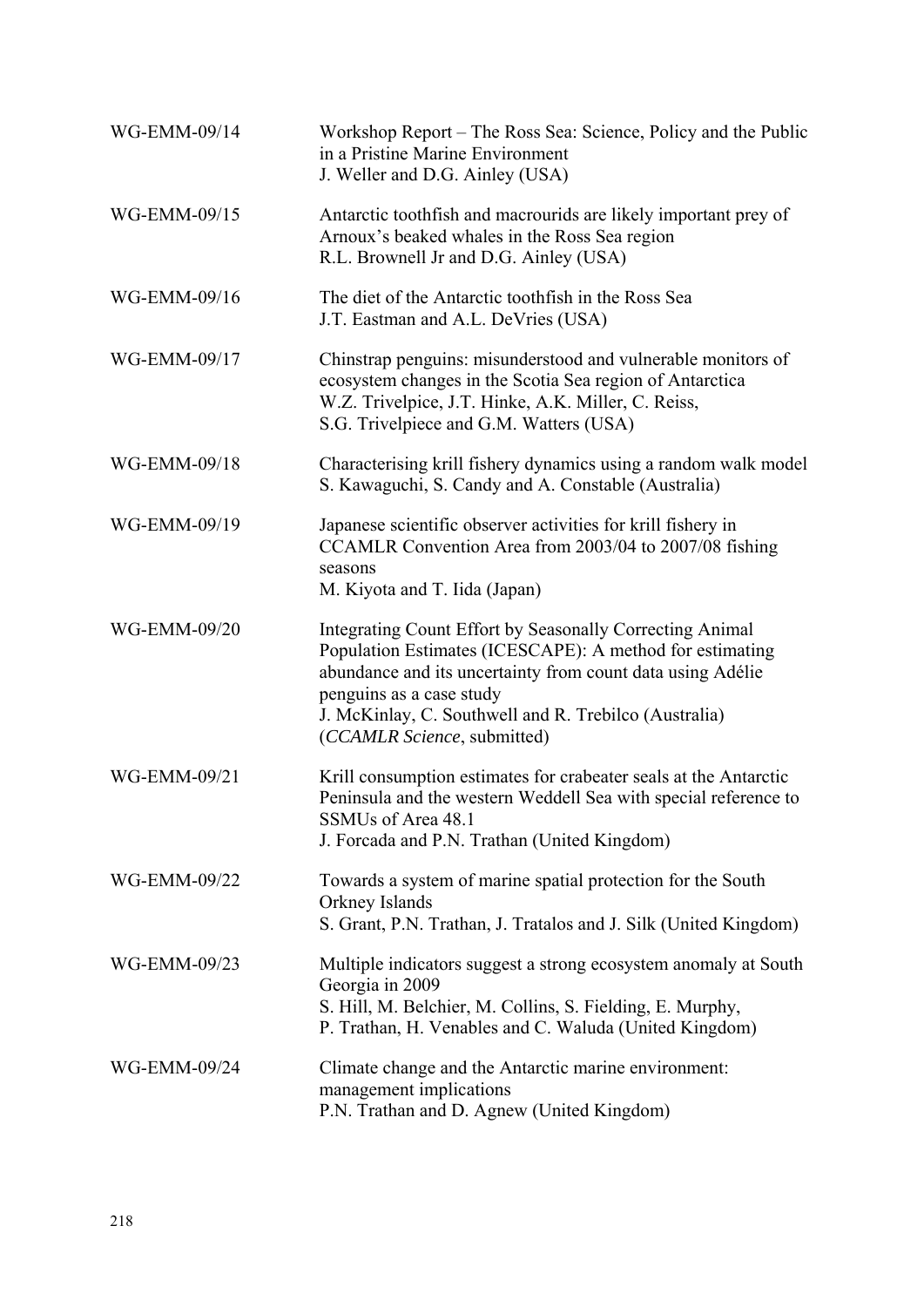| | |
|---|---|
| WG-EMM-09/14 | Workshop Report – The Ross Sea: Science, Policy and the Public in a Pristine Marine Environment<br>J. Weller and D.G. Ainley (USA) |
| WG-EMM-09/15 | Antarctic toothfish and macrourids are likely important prey of Arnoux's beaked whales in the Ross Sea region<br>R.L. Brownell Jr and D.G. Ainley (USA) |
| WG-EMM-09/16 | The diet of the Antarctic toothfish in the Ross Sea<br>J.T. Eastman and A.L. DeVries (USA) |
| WG-EMM-09/17 | Chinstrap penguins: misunderstood and vulnerable monitors of ecosystem changes in the Scotia Sea region of Antarctica<br>W.Z. Trivelpice, J.T. Hinke, A.K. Miller, C. Reiss, S.G. Trivelpiece and G.M. Watters (USA) |
| WG-EMM-09/18 | Characterising krill fishery dynamics using a random walk model<br>S. Kawaguchi, S. Candy and A. Constable (Australia) |
| WG-EMM-09/19 | Japanese scientific observer activities for krill fishery in CCAMLR Convention Area from 2003/04 to 2007/08 fishing seasons<br>M. Kiyota and T. Iida (Japan) |
| WG-EMM-09/20 | Integrating Count Effort by Seasonally Correcting Animal Population Estimates (ICESCAPE): A method for estimating abundance and its uncertainty from count data using Adélie penguins as a case study<br>J. McKinlay, C. Southwell and R. Trebilco (Australia)<br>(*CCAMLR Science*, submitted) |
| WG-EMM-09/21 | Krill consumption estimates for crabeater seals at the Antarctic Peninsula and the western Weddell Sea with special reference to SSMUs of Area 48.1<br>J. Forcada and P.N. Trathan (United Kingdom) |
| WG-EMM-09/22 | Towards a system of marine spatial protection for the South Orkney Islands<br>S. Grant, P.N. Trathan, J. Tratalos and J. Silk (United Kingdom) |
| WG-EMM-09/23 | Multiple indicators suggest a strong ecosystem anomaly at South Georgia in 2009<br>S. Hill, M. Belchier, M. Collins, S. Fielding, E. Murphy, P. Trathan, H. Venables and C. Waluda (United Kingdom) |
| WG-EMM-09/24 | Climate change and the Antarctic marine environment: management implications<br>P.N. Trathan and D. Agnew (United Kingdom) |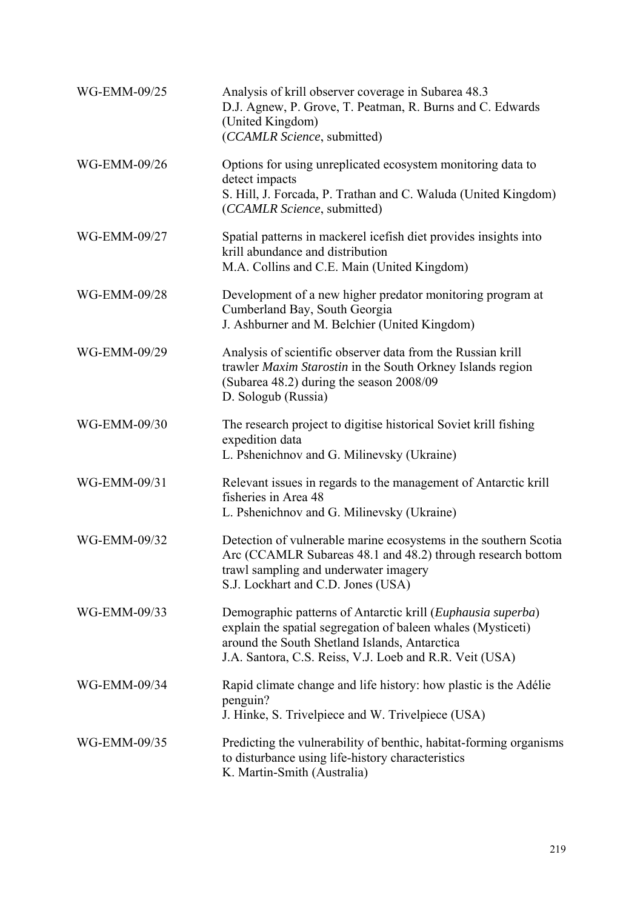| | |
|---|---|
| WG-EMM-09/25 | Analysis of krill observer coverage in Subarea 48.3<br>D.J. Agnew, P. Grove, T. Peatman, R. Burns and C. Edwards (United Kingdom)<br>(*CCAMLR Science*, submitted) |
| WG-EMM-09/26 | Options for using unreplicated ecosystem monitoring data to detect impacts<br>S. Hill, J. Forcada, P. Trathan and C. Waluda (United Kingdom)<br>(*CCAMLR Science*, submitted) |
| WG-EMM-09/27 | Spatial patterns in mackerel icefish diet provides insights into krill abundance and distribution<br>M.A. Collins and C.E. Main (United Kingdom) |
| WG-EMM-09/28 | Development of a new higher predator monitoring program at Cumberland Bay, South Georgia<br>J. Ashburner and M. Belchier (United Kingdom) |
| WG-EMM-09/29 | Analysis of scientific observer data from the Russian krill trawler *Maxim Starostin* in the South Orkney Islands region (Subarea 48.2) during the season 2008/09<br>D. Sologub (Russia) |
| WG-EMM-09/30 | The research project to digitise historical Soviet krill fishing expedition data<br>L. Pshenichnov and G. Milinevsky (Ukraine) |
| WG-EMM-09/31 | Relevant issues in regards to the management of Antarctic krill fisheries in Area 48<br>L. Pshenichnov and G. Milinevsky (Ukraine) |
| WG-EMM-09/32 | Detection of vulnerable marine ecosystems in the southern Scotia Arc (CCAMLR Subareas 48.1 and 48.2) through research bottom trawl sampling and underwater imagery<br>S.J. Lockhart and C.D. Jones (USA) |
| WG-EMM-09/33 | Demographic patterns of Antarctic krill (*Euphausia superba*) explain the spatial segregation of baleen whales (Mysticeti) around the South Shetland Islands, Antarctica<br>J.A. Santora, C.S. Reiss, V.J. Loeb and R.R. Veit (USA) |
| WG-EMM-09/34 | Rapid climate change and life history: how plastic is the Adélie penguin?<br>J. Hinke, S. Trivelpiece and W. Trivelpiece (USA) |
| WG-EMM-09/35 | Predicting the vulnerability of benthic, habitat-forming organisms to disturbance using life-history characteristics<br>K. Martin-Smith (Australia) |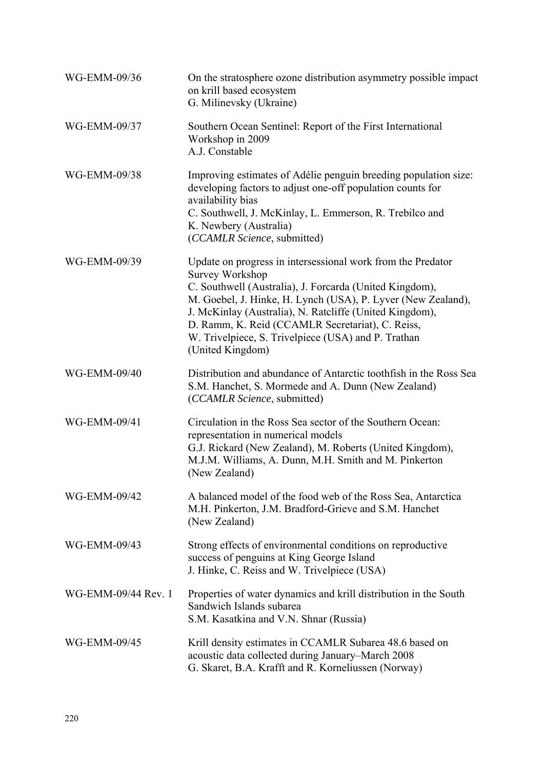| | |
|---|---|
| WG-EMM-09/36 | On the stratosphere ozone distribution asymmetry possible impact on krill based ecosystem<br>G. Milinevsky (Ukraine) |
| WG-EMM-09/37 | Southern Ocean Sentinel: Report of the First International Workshop in 2009<br>A.J. Constable |
| WG-EMM-09/38 | Improving estimates of Adélie penguin breeding population size: developing factors to adjust one-off population counts for availability bias<br>C. Southwell, J. McKinlay, L. Emmerson, R. Trebilco and K. Newbery (Australia)<br>(*CCAMLR Science*, submitted) |
| WG-EMM-09/39 | Update on progress in intersessional work from the Predator Survey Workshop<br>C. Southwell (Australia), J. Forcarda (United Kingdom), M. Goebel, J. Hinke, H. Lynch (USA), P. Lyver (New Zealand), J. McKinlay (Australia), N. Ratcliffe (United Kingdom), D. Ramm, K. Reid (CCAMLR Secretariat), C. Reiss, W. Trivelpiece, S. Trivelpiece (USA) and P. Trathan (United Kingdom) |
| WG-EMM-09/40 | Distribution and abundance of Antarctic toothfish in the Ross Sea<br>S.M. Hanchet, S. Mormede and A. Dunn (New Zealand)<br>(*CCAMLR Science*, submitted) |
| WG-EMM-09/41 | Circulation in the Ross Sea sector of the Southern Ocean: representation in numerical models<br>G.J. Rickard (New Zealand), M. Roberts (United Kingdom), M.J.M. Williams, A. Dunn, M.H. Smith and M. Pinkerton (New Zealand) |
| WG-EMM-09/42 | A balanced model of the food web of the Ross Sea, Antarctica<br>M.H. Pinkerton, J.M. Bradford-Grieve and S.M. Hanchet (New Zealand) |
| WG-EMM-09/43 | Strong effects of environmental conditions on reproductive success of penguins at King George Island<br>J. Hinke, C. Reiss and W. Trivelpiece (USA) |
| WG-EMM-09/44 Rev. 1 | Properties of water dynamics and krill distribution in the South Sandwich Islands subarea<br>S.M. Kasatkina and V.N. Shnar (Russia) |
| WG-EMM-09/45 | Krill density estimates in CCAMLR Subarea 48.6 based on acoustic data collected during January–March 2008<br>G. Skaret, B.A. Krafft and R. Korneliussen (Norway) |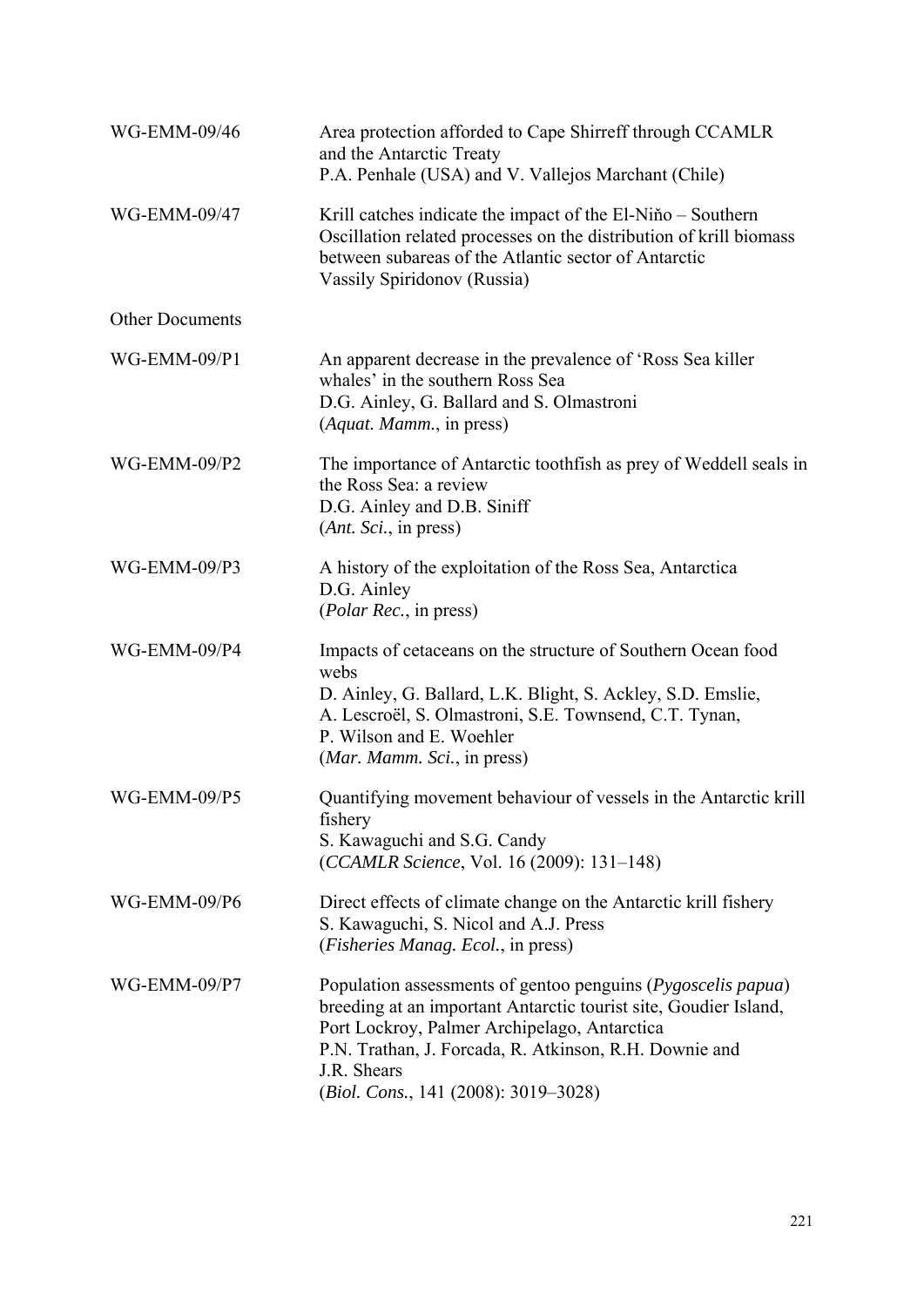| | |
|---|---|
| WG-EMM-09/46 | Area protection afforded to Cape Shirreff through CCAMLR and the Antarctic Treaty<br>P.A. Penhale (USA) and V. Vallejos Marchant (Chile) |
| WG-EMM-09/47 | Krill catches indicate the impact of the El-Niňo – Southern Oscillation related processes on the distribution of krill biomass between subareas of the Atlantic sector of Antarctic<br>Vassily Spiridonov (Russia) |
| Other Documents | |
| WG-EMM-09/P1 | An apparent decrease in the prevalence of 'Ross Sea killer whales' in the southern Ross Sea<br>D.G. Ainley, G. Ballard and S. Olmastroni<br>(*Aquat. Mamm.*, in press) |
| WG-EMM-09/P2 | The importance of Antarctic toothfish as prey of Weddell seals in the Ross Sea: a review<br>D.G. Ainley and D.B. Siniff<br>(*Ant. Sci.*, in press) |
| WG-EMM-09/P3 | A history of the exploitation of the Ross Sea, Antarctica<br>D.G. Ainley<br>(*Polar Rec.*, in press) |
| WG-EMM-09/P4 | Impacts of cetaceans on the structure of Southern Ocean food webs<br>D. Ainley, G. Ballard, L.K. Blight, S. Ackley, S.D. Emslie, A. Lescroël, S. Olmastroni, S.E. Townsend, C.T. Tynan, P. Wilson and E. Woehler<br>(*Mar. Mamm. Sci.*, in press) |
| WG-EMM-09/P5 | Quantifying movement behaviour of vessels in the Antarctic krill fishery<br>S. Kawaguchi and S.G. Candy<br>(*CCAMLR Science*, Vol. 16 (2009): 131–148) |
| WG-EMM-09/P6 | Direct effects of climate change on the Antarctic krill fishery<br>S. Kawaguchi, S. Nicol and A.J. Press<br>(*Fisheries Manag. Ecol.*, in press) |
| WG-EMM-09/P7 | Population assessments of gentoo penguins (*Pygoscelis papua*) breeding at an important Antarctic tourist site, Goudier Island, Port Lockroy, Palmer Archipelago, Antarctica<br>P.N. Trathan, J. Forcada, R. Atkinson, R.H. Downie and J.R. Shears<br>(*Biol. Cons.*, 141 (2008): 3019–3028) |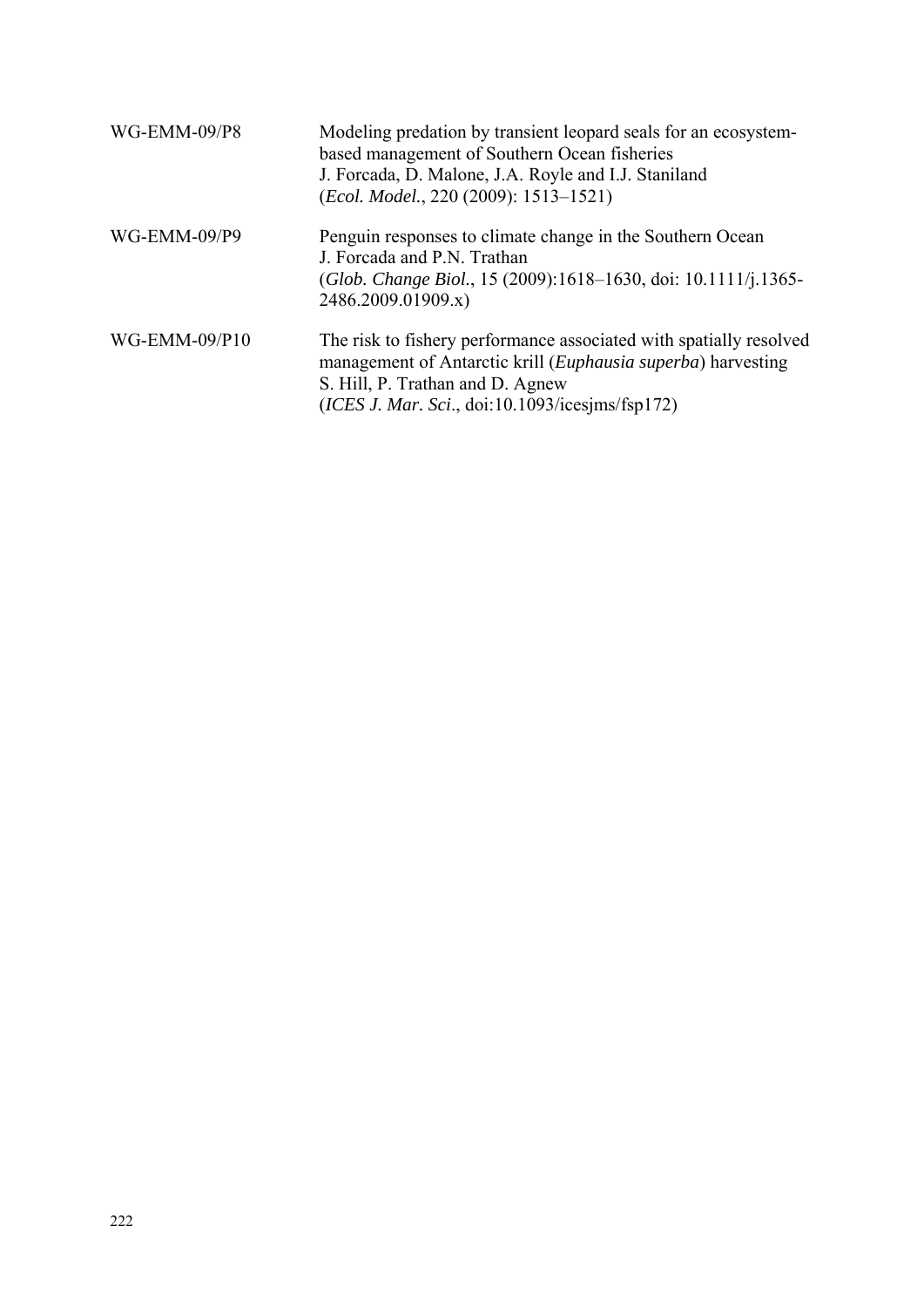| | |
|---|---|
| WG-EMM-09/P8 | Modeling predation by transient leopard seals for an ecosystem-based management of Southern Ocean fisheries<br>J. Forcada, D. Malone, J.A. Royle and I.J. Staniland<br>(*Ecol. Model.*, 220 (2009): 1513–1521) |
| WG-EMM-09/P9 | Penguin responses to climate change in the Southern Ocean<br>J. Forcada and P.N. Trathan<br>(*Glob. Change Biol.*, 15 (2009):1618–1630, doi: 10.1111/j.1365-2486.2009.01909.x) |
| WG-EMM-09/P10 | The risk to fishery performance associated with spatially resolved management of Antarctic krill (*Euphausia superba*) harvesting<br>S. Hill, P. Trathan and D. Agnew<br>(*ICES J. Mar. Sci*., doi:10.1093/icesjms/fsp172) |